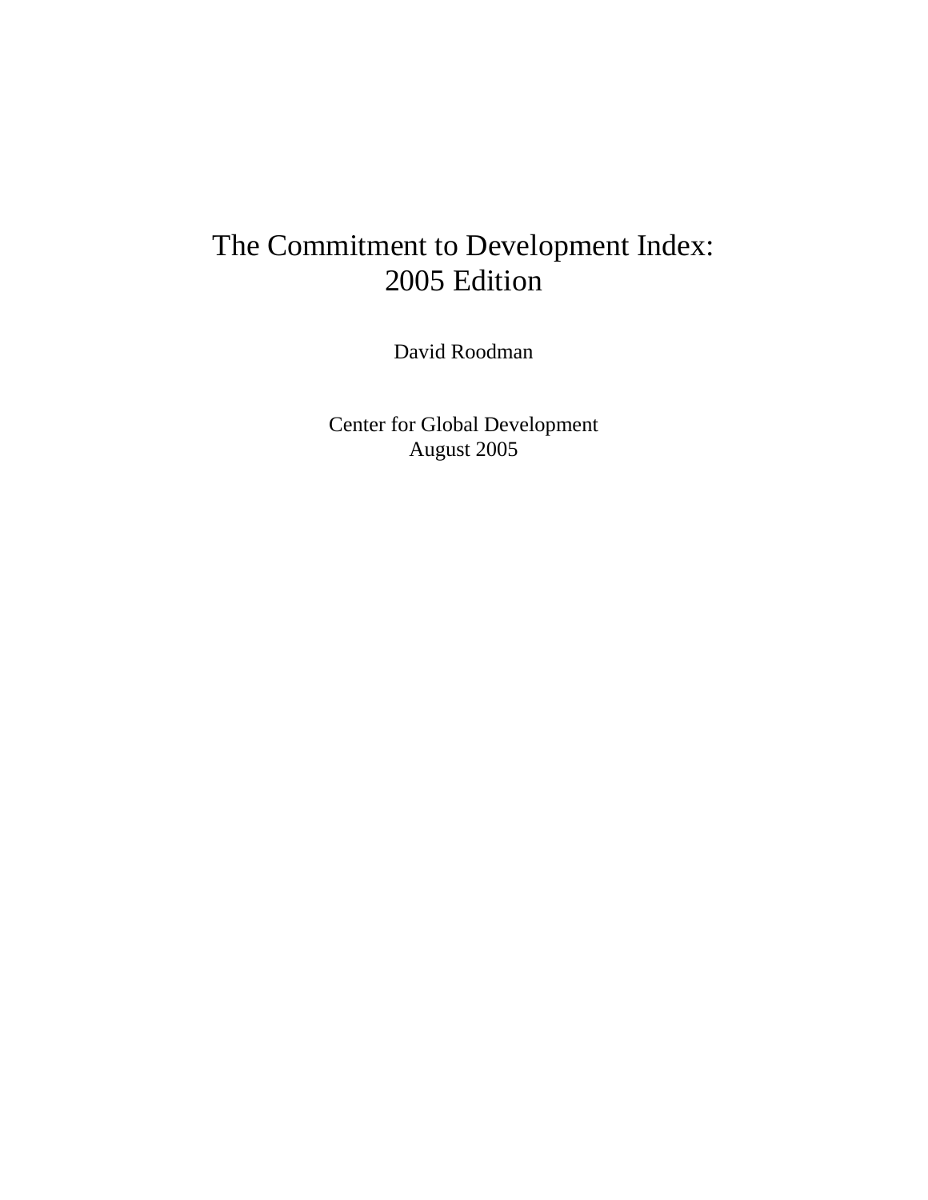# The Commitment to Development Index: 2005 Edition

David Roodman

Center for Global Development
August 2005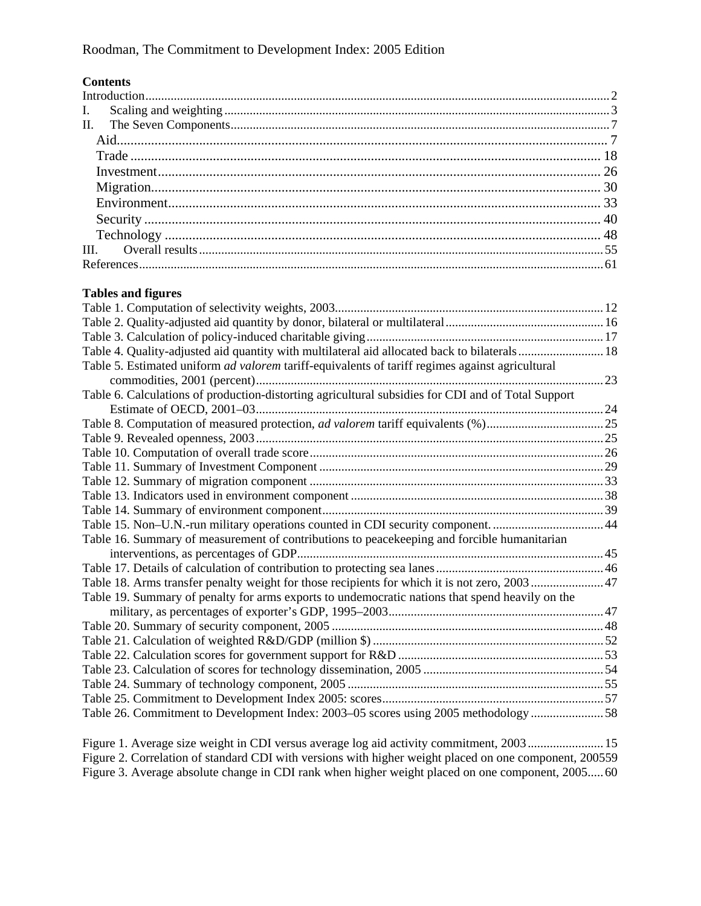**Contents**

Introduction ..... 2
I. Scaling and weighting ..... 3
II. The Seven Components ..... 7
  Aid ..... 7
  Trade ..... 18
  Investment ..... 26
  Migration ..... 30
  Environment ..... 33
  Security ..... 40
  Technology ..... 48
III. Overall results ..... 55
References ..... 61

**Tables and figures**

Table 1. Computation of selectivity weights, 2003 ..... 12
Table 2. Quality-adjusted aid quantity by donor, bilateral or multilateral ..... 16
Table 3. Calculation of policy-induced charitable giving ..... 17
Table 4. Quality-adjusted aid quantity with multilateral aid allocated back to bilaterals ..... 18
Table 5. Estimated uniform *ad valorem* tariff-equivalents of tariff regimes against agricultural commodities, 2001 (percent) ..... 23
Table 6. Calculations of production-distorting agricultural subsidies for CDI and of Total Support Estimate of OECD, 2001–03 ..... 24
Table 8. Computation of measured protection, *ad valorem* tariff equivalents (%) ..... 25
Table 9. Revealed openness, 2003 ..... 25
Table 10. Computation of overall trade score ..... 26
Table 11. Summary of Investment Component ..... 29
Table 12. Summary of migration component ..... 33
Table 13. Indicators used in environment component ..... 38
Table 14. Summary of environment component ..... 39
Table 15. Non–U.N.-run military operations counted in CDI security component. ..... 44
Table 16. Summary of measurement of contributions to peacekeeping and forcible humanitarian interventions, as percentages of GDP ..... 45
Table 17. Details of calculation of contribution to protecting sea lanes ..... 46
Table 18. Arms transfer penalty weight for those recipients for which it is not zero, 2003 ..... 47
Table 19. Summary of penalty for arms exports to undemocratic nations that spend heavily on the military, as percentages of exporter's GDP, 1995–2003 ..... 47
Table 20. Summary of security component, 2005 ..... 48
Table 21. Calculation of weighted R&D/GDP (million $) ..... 52
Table 22. Calculation scores for government support for R&D ..... 53
Table 23. Calculation of scores for technology dissemination, 2005 ..... 54
Table 24. Summary of technology component, 2005 ..... 55
Table 25. Commitment to Development Index 2005: scores ..... 57
Table 26. Commitment to Development Index: 2003–05 scores using 2005 methodology ..... 58

Figure 1. Average size weight in CDI versus average log aid activity commitment, 2003 ..... 15
Figure 2. Correlation of standard CDI with versions with higher weight placed on one component, 2005 ..... 59
Figure 3. Average absolute change in CDI rank when higher weight placed on one component, 2005 ..... 60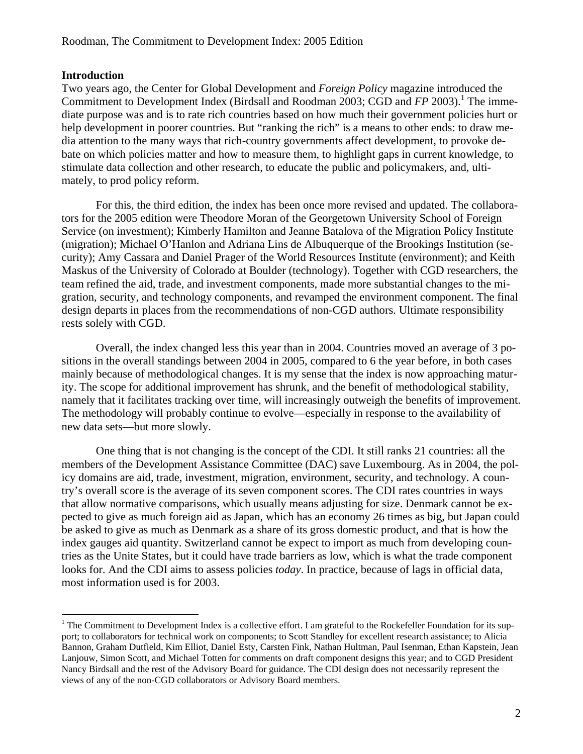## Introduction

Two years ago, the Center for Global Development and *Foreign Policy* magazine introduced the Commitment to Development Index (Birdsall and Roodman 2003; CGD and *FP* 2003).[1] The immediate purpose was and is to rate rich countries based on how much their government policies hurt or help development in poorer countries. But "ranking the rich" is a means to other ends: to draw media attention to the many ways that rich-country governments affect development, to provoke debate on which policies matter and how to measure them, to highlight gaps in current knowledge, to stimulate data collection and other research, to educate the public and policymakers, and, ultimately, to prod policy reform.

For this, the third edition, the index has been once more revised and updated. The collaborators for the 2005 edition were Theodore Moran of the Georgetown University School of Foreign Service (on investment); Kimberly Hamilton and Jeanne Batalova of the Migration Policy Institute (migration); Michael O'Hanlon and Adriana Lins de Albuquerque of the Brookings Institution (security); Amy Cassara and Daniel Prager of the World Resources Institute (environment); and Keith Maskus of the University of Colorado at Boulder (technology). Together with CGD researchers, the team refined the aid, trade, and investment components, made more substantial changes to the migration, security, and technology components, and revamped the environment component. The final design departs in places from the recommendations of non-CGD authors. Ultimate responsibility rests solely with CGD.

Overall, the index changed less this year than in 2004. Countries moved an average of 3 positions in the overall standings between 2004 in 2005, compared to 6 the year before, in both cases mainly because of methodological changes. It is my sense that the index is now approaching maturity. The scope for additional improvement has shrunk, and the benefit of methodological stability, namely that it facilitates tracking over time, will increasingly outweigh the benefits of improvement. The methodology will probably continue to evolve—especially in response to the availability of new data sets—but more slowly.

One thing that is not changing is the concept of the CDI. It still ranks 21 countries: all the members of the Development Assistance Committee (DAC) save Luxembourg. As in 2004, the policy domains are aid, trade, investment, migration, environment, security, and technology. A country's overall score is the average of its seven component scores. The CDI rates countries in ways that allow normative comparisons, which usually means adjusting for size. Denmark cannot be expected to give as much foreign aid as Japan, which has an economy 26 times as big, but Japan could be asked to give as much as Denmark as a share of its gross domestic product, and that is how the index gauges aid quantity. Switzerland cannot be expect to import as much from developing countries as the Unite States, but it could have trade barriers as low, which is what the trade component looks for. And the CDI aims to assess policies *today*. In practice, because of lags in official data, most information used is for 2003.

[1] The Commitment to Development Index is a collective effort. I am grateful to the Rockefeller Foundation for its support; to collaborators for technical work on components; to Scott Standley for excellent research assistance; to Alicia Bannon, Graham Dutfield, Kim Elliot, Daniel Esty, Carsten Fink, Nathan Hultman, Paul Isenman, Ethan Kapstein, Jean Lanjouw, Simon Scott, and Michael Totten for comments on draft component designs this year; and to CGD President Nancy Birdsall and the rest of the Advisory Board for guidance. The CDI design does not necessarily represent the views of any of the non-CGD collaborators or Advisory Board members.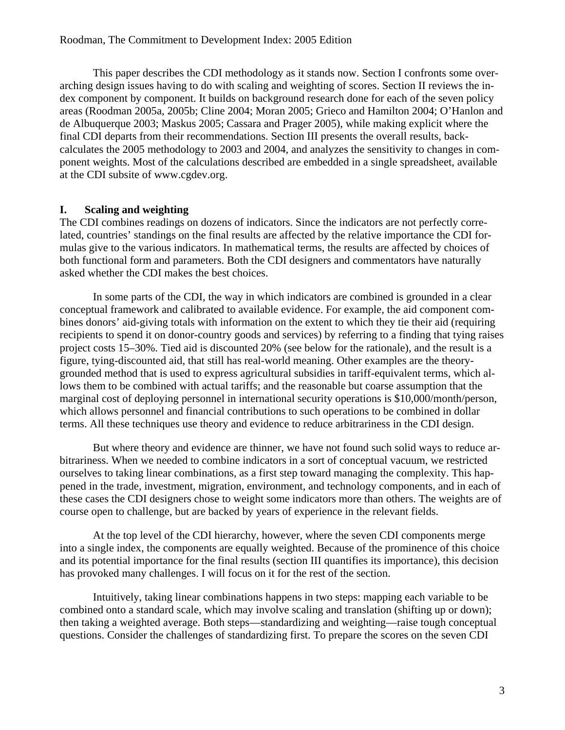This paper describes the CDI methodology as it stands now. Section I confronts some overarching design issues having to do with scaling and weighting of scores. Section II reviews the index component by component. It builds on background research done for each of the seven policy areas (Roodman 2005a, 2005b; Cline 2004; Moran 2005; Grieco and Hamilton 2004; O'Hanlon and de Albuquerque 2003; Maskus 2005; Cassara and Prager 2005), while making explicit where the final CDI departs from their recommendations. Section III presents the overall results, back-calculates the 2005 methodology to 2003 and 2004, and analyzes the sensitivity to changes in component weights. Most of the calculations described are embedded in a single spreadsheet, available at the CDI subsite of www.cgdev.org.

## I. Scaling and weighting

The CDI combines readings on dozens of indicators. Since the indicators are not perfectly correlated, countries' standings on the final results are affected by the relative importance the CDI formulas give to the various indicators. In mathematical terms, the results are affected by choices of both functional form and parameters. Both the CDI designers and commentators have naturally asked whether the CDI makes the best choices.

In some parts of the CDI, the way in which indicators are combined is grounded in a clear conceptual framework and calibrated to available evidence. For example, the aid component combines donors' aid-giving totals with information on the extent to which they tie their aid (requiring recipients to spend it on donor-country goods and services) by referring to a finding that tying raises project costs 15–30%. Tied aid is discounted 20% (see below for the rationale), and the result is a figure, tying-discounted aid, that still has real-world meaning. Other examples are the theory-grounded method that is used to express agricultural subsidies in tariff-equivalent terms, which allows them to be combined with actual tariffs; and the reasonable but coarse assumption that the marginal cost of deploying personnel in international security operations is $10,000/month/person, which allows personnel and financial contributions to such operations to be combined in dollar terms. All these techniques use theory and evidence to reduce arbitrariness in the CDI design.

But where theory and evidence are thinner, we have not found such solid ways to reduce arbitrariness. When we needed to combine indicators in a sort of conceptual vacuum, we restricted ourselves to taking linear combinations, as a first step toward managing the complexity. This happened in the trade, investment, migration, environment, and technology components, and in each of these cases the CDI designers chose to weight some indicators more than others. The weights are of course open to challenge, but are backed by years of experience in the relevant fields.

At the top level of the CDI hierarchy, however, where the seven CDI components merge into a single index, the components are equally weighted. Because of the prominence of this choice and its potential importance for the final results (section III quantifies its importance), this decision has provoked many challenges. I will focus on it for the rest of the section.

Intuitively, taking linear combinations happens in two steps: mapping each variable to be combined onto a standard scale, which may involve scaling and translation (shifting up or down); then taking a weighted average. Both steps—standardizing and weighting—raise tough conceptual questions. Consider the challenges of standardizing first. To prepare the scores on the seven CDI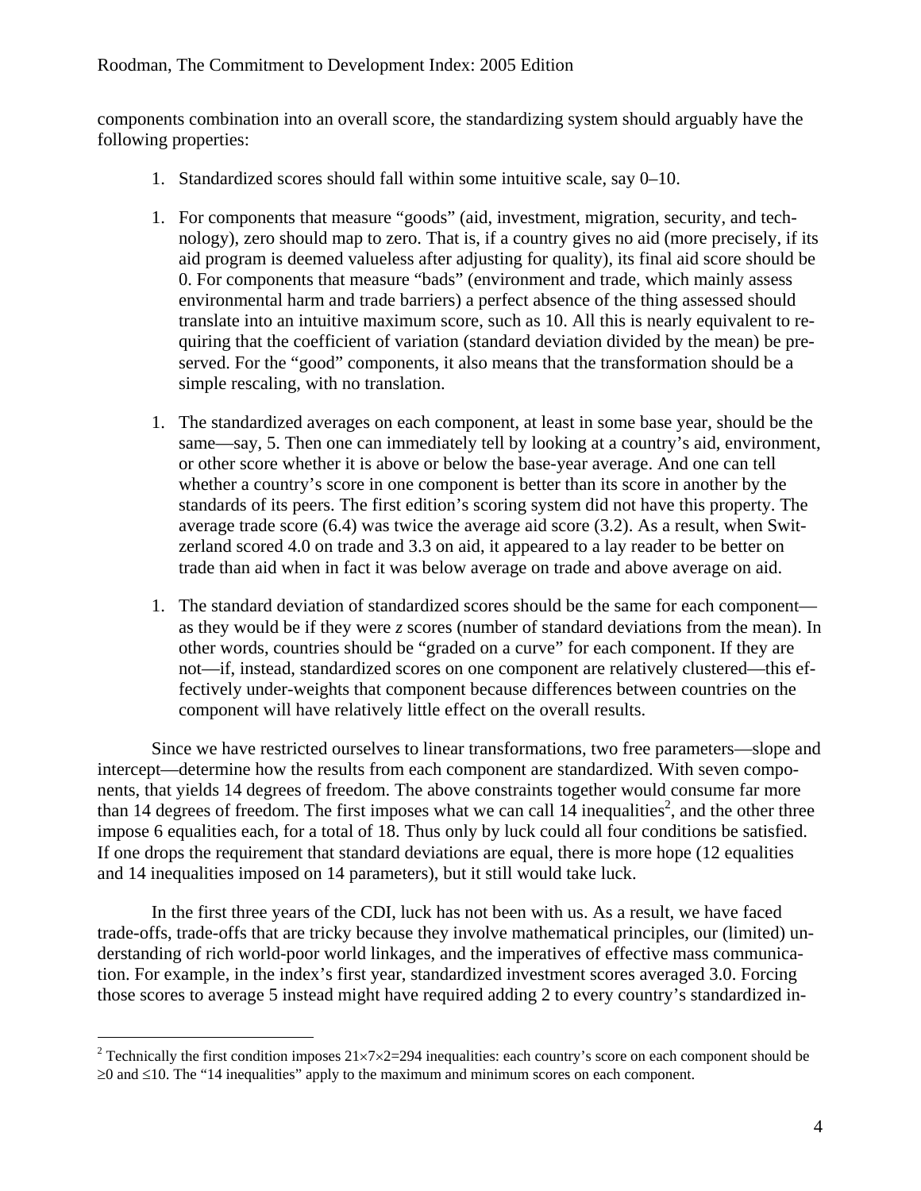components combination into an overall score, the standardizing system should arguably have the following properties:

1. Standardized scores should fall within some intuitive scale, say 0–10.

1. For components that measure "goods" (aid, investment, migration, security, and technology), zero should map to zero. That is, if a country gives no aid (more precisely, if its aid program is deemed valueless after adjusting for quality), its final aid score should be 0. For components that measure "bads" (environment and trade, which mainly assess environmental harm and trade barriers) a perfect absence of the thing assessed should translate into an intuitive maximum score, such as 10. All this is nearly equivalent to requiring that the coefficient of variation (standard deviation divided by the mean) be preserved. For the "good" components, it also means that the transformation should be a simple rescaling, with no translation.

1. The standardized averages on each component, at least in some base year, should be the same—say, 5. Then one can immediately tell by looking at a country's aid, environment, or other score whether it is above or below the base-year average. And one can tell whether a country's score in one component is better than its score in another by the standards of its peers. The first edition's scoring system did not have this property. The average trade score (6.4) was twice the average aid score (3.2). As a result, when Switzerland scored 4.0 on trade and 3.3 on aid, it appeared to a lay reader to be better on trade than aid when in fact it was below average on trade and above average on aid.

1. The standard deviation of standardized scores should be the same for each component—as they would be if they were *z* scores (number of standard deviations from the mean). In other words, countries should be "graded on a curve" for each component. If they are not—if, instead, standardized scores on one component are relatively clustered—this effectively under-weights that component because differences between countries on the component will have relatively little effect on the overall results.

Since we have restricted ourselves to linear transformations, two free parameters—slope and intercept—determine how the results from each component are standardized. With seven components, that yields 14 degrees of freedom. The above constraints together would consume far more than 14 degrees of freedom. The first imposes what we can call 14 inequalities[2], and the other three impose 6 equalities each, for a total of 18. Thus only by luck could all four conditions be satisfied. If one drops the requirement that standard deviations are equal, there is more hope (12 equalities and 14 inequalities imposed on 14 parameters), but it still would take luck.

In the first three years of the CDI, luck has not been with us. As a result, we have faced trade-offs, trade-offs that are tricky because they involve mathematical principles, our (limited) understanding of rich world-poor world linkages, and the imperatives of effective mass communication. For example, in the index's first year, standardized investment scores averaged 3.0. Forcing those scores to average 5 instead might have required adding 2 to every country's standardized in-

[2] Technically the first condition imposes $21\times7\times2=294$ inequalities: each country's score on each component should be $\geq0$ and $\leq10$. The "14 inequalities" apply to the maximum and minimum scores on each component.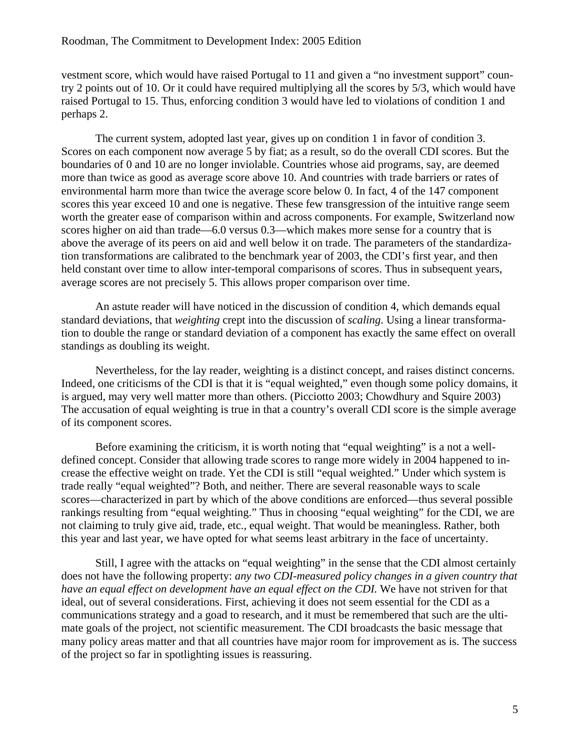vestment score, which would have raised Portugal to 11 and given a "no investment support" country 2 points out of 10. Or it could have required multiplying all the scores by 5/3, which would have raised Portugal to 15. Thus, enforcing condition 3 would have led to violations of condition 1 and perhaps 2.

The current system, adopted last year, gives up on condition 1 in favor of condition 3. Scores on each component now average 5 by fiat; as a result, so do the overall CDI scores. But the boundaries of 0 and 10 are no longer inviolable. Countries whose aid programs, say, are deemed more than twice as good as average score above 10. And countries with trade barriers or rates of environmental harm more than twice the average score below 0. In fact, 4 of the 147 component scores this year exceed 10 and one is negative. These few transgression of the intuitive range seem worth the greater ease of comparison within and across components. For example, Switzerland now scores higher on aid than trade—6.0 versus 0.3—which makes more sense for a country that is above the average of its peers on aid and well below it on trade. The parameters of the standardization transformations are calibrated to the benchmark year of 2003, the CDI's first year, and then held constant over time to allow inter-temporal comparisons of scores. Thus in subsequent years, average scores are not precisely 5. This allows proper comparison over time.

An astute reader will have noticed in the discussion of condition 4, which demands equal standard deviations, that *weighting* crept into the discussion of *scaling*. Using a linear transformation to double the range or standard deviation of a component has exactly the same effect on overall standings as doubling its weight.

Nevertheless, for the lay reader, weighting is a distinct concept, and raises distinct concerns. Indeed, one criticisms of the CDI is that it is "equal weighted," even though some policy domains, it is argued, may very well matter more than others. (Picciotto 2003; Chowdhury and Squire 2003) The accusation of equal weighting is true in that a country's overall CDI score is the simple average of its component scores.

Before examining the criticism, it is worth noting that "equal weighting" is a not a well-defined concept. Consider that allowing trade scores to range more widely in 2004 happened to increase the effective weight on trade. Yet the CDI is still "equal weighted." Under which system is trade really "equal weighted"? Both, and neither. There are several reasonable ways to scale scores—characterized in part by which of the above conditions are enforced—thus several possible rankings resulting from "equal weighting." Thus in choosing "equal weighting" for the CDI, we are not claiming to truly give aid, trade, etc., equal weight. That would be meaningless. Rather, both this year and last year, we have opted for what seems least arbitrary in the face of uncertainty.

Still, I agree with the attacks on "equal weighting" in the sense that the CDI almost certainly does not have the following property: *any two CDI-measured policy changes in a given country that have an equal effect on development have an equal effect on the CDI.* We have not striven for that ideal, out of several considerations. First, achieving it does not seem essential for the CDI as a communications strategy and a goad to research, and it must be remembered that such are the ultimate goals of the project, not scientific measurement. The CDI broadcasts the basic message that many policy areas matter and that all countries have major room for improvement as is. The success of the project so far in spotlighting issues is reassuring.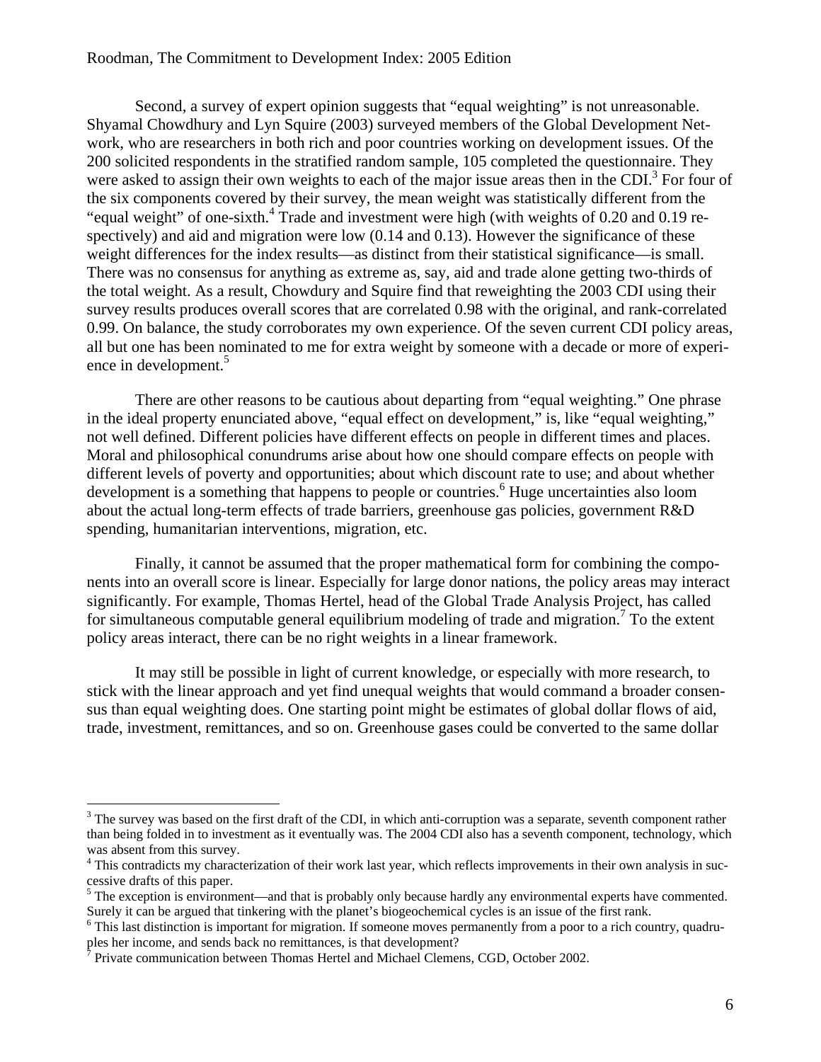Second, a survey of expert opinion suggests that "equal weighting" is not unreasonable. Shyamal Chowdhury and Lyn Squire (2003) surveyed members of the Global Development Network, who are researchers in both rich and poor countries working on development issues. Of the 200 solicited respondents in the stratified random sample, 105 completed the questionnaire. They were asked to assign their own weights to each of the major issue areas then in the CDI.[3] For four of the six components covered by their survey, the mean weight was statistically different from the "equal weight" of one-sixth.[4] Trade and investment were high (with weights of 0.20 and 0.19 respectively) and aid and migration were low (0.14 and 0.13). However the significance of these weight differences for the index results—as distinct from their statistical significance—is small. There was no consensus for anything as extreme as, say, aid and trade alone getting two-thirds of the total weight. As a result, Chowdury and Squire find that reweighting the 2003 CDI using their survey results produces overall scores that are correlated 0.98 with the original, and rank-correlated 0.99. On balance, the study corroborates my own experience. Of the seven current CDI policy areas, all but one has been nominated to me for extra weight by someone with a decade or more of experience in development.[5]

There are other reasons to be cautious about departing from "equal weighting." One phrase in the ideal property enunciated above, "equal effect on development," is, like "equal weighting," not well defined. Different policies have different effects on people in different times and places. Moral and philosophical conundrums arise about how one should compare effects on people with different levels of poverty and opportunities; about which discount rate to use; and about whether development is a something that happens to people or countries.[6] Huge uncertainties also loom about the actual long-term effects of trade barriers, greenhouse gas policies, government R&D spending, humanitarian interventions, migration, etc.

Finally, it cannot be assumed that the proper mathematical form for combining the components into an overall score is linear. Especially for large donor nations, the policy areas may interact significantly. For example, Thomas Hertel, head of the Global Trade Analysis Project, has called for simultaneous computable general equilibrium modeling of trade and migration.[7] To the extent policy areas interact, there can be no right weights in a linear framework.

It may still be possible in light of current knowledge, or especially with more research, to stick with the linear approach and yet find unequal weights that would command a broader consensus than equal weighting does. One starting point might be estimates of global dollar flows of aid, trade, investment, remittances, and so on. Greenhouse gases could be converted to the same dollar

---

[3] The survey was based on the first draft of the CDI, in which anti-corruption was a separate, seventh component rather than being folded in to investment as it eventually was. The 2004 CDI also has a seventh component, technology, which was absent from this survey.

[4] This contradicts my characterization of their work last year, which reflects improvements in their own analysis in successive drafts of this paper.

[5] The exception is environment—and that is probably only because hardly any environmental experts have commented. Surely it can be argued that tinkering with the planet's biogeochemical cycles is an issue of the first rank.

[6] This last distinction is important for migration. If someone moves permanently from a poor to a rich country, quadruples her income, and sends back no remittances, is that development?

[7] Private communication between Thomas Hertel and Michael Clemens, CGD, October 2002.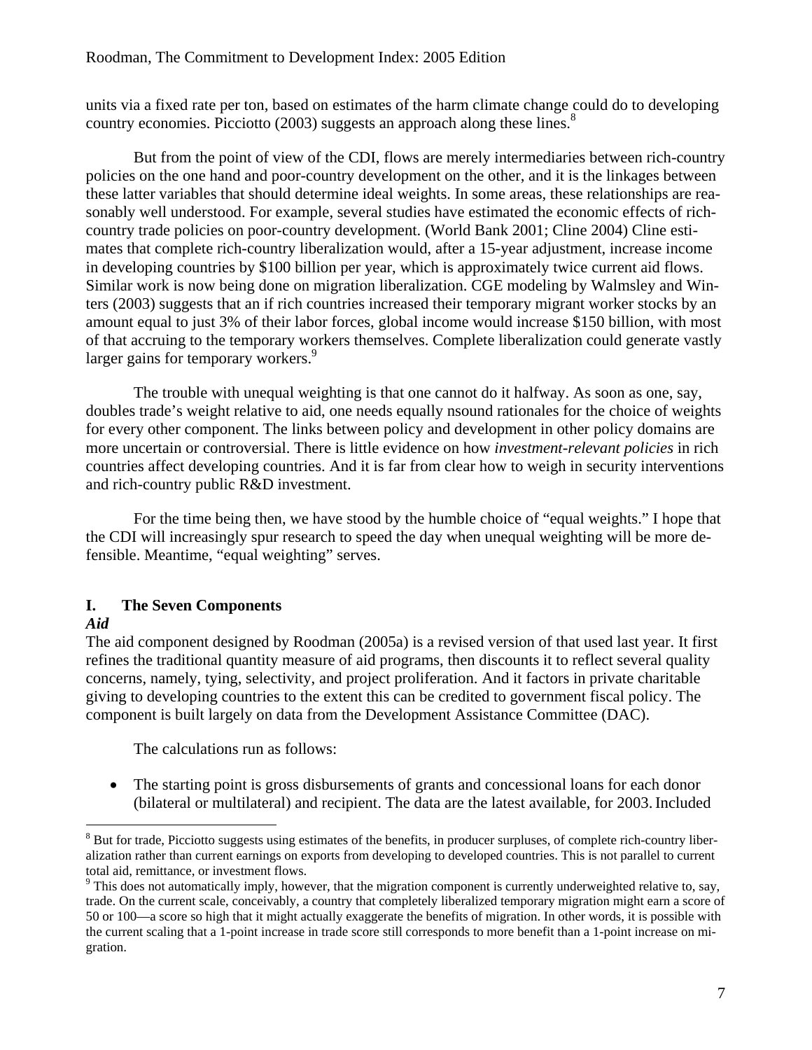units via a fixed rate per ton, based on estimates of the harm climate change could do to developing country economies. Picciotto (2003) suggests an approach along these lines.[8]

But from the point of view of the CDI, flows are merely intermediaries between rich-country policies on the one hand and poor-country development on the other, and it is the linkages between these latter variables that should determine ideal weights. In some areas, these relationships are reasonably well understood. For example, several studies have estimated the economic effects of rich-country trade policies on poor-country development. (World Bank 2001; Cline 2004) Cline estimates that complete rich-country liberalization would, after a 15-year adjustment, increase income in developing countries by $100 billion per year, which is approximately twice current aid flows. Similar work is now being done on migration liberalization. CGE modeling by Walmsley and Winters (2003) suggests that an if rich countries increased their temporary migrant worker stocks by an amount equal to just 3% of their labor forces, global income would increase $150 billion, with most of that accruing to the temporary workers themselves. Complete liberalization could generate vastly larger gains for temporary workers.[9]

The trouble with unequal weighting is that one cannot do it halfway. As soon as one, say, doubles trade's weight relative to aid, one needs equally nsound rationales for the choice of weights for every other component. The links between policy and development in other policy domains are more uncertain or controversial. There is little evidence on how *investment-relevant policies* in rich countries affect developing countries. And it is far from clear how to weigh in security interventions and rich-country public R&D investment.

For the time being then, we have stood by the humble choice of "equal weights." I hope that the CDI will increasingly spur research to speed the day when unequal weighting will be more defensible. Meantime, "equal weighting" serves.

## I. The Seven Components

### *Aid*

The aid component designed by Roodman (2005a) is a revised version of that used last year. It first refines the traditional quantity measure of aid programs, then discounts it to reflect several quality concerns, namely, tying, selectivity, and project proliferation. And it factors in private charitable giving to developing countries to the extent this can be credited to government fiscal policy. The component is built largely on data from the Development Assistance Committee (DAC).

The calculations run as follows:

- The starting point is gross disbursements of grants and concessional loans for each donor (bilateral or multilateral) and recipient. The data are the latest available, for 2003. Included

[8] But for trade, Picciotto suggests using estimates of the benefits, in producer surpluses, of complete rich-country liberalization rather than current earnings on exports from developing to developed countries. This is not parallel to current total aid, remittance, or investment flows.

[9] This does not automatically imply, however, that the migration component is currently underweighted relative to, say, trade. On the current scale, conceivably, a country that completely liberalized temporary migration might earn a score of 50 or 100—a score so high that it might actually exaggerate the benefits of migration. In other words, it is possible with the current scaling that a 1-point increase in trade score still corresponds to more benefit than a 1-point increase on migration.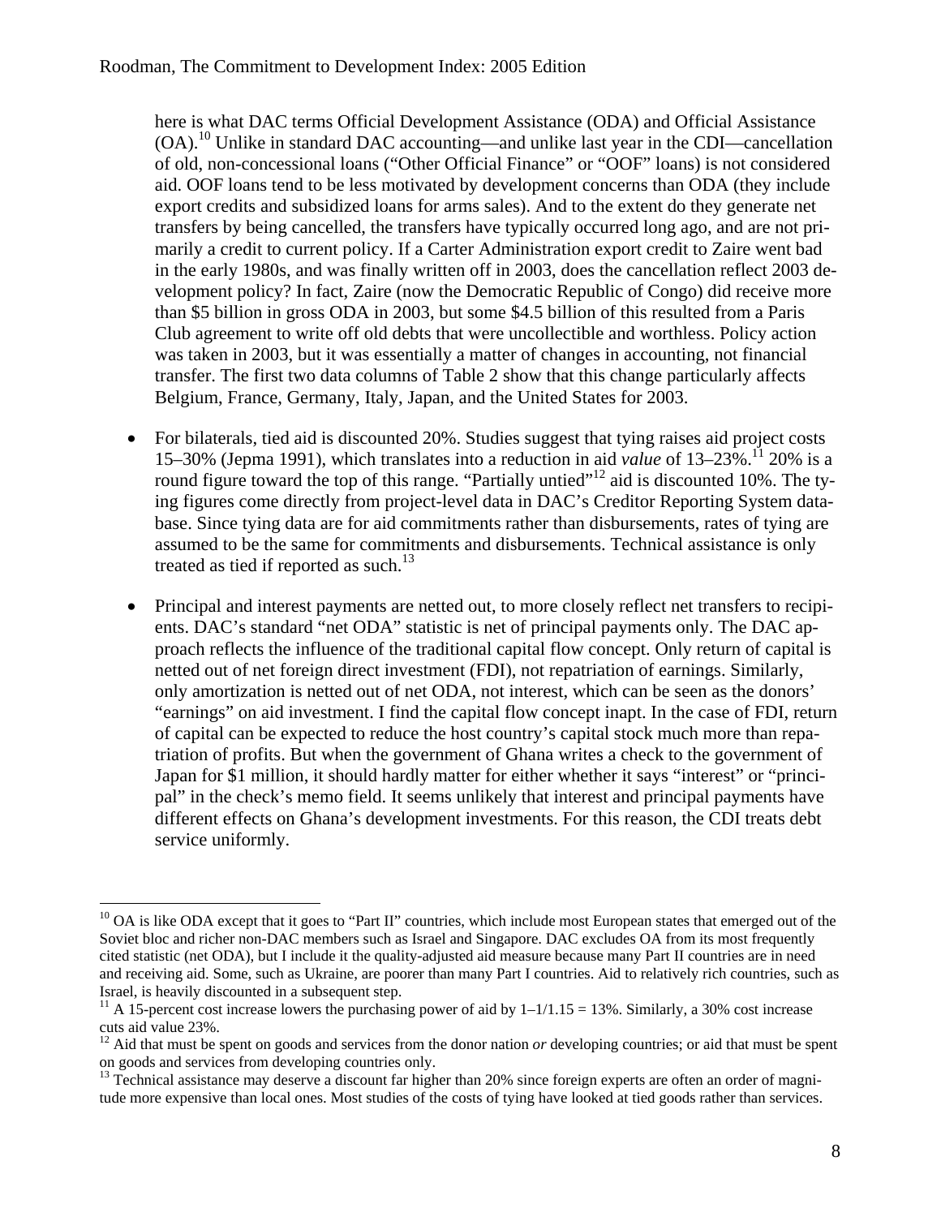here is what DAC terms Official Development Assistance (ODA) and Official Assistance (OA).[10] Unlike in standard DAC accounting—and unlike last year in the CDI—cancellation of old, non-concessional loans ("Other Official Finance" or "OOF" loans) is not considered aid. OOF loans tend to be less motivated by development concerns than ODA (they include export credits and subsidized loans for arms sales). And to the extent do they generate net transfers by being cancelled, the transfers have typically occurred long ago, and are not primarily a credit to current policy. If a Carter Administration export credit to Zaire went bad in the early 1980s, and was finally written off in 2003, does the cancellation reflect 2003 development policy? In fact, Zaire (now the Democratic Republic of Congo) did receive more than \$5 billion in gross ODA in 2003, but some \$4.5 billion of this resulted from a Paris Club agreement to write off old debts that were uncollectible and worthless. Policy action was taken in 2003, but it was essentially a matter of changes in accounting, not financial transfer. The first two data columns of Table 2 show that this change particularly affects Belgium, France, Germany, Italy, Japan, and the United States for 2003.

- For bilaterals, tied aid is discounted 20%. Studies suggest that tying raises aid project costs 15–30% (Jepma 1991), which translates into a reduction in aid *value* of 13–23%.[11] 20% is a round figure toward the top of this range. "Partially untied"[12] aid is discounted 10%. The tying figures come directly from project-level data in DAC's Creditor Reporting System database. Since tying data are for aid commitments rather than disbursements, rates of tying are assumed to be the same for commitments and disbursements. Technical assistance is only treated as tied if reported as such.[13]

- Principal and interest payments are netted out, to more closely reflect net transfers to recipients. DAC's standard "net ODA" statistic is net of principal payments only. The DAC approach reflects the influence of the traditional capital flow concept. Only return of capital is netted out of net foreign direct investment (FDI), not repatriation of earnings. Similarly, only amortization is netted out of net ODA, not interest, which can be seen as the donors' "earnings" on aid investment. I find the capital flow concept inapt. In the case of FDI, return of capital can be expected to reduce the host country's capital stock much more than repatriation of profits. But when the government of Ghana writes a check to the government of Japan for \$1 million, it should hardly matter for either whether it says "interest" or "principal" in the check's memo field. It seems unlikely that interest and principal payments have different effects on Ghana's development investments. For this reason, the CDI treats debt service uniformly.

---

[10] OA is like ODA except that it goes to "Part II" countries, which include most European states that emerged out of the Soviet bloc and richer non-DAC members such as Israel and Singapore. DAC excludes OA from its most frequently cited statistic (net ODA), but I include it the quality-adjusted aid measure because many Part II countries are in need and receiving aid. Some, such as Ukraine, are poorer than many Part I countries. Aid to relatively rich countries, such as Israel, is heavily discounted in a subsequent step.

[11] A 15-percent cost increase lowers the purchasing power of aid by $1–1/1.15 = 13\%$. Similarly, a 30% cost increase cuts aid value 23%.

[12] Aid that must be spent on goods and services from the donor nation *or* developing countries; or aid that must be spent on goods and services from developing countries only.

[13] Technical assistance may deserve a discount far higher than 20% since foreign experts are often an order of magnitude more expensive than local ones. Most studies of the costs of tying have looked at tied goods rather than services.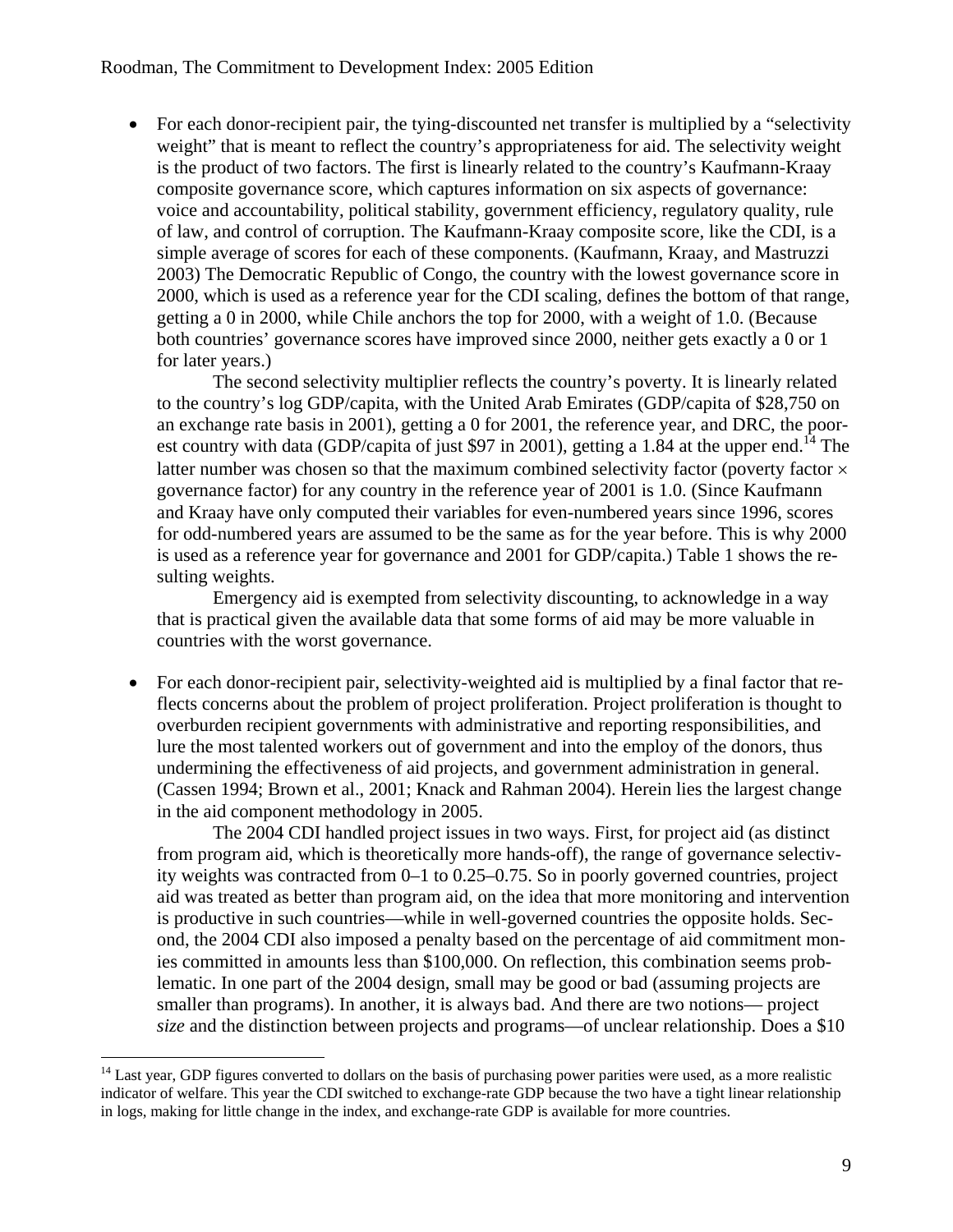- For each donor-recipient pair, the tying-discounted net transfer is multiplied by a "selectivity weight" that is meant to reflect the country's appropriateness for aid. The selectivity weight is the product of two factors. The first is linearly related to the country's Kaufmann-Kraay composite governance score, which captures information on six aspects of governance: voice and accountability, political stability, government efficiency, regulatory quality, rule of law, and control of corruption. The Kaufmann-Kraay composite score, like the CDI, is a simple average of scores for each of these components. (Kaufmann, Kraay, and Mastruzzi 2003) The Democratic Republic of Congo, the country with the lowest governance score in 2000, which is used as a reference year for the CDI scaling, defines the bottom of that range, getting a 0 in 2000, while Chile anchors the top for 2000, with a weight of 1.0. (Because both countries' governance scores have improved since 2000, neither gets exactly a 0 or 1 for later years.)

  The second selectivity multiplier reflects the country's poverty. It is linearly related to the country's log GDP/capita, with the United Arab Emirates (GDP/capita of $28,750 on an exchange rate basis in 2001), getting a 0 for 2001, the reference year, and DRC, the poorest country with data (GDP/capita of just $97 in 2001), getting a 1.84 at the upper end.[14] The latter number was chosen so that the maximum combined selectivity factor (poverty factor × governance factor) for any country in the reference year of 2001 is 1.0. (Since Kaufmann and Kraay have only computed their variables for even-numbered years since 1996, scores for odd-numbered years are assumed to be the same as for the year before. This is why 2000 is used as a reference year for governance and 2001 for GDP/capita.) Table 1 shows the resulting weights.

  Emergency aid is exempted from selectivity discounting, to acknowledge in a way that is practical given the available data that some forms of aid may be more valuable in countries with the worst governance.

- For each donor-recipient pair, selectivity-weighted aid is multiplied by a final factor that reflects concerns about the problem of project proliferation. Project proliferation is thought to overburden recipient governments with administrative and reporting responsibilities, and lure the most talented workers out of government and into the employ of the donors, thus undermining the effectiveness of aid projects, and government administration in general. (Cassen 1994; Brown et al., 2001; Knack and Rahman 2004). Herein lies the largest change in the aid component methodology in 2005.

  The 2004 CDI handled project issues in two ways. First, for project aid (as distinct from program aid, which is theoretically more hands-off), the range of governance selectivity weights was contracted from 0–1 to 0.25–0.75. So in poorly governed countries, project aid was treated as better than program aid, on the idea that more monitoring and intervention is productive in such countries—while in well-governed countries the opposite holds. Second, the 2004 CDI also imposed a penalty based on the percentage of aid commitment monies committed in amounts less than $100,000. On reflection, this combination seems problematic. In one part of the 2004 design, small may be good or bad (assuming projects are smaller than programs). In another, it is always bad. And there are two notions— project *size* and the distinction between projects and programs—of unclear relationship. Does a $10

[14] Last year, GDP figures converted to dollars on the basis of purchasing power parities were used, as a more realistic indicator of welfare. This year the CDI switched to exchange-rate GDP because the two have a tight linear relationship in logs, making for little change in the index, and exchange-rate GDP is available for more countries.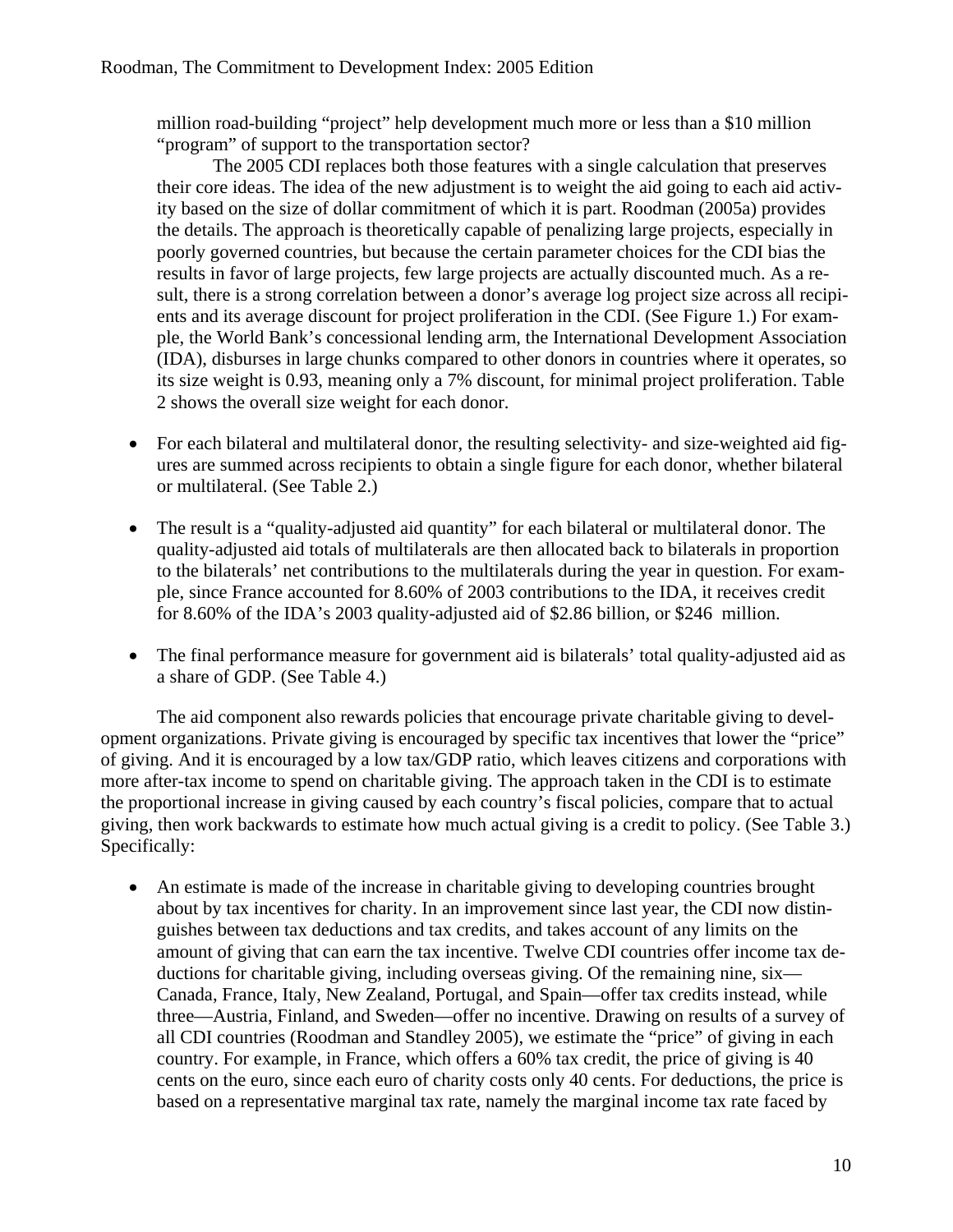million road-building "project" help development much more or less than a $10 million "program" of support to the transportation sector?

The 2005 CDI replaces both those features with a single calculation that preserves their core ideas. The idea of the new adjustment is to weight the aid going to each aid activity based on the size of dollar commitment of which it is part. Roodman (2005a) provides the details. The approach is theoretically capable of penalizing large projects, especially in poorly governed countries, but because the certain parameter choices for the CDI bias the results in favor of large projects, few large projects are actually discounted much. As a result, there is a strong correlation between a donor's average log project size across all recipients and its average discount for project proliferation in the CDI. (See Figure 1.) For example, the World Bank's concessional lending arm, the International Development Association (IDA), disburses in large chunks compared to other donors in countries where it operates, so its size weight is 0.93, meaning only a 7% discount, for minimal project proliferation. Table 2 shows the overall size weight for each donor.

- For each bilateral and multilateral donor, the resulting selectivity- and size-weighted aid figures are summed across recipients to obtain a single figure for each donor, whether bilateral or multilateral. (See Table 2.)
- The result is a "quality-adjusted aid quantity" for each bilateral or multilateral donor. The quality-adjusted aid totals of multilaterals are then allocated back to bilaterals in proportion to the bilaterals' net contributions to the multilaterals during the year in question. For example, since France accounted for 8.60% of 2003 contributions to the IDA, it receives credit for 8.60% of the IDA's 2003 quality-adjusted aid of $2.86 billion, or $246 million.
- The final performance measure for government aid is bilaterals' total quality-adjusted aid as a share of GDP. (See Table 4.)

The aid component also rewards policies that encourage private charitable giving to development organizations. Private giving is encouraged by specific tax incentives that lower the "price" of giving. And it is encouraged by a low tax/GDP ratio, which leaves citizens and corporations with more after-tax income to spend on charitable giving. The approach taken in the CDI is to estimate the proportional increase in giving caused by each country's fiscal policies, compare that to actual giving, then work backwards to estimate how much actual giving is a credit to policy. (See Table 3.) Specifically:

- An estimate is made of the increase in charitable giving to developing countries brought about by tax incentives for charity. In an improvement since last year, the CDI now distinguishes between tax deductions and tax credits, and takes account of any limits on the amount of giving that can earn the tax incentive. Twelve CDI countries offer income tax deductions for charitable giving, including overseas giving. Of the remaining nine, six—Canada, France, Italy, New Zealand, Portugal, and Spain—offer tax credits instead, while three—Austria, Finland, and Sweden—offer no incentive. Drawing on results of a survey of all CDI countries (Roodman and Standley 2005), we estimate the "price" of giving in each country. For example, in France, which offers a 60% tax credit, the price of giving is 40 cents on the euro, since each euro of charity costs only 40 cents. For deductions, the price is based on a representative marginal tax rate, namely the marginal income tax rate faced by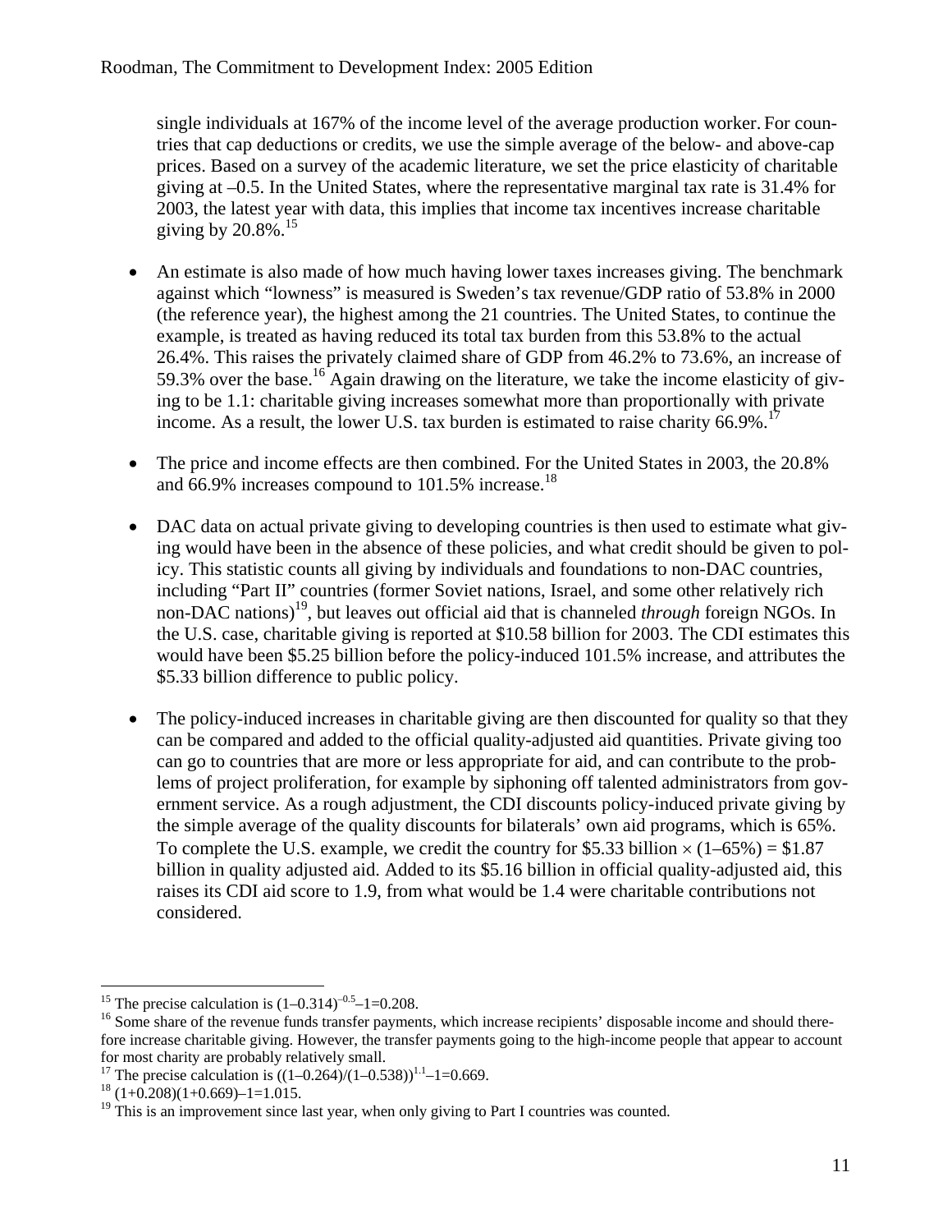single individuals at 167% of the income level of the average production worker. For countries that cap deductions or credits, we use the simple average of the below- and above-cap prices. Based on a survey of the academic literature, we set the price elasticity of charitable giving at –0.5. In the United States, where the representative marginal tax rate is 31.4% for 2003, the latest year with data, this implies that income tax incentives increase charitable giving by 20.8%.[15]

- An estimate is also made of how much having lower taxes increases giving. The benchmark against which "lowness" is measured is Sweden's tax revenue/GDP ratio of 53.8% in 2000 (the reference year), the highest among the 21 countries. The United States, to continue the example, is treated as having reduced its total tax burden from this 53.8% to the actual 26.4%. This raises the privately claimed share of GDP from 46.2% to 73.6%, an increase of 59.3% over the base.[16] Again drawing on the literature, we take the income elasticity of giving to be 1.1: charitable giving increases somewhat more than proportionally with private income. As a result, the lower U.S. tax burden is estimated to raise charity 66.9%.[17]

- The price and income effects are then combined. For the United States in 2003, the 20.8% and 66.9% increases compound to 101.5% increase.[18]

- DAC data on actual private giving to developing countries is then used to estimate what giving would have been in the absence of these policies, and what credit should be given to policy. This statistic counts all giving by individuals and foundations to non-DAC countries, including "Part II" countries (former Soviet nations, Israel, and some other relatively rich non-DAC nations)[19], but leaves out official aid that is channeled *through* foreign NGOs. In the U.S. case, charitable giving is reported at \$10.58 billion for 2003. The CDI estimates this would have been \$5.25 billion before the policy-induced 101.5% increase, and attributes the \$5.33 billion difference to public policy.

- The policy-induced increases in charitable giving are then discounted for quality so that they can be compared and added to the official quality-adjusted aid quantities. Private giving too can go to countries that are more or less appropriate for aid, and can contribute to the problems of project proliferation, for example by siphoning off talented administrators from government service. As a rough adjustment, the CDI discounts policy-induced private giving by the simple average of the quality discounts for bilaterals' own aid programs, which is 65%. To complete the U.S. example, we credit the country for \$5.33 billion $\times$ (1–65%) = \$1.87 billion in quality adjusted aid. Added to its \$5.16 billion in official quality-adjusted aid, this raises its CDI aid score to 1.9, from what would be 1.4 were charitable contributions not considered.

---

[15] The precise calculation is $(1–0.314)^{–0.5}–1=0.208$.

[16] Some share of the revenue funds transfer payments, which increase recipients' disposable income and should therefore increase charitable giving. However, the transfer payments going to the high-income people that appear to account for most charity are probably relatively small.

[17] The precise calculation is $((1–0.264)/(1–0.538))^{1.1}–1=0.669$.

[18] $(1+0.208)(1+0.669)–1=1.015$.

[19] This is an improvement since last year, when only giving to Part I countries was counted.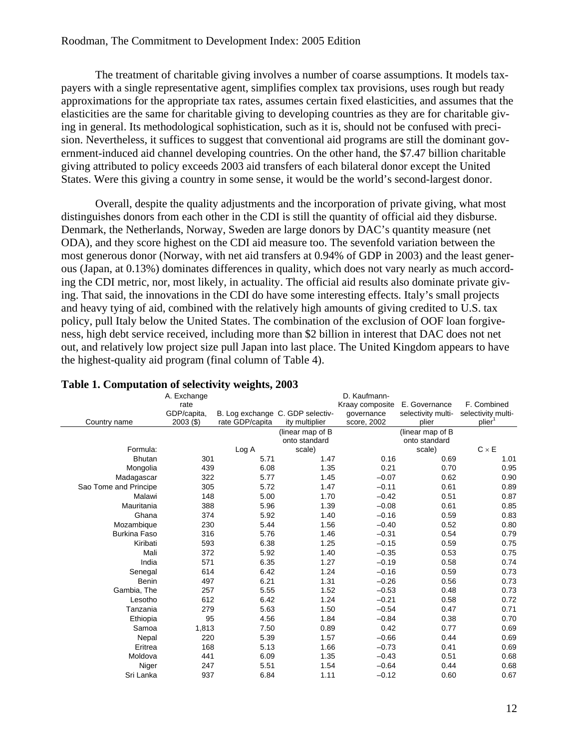The treatment of charitable giving involves a number of coarse assumptions. It models taxpayers with a single representative agent, simplifies complex tax provisions, uses rough but ready approximations for the appropriate tax rates, assumes certain fixed elasticities, and assumes that the elasticities are the same for charitable giving to developing countries as they are for charitable giving in general. Its methodological sophistication, such as it is, should not be confused with precision. Nevertheless, it suffices to suggest that conventional aid programs are still the dominant government-induced aid channel developing countries. On the other hand, the $7.47 billion charitable giving attributed to policy exceeds 2003 aid transfers of each bilateral donor except the United States. Were this giving a country in some sense, it would be the world's second-largest donor.

Overall, despite the quality adjustments and the incorporation of private giving, what most distinguishes donors from each other in the CDI is still the quantity of official aid they disburse. Denmark, the Netherlands, Norway, Sweden are large donors by DAC's quantity measure (net ODA), and they score highest on the CDI aid measure too. The sevenfold variation between the most generous donor (Norway, with net aid transfers at 0.94% of GDP in 2003) and the least generous (Japan, at 0.13%) dominates differences in quality, which does not vary nearly as much according the CDI metric, nor, most likely, in actuality. The official aid results also dominate private giving. That said, the innovations in the CDI do have some interesting effects. Italy's small projects and heavy tying of aid, combined with the relatively high amounts of giving credited to U.S. tax policy, pull Italy below the United States. The combination of the exclusion of OOF loan forgiveness, high debt service received, including more than $2 billion in interest that DAC does not net out, and relatively low project size pull Japan into last place. The United Kingdom appears to have the highest-quality aid program (final column of Table 4).

**Table 1. Computation of selectivity weights, 2003**

| Country name | A. Exchange rate GDP/capita, 2003 ($) | B. Log exchange rate GDP/capita | C. GDP selectivity multiplier | D. Kaufmann-Kraay composite governance score, 2002 | E. Governance selectivity multiplier | F. Combined selectivity multiplier[1] |
|---|---|---|---|---|---|---|
| Formula: | | Log A | (linear map of B onto standard scale) | | (linear map of B onto standard scale) | C × E |
| Bhutan | 301 | 5.71 | 1.47 | 0.16 | 0.69 | 1.01 |
| Mongolia | 439 | 6.08 | 1.35 | 0.21 | 0.70 | 0.95 |
| Madagascar | 322 | 5.77 | 1.45 | −0.07 | 0.62 | 0.90 |
| Sao Tome and Principe | 305 | 5.72 | 1.47 | −0.11 | 0.61 | 0.89 |
| Malawi | 148 | 5.00 | 1.70 | −0.42 | 0.51 | 0.87 |
| Mauritania | 388 | 5.96 | 1.39 | −0.08 | 0.61 | 0.85 |
| Ghana | 374 | 5.92 | 1.40 | −0.16 | 0.59 | 0.83 |
| Mozambique | 230 | 5.44 | 1.56 | −0.40 | 0.52 | 0.80 |
| Burkina Faso | 316 | 5.76 | 1.46 | −0.31 | 0.54 | 0.79 |
| Kiribati | 593 | 6.38 | 1.25 | −0.15 | 0.59 | 0.75 |
| Mali | 372 | 5.92 | 1.40 | −0.35 | 0.53 | 0.75 |
| India | 571 | 6.35 | 1.27 | −0.19 | 0.58 | 0.74 |
| Senegal | 614 | 6.42 | 1.24 | −0.16 | 0.59 | 0.73 |
| Benin | 497 | 6.21 | 1.31 | −0.26 | 0.56 | 0.73 |
| Gambia, The | 257 | 5.55 | 1.52 | −0.53 | 0.48 | 0.73 |
| Lesotho | 612 | 6.42 | 1.24 | −0.21 | 0.58 | 0.72 |
| Tanzania | 279 | 5.63 | 1.50 | −0.54 | 0.47 | 0.71 |
| Ethiopia | 95 | 4.56 | 1.84 | −0.84 | 0.38 | 0.70 |
| Samoa | 1,813 | 7.50 | 0.89 | 0.42 | 0.77 | 0.69 |
| Nepal | 220 | 5.39 | 1.57 | −0.66 | 0.44 | 0.69 |
| Eritrea | 168 | 5.13 | 1.66 | −0.73 | 0.41 | 0.69 |
| Moldova | 441 | 6.09 | 1.35 | −0.43 | 0.51 | 0.68 |
| Niger | 247 | 5.51 | 1.54 | −0.64 | 0.44 | 0.68 |
| Sri Lanka | 937 | 6.84 | 1.11 | −0.12 | 0.60 | 0.67 |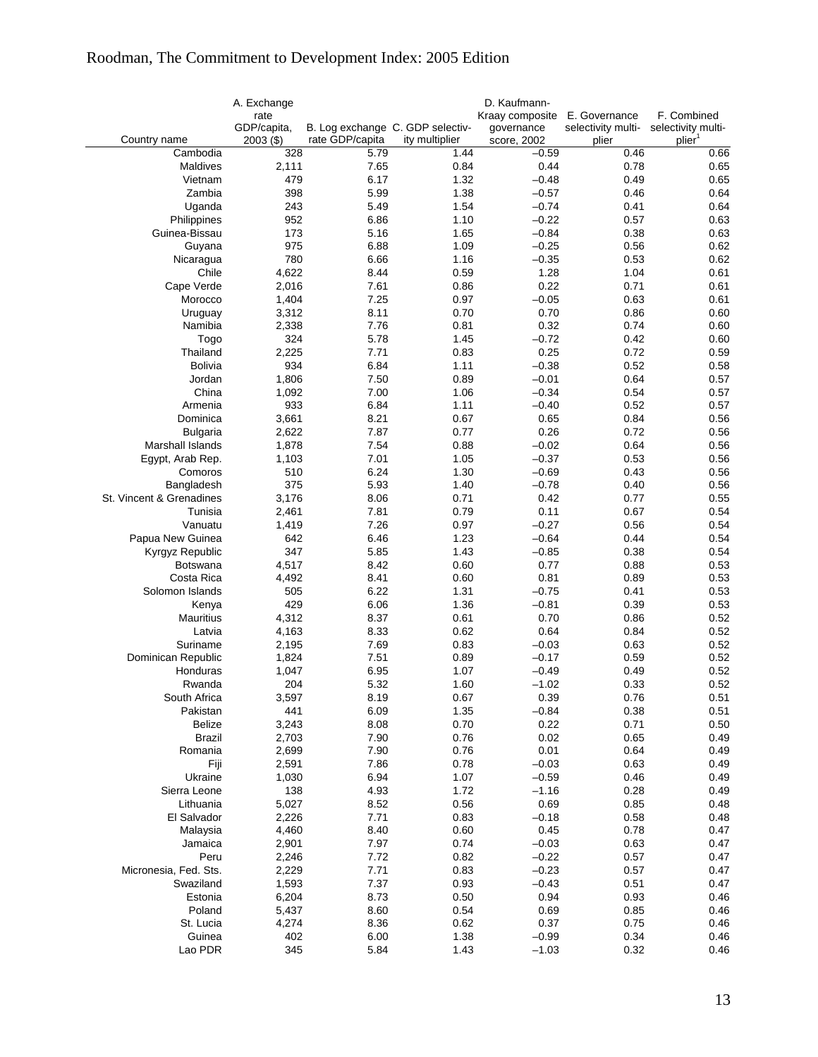| Country name | A. Exchange rate GDP/capita, 2003 ($) | B. Log exchange rate GDP/capita | C. GDP selectivity multiplier | D. Kaufmann-Kraay composite governance score, 2002 | E. Governance selectivity multiplier | F. Combined selectivity multiplier[1] |
|---|---|---|---|---|---|---|
| Cambodia | 328 | 5.79 | 1.44 | −0.59 | 0.46 | 0.66 |
| Maldives | 2,111 | 7.65 | 0.84 | 0.44 | 0.78 | 0.65 |
| Vietnam | 479 | 6.17 | 1.32 | −0.48 | 0.49 | 0.65 |
| Zambia | 398 | 5.99 | 1.38 | −0.57 | 0.46 | 0.64 |
| Uganda | 243 | 5.49 | 1.54 | −0.74 | 0.41 | 0.64 |
| Philippines | 952 | 6.86 | 1.10 | −0.22 | 0.57 | 0.63 |
| Guinea-Bissau | 173 | 5.16 | 1.65 | −0.84 | 0.38 | 0.63 |
| Guyana | 975 | 6.88 | 1.09 | −0.25 | 0.56 | 0.62 |
| Nicaragua | 780 | 6.66 | 1.16 | −0.35 | 0.53 | 0.62 |
| Chile | 4,622 | 8.44 | 0.59 | 1.28 | 1.04 | 0.61 |
| Cape Verde | 2,016 | 7.61 | 0.86 | 0.22 | 0.71 | 0.61 |
| Morocco | 1,404 | 7.25 | 0.97 | −0.05 | 0.63 | 0.61 |
| Uruguay | 3,312 | 8.11 | 0.70 | 0.70 | 0.86 | 0.60 |
| Namibia | 2,338 | 7.76 | 0.81 | 0.32 | 0.74 | 0.60 |
| Togo | 324 | 5.78 | 1.45 | −0.72 | 0.42 | 0.60 |
| Thailand | 2,225 | 7.71 | 0.83 | 0.25 | 0.72 | 0.59 |
| Bolivia | 934 | 6.84 | 1.11 | −0.38 | 0.52 | 0.58 |
| Jordan | 1,806 | 7.50 | 0.89 | −0.01 | 0.64 | 0.57 |
| China | 1,092 | 7.00 | 1.06 | −0.34 | 0.54 | 0.57 |
| Armenia | 933 | 6.84 | 1.11 | −0.40 | 0.52 | 0.57 |
| Dominica | 3,661 | 8.21 | 0.67 | 0.65 | 0.84 | 0.56 |
| Bulgaria | 2,622 | 7.87 | 0.77 | 0.26 | 0.72 | 0.56 |
| Marshall Islands | 1,878 | 7.54 | 0.88 | −0.02 | 0.64 | 0.56 |
| Egypt, Arab Rep. | 1,103 | 7.01 | 1.05 | −0.37 | 0.53 | 0.56 |
| Comoros | 510 | 6.24 | 1.30 | −0.69 | 0.43 | 0.56 |
| Bangladesh | 375 | 5.93 | 1.40 | −0.78 | 0.40 | 0.56 |
| St. Vincent & Grenadines | 3,176 | 8.06 | 0.71 | 0.42 | 0.77 | 0.55 |
| Tunisia | 2,461 | 7.81 | 0.79 | 0.11 | 0.67 | 0.54 |
| Vanuatu | 1,419 | 7.26 | 0.97 | −0.27 | 0.56 | 0.54 |
| Papua New Guinea | 642 | 6.46 | 1.23 | −0.64 | 0.44 | 0.54 |
| Kyrgyz Republic | 347 | 5.85 | 1.43 | −0.85 | 0.38 | 0.54 |
| Botswana | 4,517 | 8.42 | 0.60 | 0.77 | 0.88 | 0.53 |
| Costa Rica | 4,492 | 8.41 | 0.60 | 0.81 | 0.89 | 0.53 |
| Solomon Islands | 505 | 6.22 | 1.31 | −0.75 | 0.41 | 0.53 |
| Kenya | 429 | 6.06 | 1.36 | −0.81 | 0.39 | 0.53 |
| Mauritius | 4,312 | 8.37 | 0.61 | 0.70 | 0.86 | 0.52 |
| Latvia | 4,163 | 8.33 | 0.62 | 0.64 | 0.84 | 0.52 |
| Suriname | 2,195 | 7.69 | 0.83 | −0.03 | 0.63 | 0.52 |
| Dominican Republic | 1,824 | 7.51 | 0.89 | −0.17 | 0.59 | 0.52 |
| Honduras | 1,047 | 6.95 | 1.07 | −0.49 | 0.49 | 0.52 |
| Rwanda | 204 | 5.32 | 1.60 | −1.02 | 0.33 | 0.52 |
| South Africa | 3,597 | 8.19 | 0.67 | 0.39 | 0.76 | 0.51 |
| Pakistan | 441 | 6.09 | 1.35 | −0.84 | 0.38 | 0.51 |
| Belize | 3,243 | 8.08 | 0.70 | 0.22 | 0.71 | 0.50 |
| Brazil | 2,703 | 7.90 | 0.76 | 0.02 | 0.65 | 0.49 |
| Romania | 2,699 | 7.90 | 0.76 | 0.01 | 0.64 | 0.49 |
| Fiji | 2,591 | 7.86 | 0.78 | −0.03 | 0.63 | 0.49 |
| Ukraine | 1,030 | 6.94 | 1.07 | −0.59 | 0.46 | 0.49 |
| Sierra Leone | 138 | 4.93 | 1.72 | −1.16 | 0.28 | 0.49 |
| Lithuania | 5,027 | 8.52 | 0.56 | 0.69 | 0.85 | 0.48 |
| El Salvador | 2,226 | 7.71 | 0.83 | −0.18 | 0.58 | 0.48 |
| Malaysia | 4,460 | 8.40 | 0.60 | 0.45 | 0.78 | 0.47 |
| Jamaica | 2,901 | 7.97 | 0.74 | −0.03 | 0.63 | 0.47 |
| Peru | 2,246 | 7.72 | 0.82 | −0.22 | 0.57 | 0.47 |
| Micronesia, Fed. Sts. | 2,229 | 7.71 | 0.83 | −0.23 | 0.57 | 0.47 |
| Swaziland | 1,593 | 7.37 | 0.93 | −0.43 | 0.51 | 0.47 |
| Estonia | 6,204 | 8.73 | 0.50 | 0.94 | 0.93 | 0.46 |
| Poland | 5,437 | 8.60 | 0.54 | 0.69 | 0.85 | 0.46 |
| St. Lucia | 4,274 | 8.36 | 0.62 | 0.37 | 0.75 | 0.46 |
| Guinea | 402 | 6.00 | 1.38 | −0.99 | 0.34 | 0.46 |
| Lao PDR | 345 | 5.84 | 1.43 | −1.03 | 0.32 | 0.46 |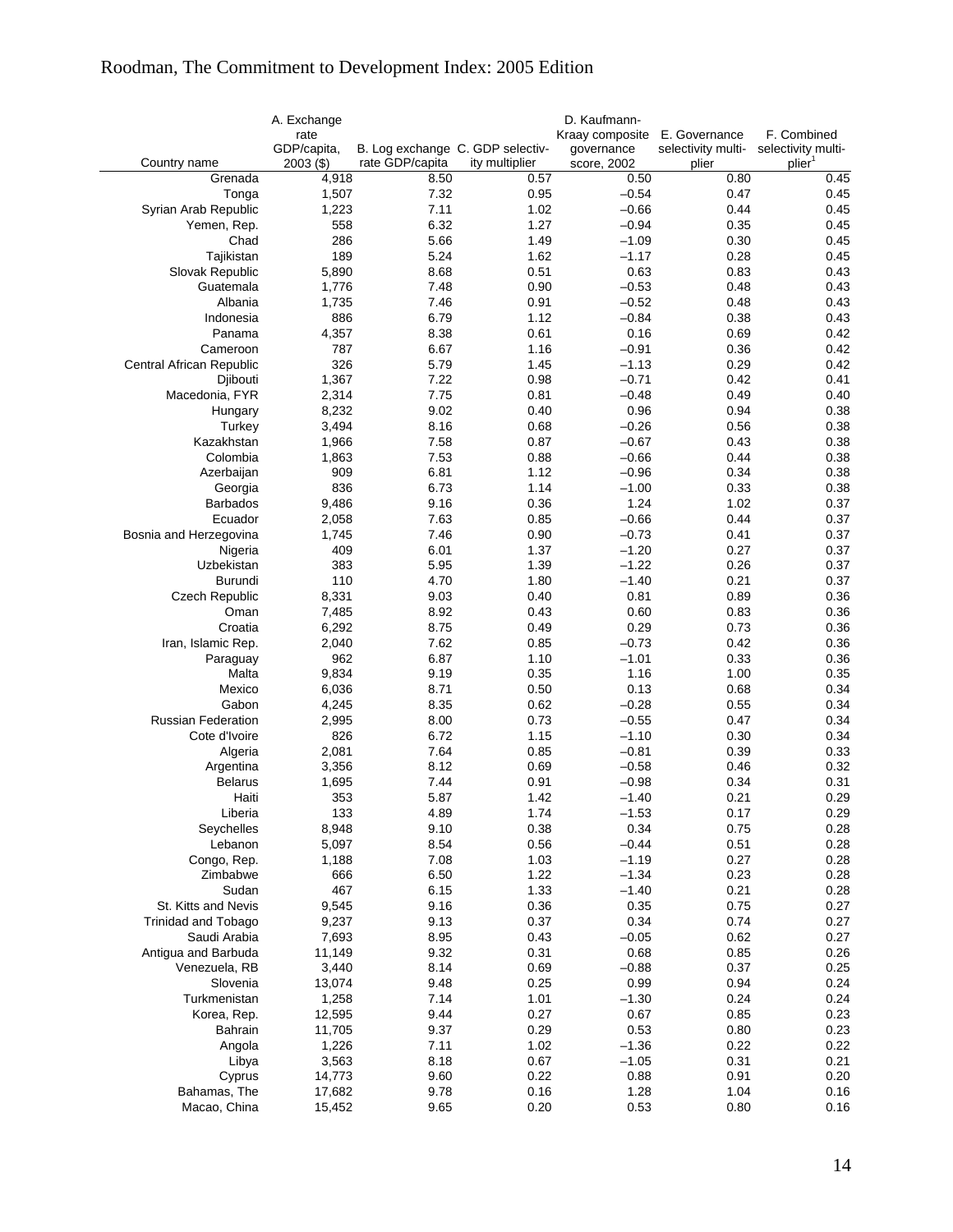| Country name | A. Exchange rate GDP/capita, 2003 ($) | B. Log exchange rate GDP/capita | C. GDP selectivity multiplier | D. Kaufmann-Kraay composite governance score, 2002 | E. Governance selectivity multiplier | F. Combined selectivity multiplier[1] |
|---|---|---|---|---|---|---|
| Grenada | 4,918 | 8.50 | 0.57 | 0.50 | 0.80 | 0.45 |
| Tonga | 1,507 | 7.32 | 0.95 | –0.54 | 0.47 | 0.45 |
| Syrian Arab Republic | 1,223 | 7.11 | 1.02 | –0.66 | 0.44 | 0.45 |
| Yemen, Rep. | 558 | 6.32 | 1.27 | –0.94 | 0.35 | 0.45 |
| Chad | 286 | 5.66 | 1.49 | –1.09 | 0.30 | 0.45 |
| Tajikistan | 189 | 5.24 | 1.62 | –1.17 | 0.28 | 0.45 |
| Slovak Republic | 5,890 | 8.68 | 0.51 | 0.63 | 0.83 | 0.43 |
| Guatemala | 1,776 | 7.48 | 0.90 | –0.53 | 0.48 | 0.43 |
| Albania | 1,735 | 7.46 | 0.91 | –0.52 | 0.48 | 0.43 |
| Indonesia | 886 | 6.79 | 1.12 | –0.84 | 0.38 | 0.43 |
| Panama | 4,357 | 8.38 | 0.61 | 0.16 | 0.69 | 0.42 |
| Cameroon | 787 | 6.67 | 1.16 | –0.91 | 0.36 | 0.42 |
| Central African Republic | 326 | 5.79 | 1.45 | –1.13 | 0.29 | 0.42 |
| Djibouti | 1,367 | 7.22 | 0.98 | –0.71 | 0.42 | 0.41 |
| Macedonia, FYR | 2,314 | 7.75 | 0.81 | –0.48 | 0.49 | 0.40 |
| Hungary | 8,232 | 9.02 | 0.40 | 0.96 | 0.94 | 0.38 |
| Turkey | 3,494 | 8.16 | 0.68 | –0.26 | 0.56 | 0.38 |
| Kazakhstan | 1,966 | 7.58 | 0.87 | –0.67 | 0.43 | 0.38 |
| Colombia | 1,863 | 7.53 | 0.88 | –0.66 | 0.44 | 0.38 |
| Azerbaijan | 909 | 6.81 | 1.12 | –0.96 | 0.34 | 0.38 |
| Georgia | 836 | 6.73 | 1.14 | –1.00 | 0.33 | 0.38 |
| Barbados | 9,486 | 9.16 | 0.36 | 1.24 | 1.02 | 0.37 |
| Ecuador | 2,058 | 7.63 | 0.85 | –0.66 | 0.44 | 0.37 |
| Bosnia and Herzegovina | 1,745 | 7.46 | 0.90 | –0.73 | 0.41 | 0.37 |
| Nigeria | 409 | 6.01 | 1.37 | –1.20 | 0.27 | 0.37 |
| Uzbekistan | 383 | 5.95 | 1.39 | –1.22 | 0.26 | 0.37 |
| Burundi | 110 | 4.70 | 1.80 | –1.40 | 0.21 | 0.37 |
| Czech Republic | 8,331 | 9.03 | 0.40 | 0.81 | 0.89 | 0.36 |
| Oman | 7,485 | 8.92 | 0.43 | 0.60 | 0.83 | 0.36 |
| Croatia | 6,292 | 8.75 | 0.49 | 0.29 | 0.73 | 0.36 |
| Iran, Islamic Rep. | 2,040 | 7.62 | 0.85 | –0.73 | 0.42 | 0.36 |
| Paraguay | 962 | 6.87 | 1.10 | –1.01 | 0.33 | 0.36 |
| Malta | 9,834 | 9.19 | 0.35 | 1.16 | 1.00 | 0.35 |
| Mexico | 6,036 | 8.71 | 0.50 | 0.13 | 0.68 | 0.34 |
| Gabon | 4,245 | 8.35 | 0.62 | –0.28 | 0.55 | 0.34 |
| Russian Federation | 2,995 | 8.00 | 0.73 | –0.55 | 0.47 | 0.34 |
| Cote d'Ivoire | 826 | 6.72 | 1.15 | –1.10 | 0.30 | 0.34 |
| Algeria | 2,081 | 7.64 | 0.85 | –0.81 | 0.39 | 0.33 |
| Argentina | 3,356 | 8.12 | 0.69 | –0.58 | 0.46 | 0.32 |
| Belarus | 1,695 | 7.44 | 0.91 | –0.98 | 0.34 | 0.31 |
| Haiti | 353 | 5.87 | 1.42 | –1.40 | 0.21 | 0.29 |
| Liberia | 133 | 4.89 | 1.74 | –1.53 | 0.17 | 0.29 |
| Seychelles | 8,948 | 9.10 | 0.38 | 0.34 | 0.75 | 0.28 |
| Lebanon | 5,097 | 8.54 | 0.56 | –0.44 | 0.51 | 0.28 |
| Congo, Rep. | 1,188 | 7.08 | 1.03 | –1.19 | 0.27 | 0.28 |
| Zimbabwe | 666 | 6.50 | 1.22 | –1.34 | 0.23 | 0.28 |
| Sudan | 467 | 6.15 | 1.33 | –1.40 | 0.21 | 0.28 |
| St. Kitts and Nevis | 9,545 | 9.16 | 0.36 | 0.35 | 0.75 | 0.27 |
| Trinidad and Tobago | 9,237 | 9.13 | 0.37 | 0.34 | 0.74 | 0.27 |
| Saudi Arabia | 7,693 | 8.95 | 0.43 | –0.05 | 0.62 | 0.27 |
| Antigua and Barbuda | 11,149 | 9.32 | 0.31 | 0.68 | 0.85 | 0.26 |
| Venezuela, RB | 3,440 | 8.14 | 0.69 | –0.88 | 0.37 | 0.25 |
| Slovenia | 13,074 | 9.48 | 0.25 | 0.99 | 0.94 | 0.24 |
| Turkmenistan | 1,258 | 7.14 | 1.01 | –1.30 | 0.24 | 0.24 |
| Korea, Rep. | 12,595 | 9.44 | 0.27 | 0.67 | 0.85 | 0.23 |
| Bahrain | 11,705 | 9.37 | 0.29 | 0.53 | 0.80 | 0.23 |
| Angola | 1,226 | 7.11 | 1.02 | –1.36 | 0.22 | 0.22 |
| Libya | 3,563 | 8.18 | 0.67 | –1.05 | 0.31 | 0.21 |
| Cyprus | 14,773 | 9.60 | 0.22 | 0.88 | 0.91 | 0.20 |
| Bahamas, The | 17,682 | 9.78 | 0.16 | 1.28 | 1.04 | 0.16 |
| Macao, China | 15,452 | 9.65 | 0.20 | 0.53 | 0.80 | 0.16 |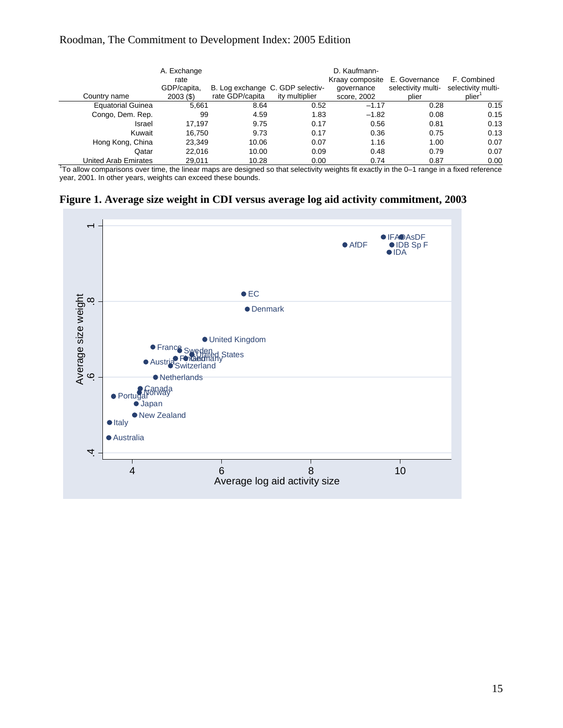| Country name | A. Exchange rate GDP/capita, 2003 ($) | B. Log exchange rate GDP/capita | C. GDP selectivity multiplier | D. Kaufmann-Kraay composite governance score, 2002 | E. Governance selectivity multiplier | F. Combined selectivity multiplier[1] |
|---|---|---|---|---|---|---|
| Equatorial Guinea | 5,661 | 8.64 | 0.52 | –1.17 | 0.28 | 0.15 |
| Congo, Dem. Rep. | 99 | 4.59 | 1.83 | –1.82 | 0.08 | 0.15 |
| Israel | 17,197 | 9.75 | 0.17 | 0.56 | 0.81 | 0.13 |
| Kuwait | 16,750 | 9.73 | 0.17 | 0.36 | 0.75 | 0.13 |
| Hong Kong, China | 23,349 | 10.06 | 0.07 | 1.16 | 1.00 | 0.07 |
| Qatar | 22,016 | 10.00 | 0.09 | 0.48 | 0.79 | 0.07 |
| United Arab Emirates | 29,011 | 10.28 | 0.00 | 0.74 | 0.87 | 0.00 |

[1]To allow comparisons over time, the linear maps are designed so that selectivity weights fit exactly in the 0–1 range in a fixed reference year, 2001. In other years, weights can exceed these bounds.

**Figure 1. Average size weight in CDI versus average log aid activity commitment, 2003**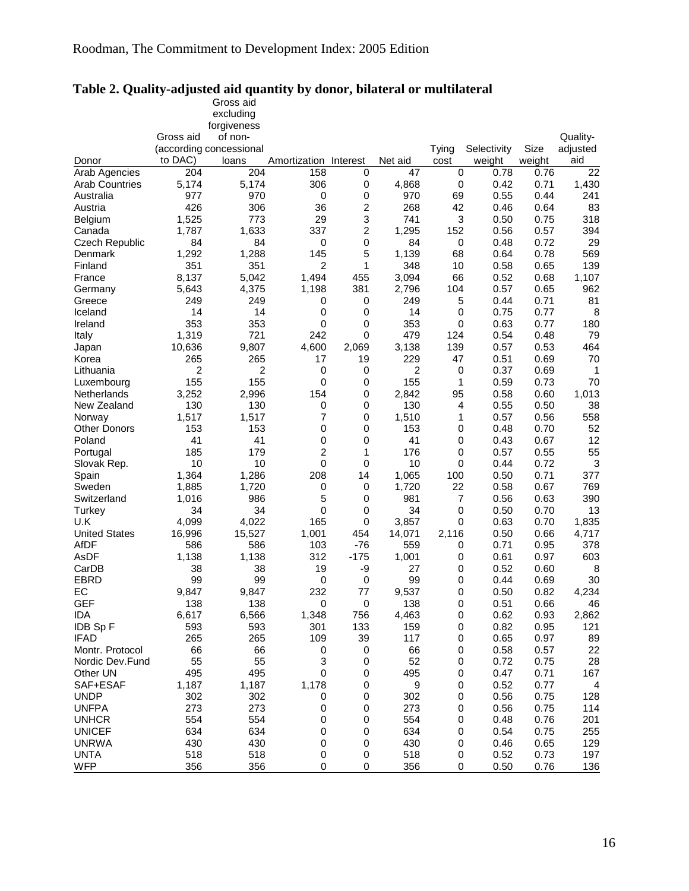## Table 2. Quality-adjusted aid quantity by donor, bilateral or multilateral

| Donor | Gross aid (according to DAC) | Gross aid excluding forgiveness of non-concessional loans | Amortization | Interest | Net aid | Tying cost | Selectivity weight | Size weight | Quality-adjusted aid |
|---|---|---|---|---|---|---|---|---|---|
| Arab Agencies | 204 | 204 | 158 | 0 | 47 | 0 | 0.78 | 0.76 | 22 |
| Arab Countries | 5,174 | 5,174 | 306 | 0 | 4,868 | 0 | 0.42 | 0.71 | 1,430 |
| Australia | 977 | 970 | 0 | 0 | 970 | 69 | 0.55 | 0.44 | 241 |
| Austria | 426 | 306 | 36 | 2 | 268 | 42 | 0.46 | 0.64 | 83 |
| Belgium | 1,525 | 773 | 29 | 3 | 741 | 3 | 0.50 | 0.75 | 318 |
| Canada | 1,787 | 1,633 | 337 | 2 | 1,295 | 152 | 0.56 | 0.57 | 394 |
| Czech Republic | 84 | 84 | 0 | 0 | 84 | 0 | 0.48 | 0.72 | 29 |
| Denmark | 1,292 | 1,288 | 145 | 5 | 1,139 | 68 | 0.64 | 0.78 | 569 |
| Finland | 351 | 351 | 2 | 1 | 348 | 10 | 0.58 | 0.65 | 139 |
| France | 8,137 | 5,042 | 1,494 | 455 | 3,094 | 66 | 0.52 | 0.68 | 1,107 |
| Germany | 5,643 | 4,375 | 1,198 | 381 | 2,796 | 104 | 0.57 | 0.65 | 962 |
| Greece | 249 | 249 | 0 | 0 | 249 | 5 | 0.44 | 0.71 | 81 |
| Iceland | 14 | 14 | 0 | 0 | 14 | 0 | 0.75 | 0.77 | 8 |
| Ireland | 353 | 353 | 0 | 0 | 353 | 0 | 0.63 | 0.77 | 180 |
| Italy | 1,319 | 721 | 242 | 0 | 479 | 124 | 0.54 | 0.48 | 79 |
| Japan | 10,636 | 9,807 | 4,600 | 2,069 | 3,138 | 139 | 0.57 | 0.53 | 464 |
| Korea | 265 | 265 | 17 | 19 | 229 | 47 | 0.51 | 0.69 | 70 |
| Lithuania | 2 | 2 | 0 | 0 | 2 | 0 | 0.37 | 0.69 | 1 |
| Luxembourg | 155 | 155 | 0 | 0 | 155 | 1 | 0.59 | 0.73 | 70 |
| Netherlands | 3,252 | 2,996 | 154 | 0 | 2,842 | 95 | 0.58 | 0.60 | 1,013 |
| New Zealand | 130 | 130 | 0 | 0 | 130 | 4 | 0.55 | 0.50 | 38 |
| Norway | 1,517 | 1,517 | 7 | 0 | 1,510 | 1 | 0.57 | 0.56 | 558 |
| Other Donors | 153 | 153 | 0 | 0 | 153 | 0 | 0.48 | 0.70 | 52 |
| Poland | 41 | 41 | 0 | 0 | 41 | 0 | 0.43 | 0.67 | 12 |
| Portugal | 185 | 179 | 2 | 1 | 176 | 0 | 0.57 | 0.55 | 55 |
| Slovak Rep. | 10 | 10 | 0 | 0 | 10 | 0 | 0.44 | 0.72 | 3 |
| Spain | 1,364 | 1,286 | 208 | 14 | 1,065 | 100 | 0.50 | 0.71 | 377 |
| Sweden | 1,885 | 1,720 | 0 | 0 | 1,720 | 22 | 0.58 | 0.67 | 769 |
| Switzerland | 1,016 | 986 | 5 | 0 | 981 | 7 | 0.56 | 0.63 | 390 |
| Turkey | 34 | 34 | 0 | 0 | 34 | 0 | 0.50 | 0.70 | 13 |
| U.K | 4,099 | 4,022 | 165 | 0 | 3,857 | 0 | 0.63 | 0.70 | 1,835 |
| United States | 16,996 | 15,527 | 1,001 | 454 | 14,071 | 2,116 | 0.50 | 0.66 | 4,717 |
| AfDF | 586 | 586 | 103 | -76 | 559 | 0 | 0.71 | 0.95 | 378 |
| AsDF | 1,138 | 1,138 | 312 | -175 | 1,001 | 0 | 0.61 | 0.97 | 603 |
| CarDB | 38 | 38 | 19 | -9 | 27 | 0 | 0.52 | 0.60 | 8 |
| EBRD | 99 | 99 | 0 | 0 | 99 | 0 | 0.44 | 0.69 | 30 |
| EC | 9,847 | 9,847 | 232 | 77 | 9,537 | 0 | 0.50 | 0.82 | 4,234 |
| GEF | 138 | 138 | 0 | 0 | 138 | 0 | 0.51 | 0.66 | 46 |
| IDA | 6,617 | 6,566 | 1,348 | 756 | 4,463 | 0 | 0.62 | 0.93 | 2,862 |
| IDB Sp F | 593 | 593 | 301 | 133 | 159 | 0 | 0.82 | 0.95 | 121 |
| IFAD | 265 | 265 | 109 | 39 | 117 | 0 | 0.65 | 0.97 | 89 |
| Montr. Protocol | 66 | 66 | 0 | 0 | 66 | 0 | 0.58 | 0.57 | 22 |
| Nordic Dev.Fund | 55 | 55 | 3 | 0 | 52 | 0 | 0.72 | 0.75 | 28 |
| Other UN | 495 | 495 | 0 | 0 | 495 | 0 | 0.47 | 0.71 | 167 |
| SAF+ESAF | 1,187 | 1,187 | 1,178 | 0 | 9 | 0 | 0.52 | 0.77 | 4 |
| UNDP | 302 | 302 | 0 | 0 | 302 | 0 | 0.56 | 0.75 | 128 |
| UNFPA | 273 | 273 | 0 | 0 | 273 | 0 | 0.56 | 0.75 | 114 |
| UNHCR | 554 | 554 | 0 | 0 | 554 | 0 | 0.48 | 0.76 | 201 |
| UNICEF | 634 | 634 | 0 | 0 | 634 | 0 | 0.54 | 0.75 | 255 |
| UNRWA | 430 | 430 | 0 | 0 | 430 | 0 | 0.46 | 0.65 | 129 |
| UNTA | 518 | 518 | 0 | 0 | 518 | 0 | 0.52 | 0.73 | 197 |
| WFP | 356 | 356 | 0 | 0 | 356 | 0 | 0.50 | 0.76 | 136 |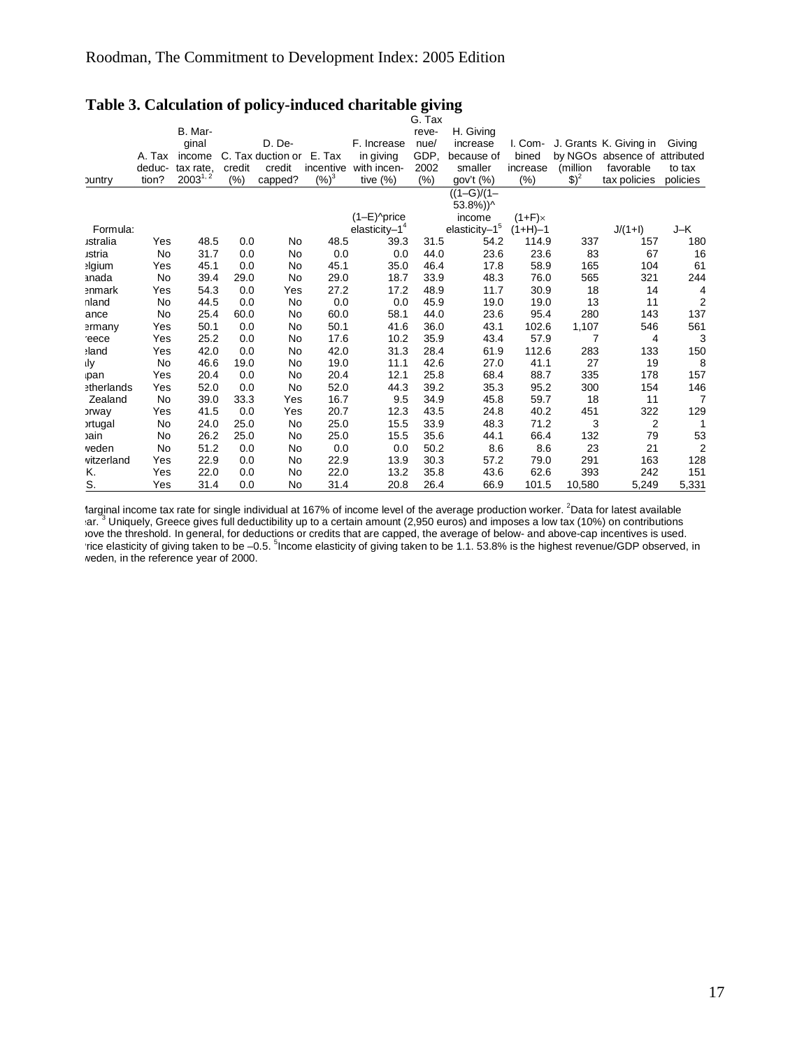## Table 3. Calculation of policy-induced charitable giving

| Country | A. Tax deduction? | B. Marginal income tax rate, 2003[1, 2] | C. Tax credit (%) | D. Deduction or credit capped? | E. Tax incentive (%)[3] | F. Increase in giving with incentive (%) | G. Tax revenue/ GDP, 2002 (%) | H. Giving increase because of smaller gov't (%) | I. Combined increase (%) | J. Grants by NGOs (million $)[2] | K. Giving in absence of favorable tax policies | Giving attributed to tax policies |
|---|---|---|---|---|---|---|---|---|---|---|---|---|
| Formula: | | | | | | (1–E)^price elasticity–1[4] | | ((1–G)/(1–53.8%))^income elasticity–1[5] | (1+F)×(1+H)–1 | | J/(1+I) | J–K |
| Australia | Yes | 48.5 | 0.0 | No | 48.5 | 39.3 | 31.5 | 54.2 | 114.9 | 337 | 157 | 180 |
| Austria | No | 31.7 | 0.0 | No | 0.0 | 0.0 | 44.0 | 23.6 | 23.6 | 83 | 67 | 16 |
| Belgium | Yes | 45.1 | 0.0 | No | 45.1 | 35.0 | 46.4 | 17.8 | 58.9 | 165 | 104 | 61 |
| Canada | No | 39.4 | 29.0 | No | 29.0 | 18.7 | 33.9 | 48.3 | 76.0 | 565 | 321 | 244 |
| Denmark | Yes | 54.3 | 0.0 | Yes | 27.2 | 17.2 | 48.9 | 11.7 | 30.9 | 18 | 14 | 4 |
| Finland | No | 44.5 | 0.0 | No | 0.0 | 0.0 | 45.9 | 19.0 | 19.0 | 13 | 11 | 2 |
| France | No | 25.4 | 60.0 | No | 60.0 | 58.1 | 44.0 | 23.6 | 95.4 | 280 | 143 | 137 |
| Germany | Yes | 50.1 | 0.0 | No | 50.1 | 41.6 | 36.0 | 43.1 | 102.6 | 1,107 | 546 | 561 |
| Greece | Yes | 25.2 | 0.0 | No | 17.6 | 10.2 | 35.9 | 43.4 | 57.9 | 7 | 4 | 3 |
| Ireland | Yes | 42.0 | 0.0 | No | 42.0 | 31.3 | 28.4 | 61.9 | 112.6 | 283 | 133 | 150 |
| Italy | No | 46.6 | 19.0 | No | 19.0 | 11.1 | 42.6 | 27.0 | 41.1 | 27 | 19 | 8 |
| Japan | Yes | 20.4 | 0.0 | No | 20.4 | 12.1 | 25.8 | 68.4 | 88.7 | 335 | 178 | 157 |
| Netherlands | Yes | 52.0 | 0.0 | No | 52.0 | 44.3 | 39.2 | 35.3 | 95.2 | 300 | 154 | 146 |
| New Zealand | No | 39.0 | 33.3 | Yes | 16.7 | 9.5 | 34.9 | 45.8 | 59.7 | 18 | 11 | 7 |
| Norway | Yes | 41.5 | 0.0 | Yes | 20.7 | 12.3 | 43.5 | 24.8 | 40.2 | 451 | 322 | 129 |
| Portugal | No | 24.0 | 25.0 | No | 25.0 | 15.5 | 33.9 | 48.3 | 71.2 | 3 | 2 | 1 |
| Spain | No | 26.2 | 25.0 | No | 25.0 | 15.5 | 35.6 | 44.1 | 66.4 | 132 | 79 | 53 |
| Sweden | No | 51.2 | 0.0 | No | 0.0 | 0.0 | 50.2 | 8.6 | 8.6 | 23 | 21 | 2 |
| Switzerland | Yes | 22.9 | 0.0 | No | 22.9 | 13.9 | 30.3 | 57.2 | 79.0 | 291 | 163 | 128 |
| U.K. | Yes | 22.0 | 0.0 | No | 22.0 | 13.2 | 35.8 | 43.6 | 62.6 | 393 | 242 | 151 |
| U.S. | Yes | 31.4 | 0.0 | No | 31.4 | 20.8 | 26.4 | 66.9 | 101.5 | 10,580 | 5,249 | 5,331 |

[1]Marginal income tax rate for single individual at 167% of income level of the average production worker. [2]Data for latest available year. [3] Uniquely, Greece gives full deductibility up to a certain amount (2,950 euros) and imposes a low tax (10%) on contributions above the threshold. In general, for deductions or credits that are capped, the average of below- and above-cap incentives is used. [4]Price elasticity of giving taken to be –0.5. [5]Income elasticity of giving taken to be 1.1. 53.8% is the highest revenue/GDP observed, in Sweden, in the reference year of 2000.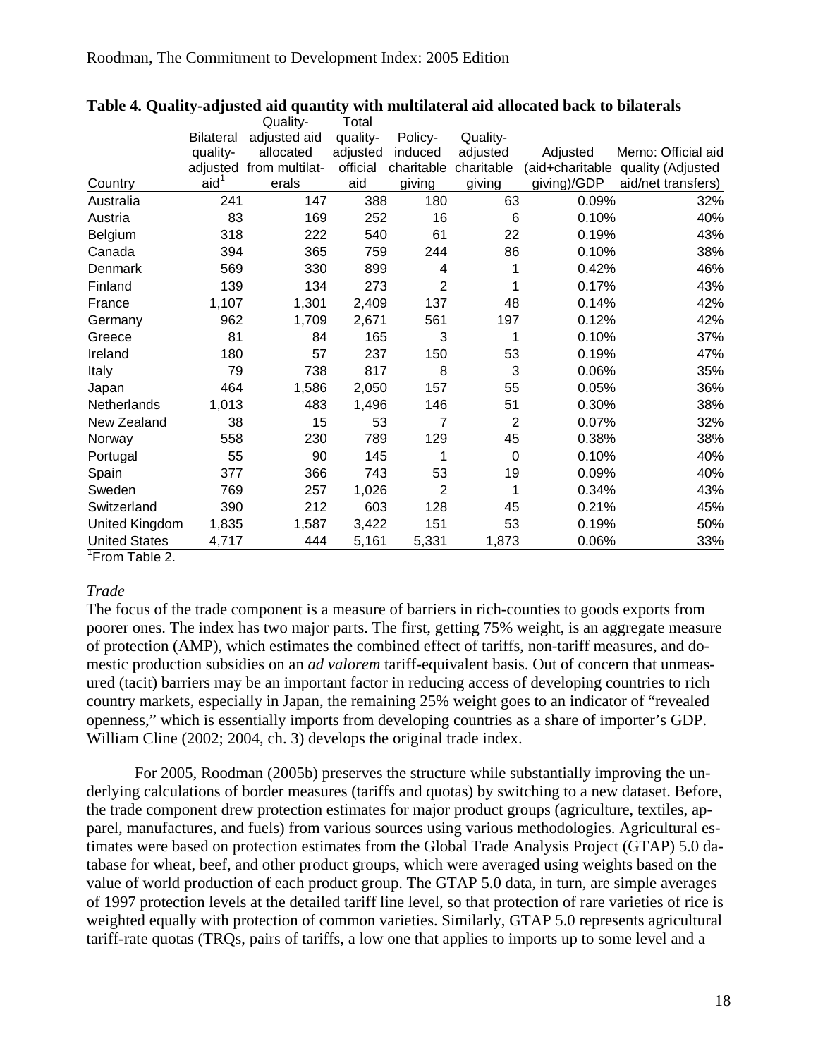**Table 4. Quality-adjusted aid quantity with multilateral aid allocated back to bilaterals**

| Country | Bilateral quality-adjusted aid[1] | Quality-adjusted aid allocated from multilaterals | Total quality-adjusted official aid | Policy-induced charitable giving | Quality-adjusted charitable giving | Adjusted (aid+charitable giving)/GDP | Memo: Official aid quality (Adjusted aid/net transfers) |
|---|---|---|---|---|---|---|---|
| Australia | 241 | 147 | 388 | 180 | 63 | 0.09% | 32% |
| Austria | 83 | 169 | 252 | 16 | 6 | 0.10% | 40% |
| Belgium | 318 | 222 | 540 | 61 | 22 | 0.19% | 43% |
| Canada | 394 | 365 | 759 | 244 | 86 | 0.10% | 38% |
| Denmark | 569 | 330 | 899 | 4 | 1 | 0.42% | 46% |
| Finland | 139 | 134 | 273 | 2 | 1 | 0.17% | 43% |
| France | 1,107 | 1,301 | 2,409 | 137 | 48 | 0.14% | 42% |
| Germany | 962 | 1,709 | 2,671 | 561 | 197 | 0.12% | 42% |
| Greece | 81 | 84 | 165 | 3 | 1 | 0.10% | 37% |
| Ireland | 180 | 57 | 237 | 150 | 53 | 0.19% | 47% |
| Italy | 79 | 738 | 817 | 8 | 3 | 0.06% | 35% |
| Japan | 464 | 1,586 | 2,050 | 157 | 55 | 0.05% | 36% |
| Netherlands | 1,013 | 483 | 1,496 | 146 | 51 | 0.30% | 38% |
| New Zealand | 38 | 15 | 53 | 7 | 2 | 0.07% | 32% |
| Norway | 558 | 230 | 789 | 129 | 45 | 0.38% | 38% |
| Portugal | 55 | 90 | 145 | 1 | 0 | 0.10% | 40% |
| Spain | 377 | 366 | 743 | 53 | 19 | 0.09% | 40% |
| Sweden | 769 | 257 | 1,026 | 2 | 1 | 0.34% | 43% |
| Switzerland | 390 | 212 | 603 | 128 | 45 | 0.21% | 45% |
| United Kingdom | 1,835 | 1,587 | 3,422 | 151 | 53 | 0.19% | 50% |
| United States | 4,717 | 444 | 5,161 | 5,331 | 1,873 | 0.06% | 33% |

[1]From Table 2.

*Trade*

The focus of the trade component is a measure of barriers in rich-counties to goods exports from poorer ones. The index has two major parts. The first, getting 75% weight, is an aggregate measure of protection (AMP), which estimates the combined effect of tariffs, non-tariff measures, and domestic production subsidies on an *ad valorem* tariff-equivalent basis. Out of concern that unmeasured (tacit) barriers may be an important factor in reducing access of developing countries to rich country markets, especially in Japan, the remaining 25% weight goes to an indicator of "revealed openness," which is essentially imports from developing countries as a share of importer's GDP. William Cline (2002; 2004, ch. 3) develops the original trade index.

For 2005, Roodman (2005b) preserves the structure while substantially improving the underlying calculations of border measures (tariffs and quotas) by switching to a new dataset. Before, the trade component drew protection estimates for major product groups (agriculture, textiles, apparel, manufactures, and fuels) from various sources using various methodologies. Agricultural estimates were based on protection estimates from the Global Trade Analysis Project (GTAP) 5.0 database for wheat, beef, and other product groups, which were averaged using weights based on the value of world production of each product group. The GTAP 5.0 data, in turn, are simple averages of 1997 protection levels at the detailed tariff line level, so that protection of rare varieties of rice is weighted equally with protection of common varieties. Similarly, GTAP 5.0 represents agricultural tariff-rate quotas (TRQs, pairs of tariffs, a low one that applies to imports up to some level and a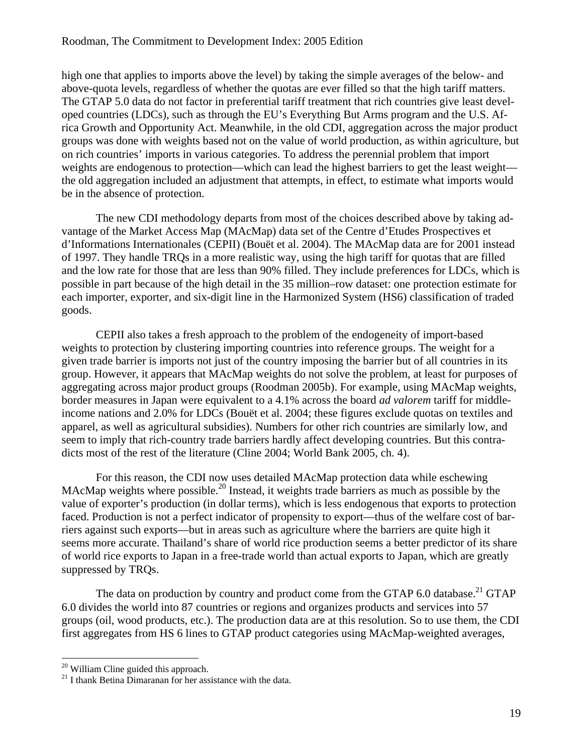high one that applies to imports above the level) by taking the simple averages of the below- and above-quota levels, regardless of whether the quotas are ever filled so that the high tariff matters. The GTAP 5.0 data do not factor in preferential tariff treatment that rich countries give least developed countries (LDCs), such as through the EU's Everything But Arms program and the U.S. Africa Growth and Opportunity Act. Meanwhile, in the old CDI, aggregation across the major product groups was done with weights based not on the value of world production, as within agriculture, but on rich countries' imports in various categories. To address the perennial problem that import weights are endogenous to protection—which can lead the highest barriers to get the least weight—the old aggregation included an adjustment that attempts, in effect, to estimate what imports would be in the absence of protection.

The new CDI methodology departs from most of the choices described above by taking advantage of the Market Access Map (MAcMap) data set of the Centre d'Etudes Prospectives et d'Informations Internationales (CEPII) (Bouët et al. 2004). The MAcMap data are for 2001 instead of 1997. They handle TRQs in a more realistic way, using the high tariff for quotas that are filled and the low rate for those that are less than 90% filled. They include preferences for LDCs, which is possible in part because of the high detail in the 35 million–row dataset: one protection estimate for each importer, exporter, and six-digit line in the Harmonized System (HS6) classification of traded goods.

CEPII also takes a fresh approach to the problem of the endogeneity of import-based weights to protection by clustering importing countries into reference groups. The weight for a given trade barrier is imports not just of the country imposing the barrier but of all countries in its group. However, it appears that MAcMap weights do not solve the problem, at least for purposes of aggregating across major product groups (Roodman 2005b). For example, using MAcMap weights, border measures in Japan were equivalent to a 4.1% across the board *ad valorem* tariff for middle-income nations and 2.0% for LDCs (Bouët et al. 2004; these figures exclude quotas on textiles and apparel, as well as agricultural subsidies). Numbers for other rich countries are similarly low, and seem to imply that rich-country trade barriers hardly affect developing countries. But this contradicts most of the rest of the literature (Cline 2004; World Bank 2005, ch. 4).

For this reason, the CDI now uses detailed MAcMap protection data while eschewing MAcMap weights where possible.[20] Instead, it weights trade barriers as much as possible by the value of exporter's production (in dollar terms), which is less endogenous that exports to protection faced. Production is not a perfect indicator of propensity to export—thus of the welfare cost of barriers against such exports—but in areas such as agriculture where the barriers are quite high it seems more accurate. Thailand's share of world rice production seems a better predictor of its share of world rice exports to Japan in a free-trade world than actual exports to Japan, which are greatly suppressed by TRQs.

The data on production by country and product come from the GTAP 6.0 database.[21] GTAP 6.0 divides the world into 87 countries or regions and organizes products and services into 57 groups (oil, wood products, etc.). The production data are at this resolution. So to use them, the CDI first aggregates from HS 6 lines to GTAP product categories using MAcMap-weighted averages,

[20] William Cline guided this approach.

[21] I thank Betina Dimaranan for her assistance with the data.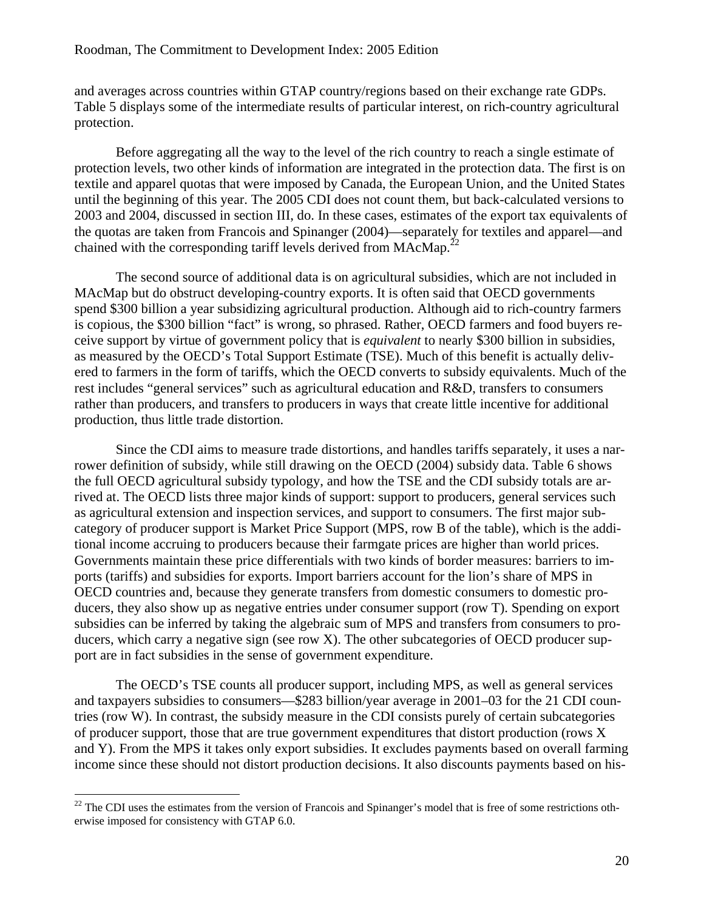and averages across countries within GTAP country/regions based on their exchange rate GDPs. Table 5 displays some of the intermediate results of particular interest, on rich-country agricultural protection.

Before aggregating all the way to the level of the rich country to reach a single estimate of protection levels, two other kinds of information are integrated in the protection data. The first is on textile and apparel quotas that were imposed by Canada, the European Union, and the United States until the beginning of this year. The 2005 CDI does not count them, but back-calculated versions to 2003 and 2004, discussed in section III, do. In these cases, estimates of the export tax equivalents of the quotas are taken from Francois and Spinanger (2004)—separately for textiles and apparel—and chained with the corresponding tariff levels derived from MAcMap.[22]

The second source of additional data is on agricultural subsidies, which are not included in MAcMap but do obstruct developing-country exports. It is often said that OECD governments spend \$300 billion a year subsidizing agricultural production. Although aid to rich-country farmers is copious, the \$300 billion "fact" is wrong, so phrased. Rather, OECD farmers and food buyers receive support by virtue of government policy that is *equivalent* to nearly \$300 billion in subsidies, as measured by the OECD's Total Support Estimate (TSE). Much of this benefit is actually delivered to farmers in the form of tariffs, which the OECD converts to subsidy equivalents. Much of the rest includes "general services" such as agricultural education and R&D, transfers to consumers rather than producers, and transfers to producers in ways that create little incentive for additional production, thus little trade distortion.

Since the CDI aims to measure trade distortions, and handles tariffs separately, it uses a narrower definition of subsidy, while still drawing on the OECD (2004) subsidy data. Table 6 shows the full OECD agricultural subsidy typology, and how the TSE and the CDI subsidy totals are arrived at. The OECD lists three major kinds of support: support to producers, general services such as agricultural extension and inspection services, and support to consumers. The first major subcategory of producer support is Market Price Support (MPS, row B of the table), which is the additional income accruing to producers because their farmgate prices are higher than world prices. Governments maintain these price differentials with two kinds of border measures: barriers to imports (tariffs) and subsidies for exports. Import barriers account for the lion's share of MPS in OECD countries and, because they generate transfers from domestic consumers to domestic producers, they also show up as negative entries under consumer support (row T). Spending on export subsidies can be inferred by taking the algebraic sum of MPS and transfers from consumers to producers, which carry a negative sign (see row X). The other subcategories of OECD producer support are in fact subsidies in the sense of government expenditure.

The OECD's TSE counts all producer support, including MPS, as well as general services and taxpayers subsidies to consumers—\$283 billion/year average in 2001–03 for the 21 CDI countries (row W). In contrast, the subsidy measure in the CDI consists purely of certain subcategories of producer support, those that are true government expenditures that distort production (rows X and Y). From the MPS it takes only export subsidies. It excludes payments based on overall farming income since these should not distort production decisions. It also discounts payments based on his-

---

[22] The CDI uses the estimates from the version of Francois and Spinanger's model that is free of some restrictions otherwise imposed for consistency with GTAP 6.0.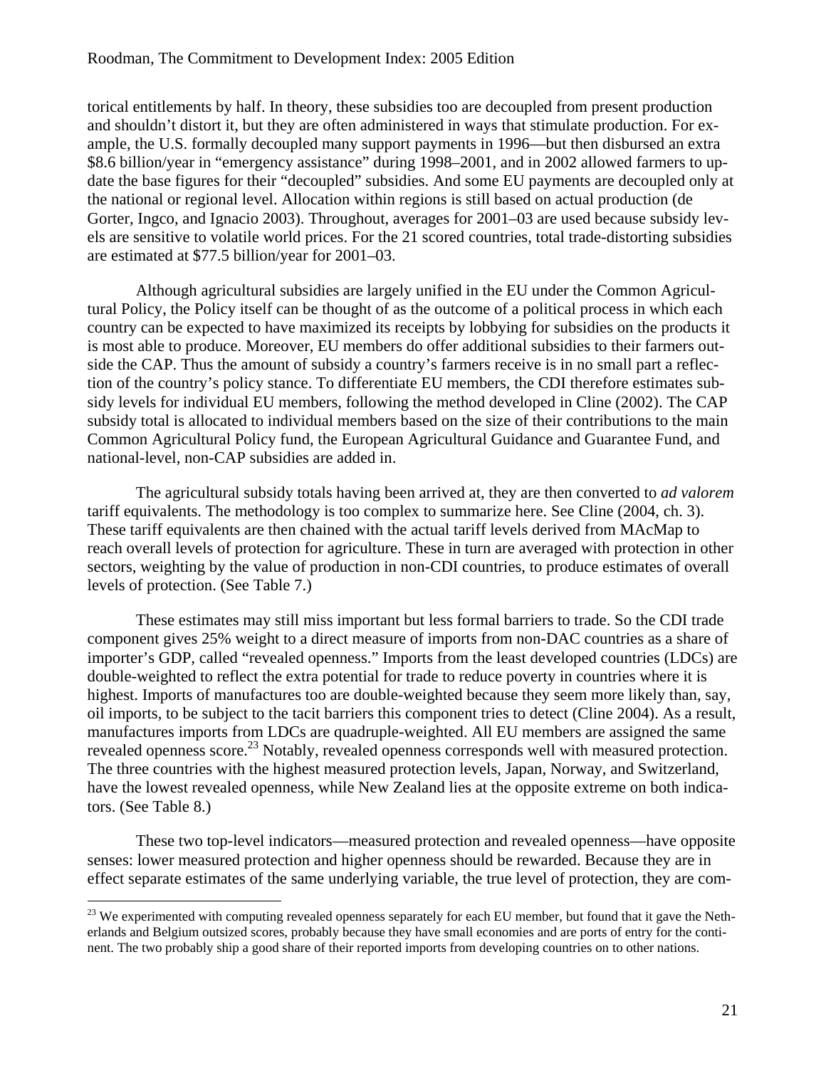torical entitlements by half. In theory, these subsidies too are decoupled from present production and shouldn't distort it, but they are often administered in ways that stimulate production. For example, the U.S. formally decoupled many support payments in 1996—but then disbursed an extra \$8.6 billion/year in "emergency assistance" during 1998–2001, and in 2002 allowed farmers to update the base figures for their "decoupled" subsidies. And some EU payments are decoupled only at the national or regional level. Allocation within regions is still based on actual production (de Gorter, Ingco, and Ignacio 2003). Throughout, averages for 2001–03 are used because subsidy levels are sensitive to volatile world prices. For the 21 scored countries, total trade-distorting subsidies are estimated at \$77.5 billion/year for 2001–03.

Although agricultural subsidies are largely unified in the EU under the Common Agricultural Policy, the Policy itself can be thought of as the outcome of a political process in which each country can be expected to have maximized its receipts by lobbying for subsidies on the products it is most able to produce. Moreover, EU members do offer additional subsidies to their farmers outside the CAP. Thus the amount of subsidy a country's farmers receive is in no small part a reflection of the country's policy stance. To differentiate EU members, the CDI therefore estimates subsidy levels for individual EU members, following the method developed in Cline (2002). The CAP subsidy total is allocated to individual members based on the size of their contributions to the main Common Agricultural Policy fund, the European Agricultural Guidance and Guarantee Fund, and national-level, non-CAP subsidies are added in.

The agricultural subsidy totals having been arrived at, they are then converted to *ad valorem* tariff equivalents. The methodology is too complex to summarize here. See Cline (2004, ch. 3). These tariff equivalents are then chained with the actual tariff levels derived from MAcMap to reach overall levels of protection for agriculture. These in turn are averaged with protection in other sectors, weighting by the value of production in non-CDI countries, to produce estimates of overall levels of protection. (See Table 7.)

These estimates may still miss important but less formal barriers to trade. So the CDI trade component gives 25% weight to a direct measure of imports from non-DAC countries as a share of importer's GDP, called "revealed openness." Imports from the least developed countries (LDCs) are double-weighted to reflect the extra potential for trade to reduce poverty in countries where it is highest. Imports of manufactures too are double-weighted because they seem more likely than, say, oil imports, to be subject to the tacit barriers this component tries to detect (Cline 2004). As a result, manufactures imports from LDCs are quadruple-weighted. All EU members are assigned the same revealed openness score.[23] Notably, revealed openness corresponds well with measured protection. The three countries with the highest measured protection levels, Japan, Norway, and Switzerland, have the lowest revealed openness, while New Zealand lies at the opposite extreme on both indicators. (See Table 8.)

These two top-level indicators—measured protection and revealed openness—have opposite senses: lower measured protection and higher openness should be rewarded. Because they are in effect separate estimates of the same underlying variable, the true level of protection, they are com-

[23] We experimented with computing revealed openness separately for each EU member, but found that it gave the Netherlands and Belgium outsized scores, probably because they have small economies and are ports of entry for the continent. The two probably ship a good share of their reported imports from developing countries on to other nations.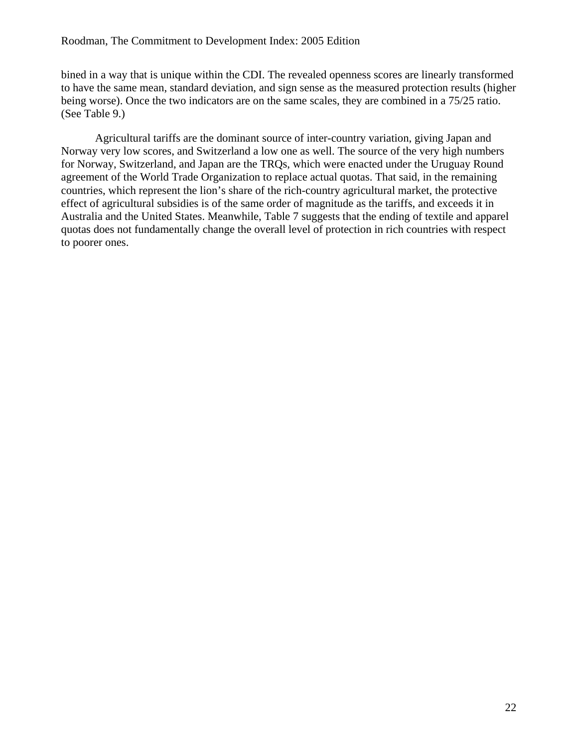bined in a way that is unique within the CDI. The revealed openness scores are linearly transformed to have the same mean, standard deviation, and sign sense as the measured protection results (higher being worse). Once the two indicators are on the same scales, they are combined in a 75/25 ratio. (See Table 9.)

Agricultural tariffs are the dominant source of inter-country variation, giving Japan and Norway very low scores, and Switzerland a low one as well. The source of the very high numbers for Norway, Switzerland, and Japan are the TRQs, which were enacted under the Uruguay Round agreement of the World Trade Organization to replace actual quotas. That said, in the remaining countries, which represent the lion's share of the rich-country agricultural market, the protective effect of agricultural subsidies is of the same order of magnitude as the tariffs, and exceeds it in Australia and the United States. Meanwhile, Table 7 suggests that the ending of textile and apparel quotas does not fundamentally change the overall level of protection in rich countries with respect to poorer ones.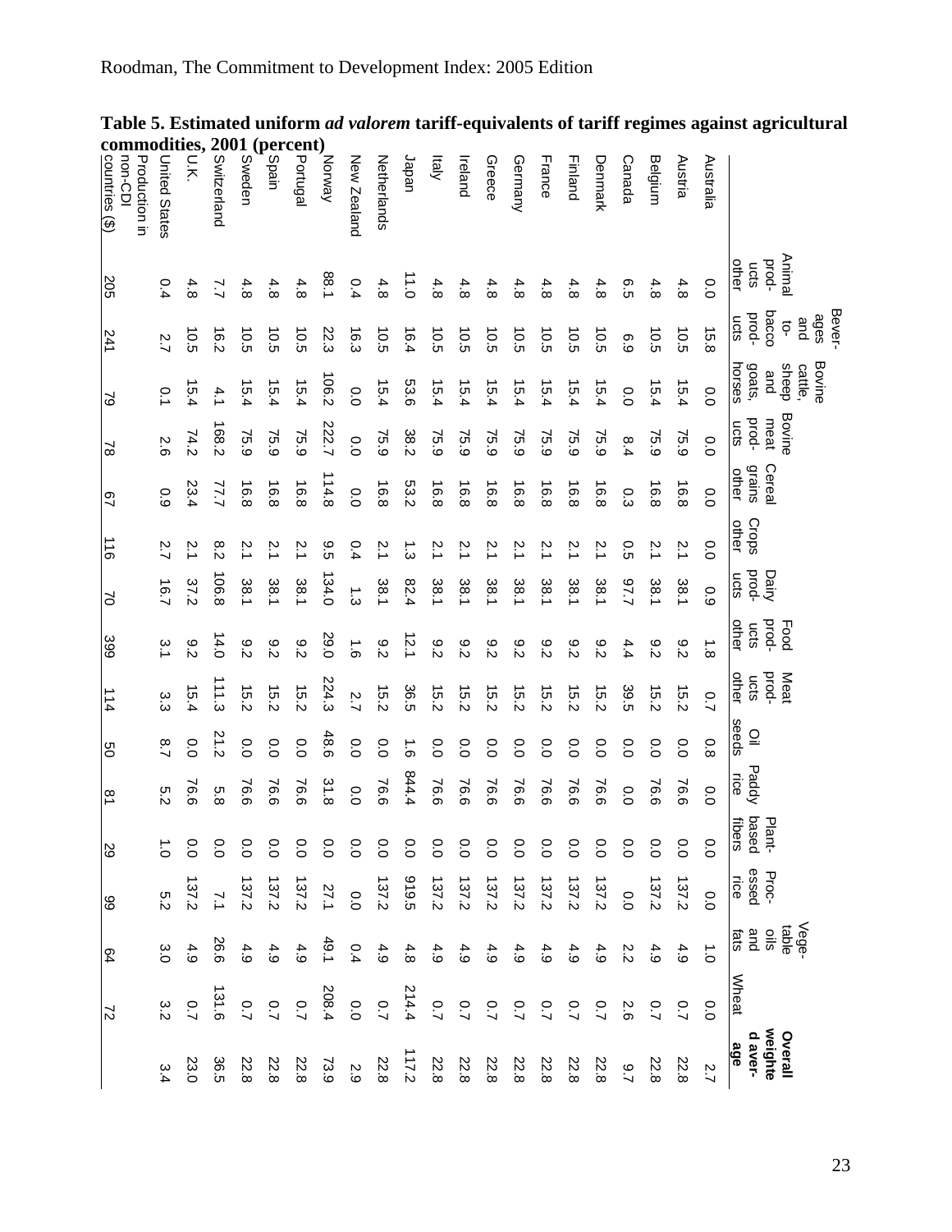**Table 5. Estimated uniform *ad valorem* tariff-equivalents of tariff regimes against agricultural commodities, 2001 (percent)**

| | Animal products other | Beverages and tobacco products | Bovine cattle, sheep and goats, horses | Bovine meat products | Cereal grains other | Crops other | Dairy products | Food products other | Meat products other | Oil seeds | Paddy rice | Plant-based fibers | Processed rice | Vegetable oils and fats | Wheat | Overall weighted average |
|---|---|---|---|---|---|---|---|---|---|---|---|---|---|---|---|---|
| Australia | 0.0 | 15.8 | 0.0 | 0.0 | 0.0 | 0.0 | 0.9 | 1.8 | 0.7 | 0.8 | 0.0 | 0.0 | 0.0 | 1.0 | 0.0 | 2.7 |
| Austria | 4.8 | 10.5 | 15.4 | 75.9 | 16.8 | 2.1 | 38.1 | 9.2 | 15.2 | 0.0 | 76.6 | 0.0 | 137.2 | 4.9 | 0.7 | 22.8 |
| Belgium | 4.8 | 10.5 | 15.4 | 75.9 | 16.8 | 2.1 | 38.1 | 9.2 | 15.2 | 0.0 | 76.6 | 0.0 | 137.2 | 4.9 | 0.7 | 22.8 |
| Canada | 6.5 | 6.9 | 0.0 | 8.4 | 0.3 | 0.5 | 97.7 | 4.4 | 39.5 | 0.0 | 0.0 | 0.0 | 0.0 | 2.2 | 2.6 | 9.7 |
| Denmark | 4.8 | 10.5 | 15.4 | 75.9 | 16.8 | 2.1 | 38.1 | 9.2 | 15.2 | 0.0 | 76.6 | 0.0 | 137.2 | 4.9 | 0.7 | 22.8 |
| Finland | 4.8 | 10.5 | 15.4 | 75.9 | 16.8 | 2.1 | 38.1 | 9.2 | 15.2 | 0.0 | 76.6 | 0.0 | 137.2 | 4.9 | 0.7 | 22.8 |
| France | 4.8 | 10.5 | 15.4 | 75.9 | 16.8 | 2.1 | 38.1 | 9.2 | 15.2 | 0.0 | 76.6 | 0.0 | 137.2 | 4.9 | 0.7 | 22.8 |
| Germany | 4.8 | 10.5 | 15.4 | 75.9 | 16.8 | 2.1 | 38.1 | 9.2 | 15.2 | 0.0 | 76.6 | 0.0 | 137.2 | 4.9 | 0.7 | 22.8 |
| Greece | 4.8 | 10.5 | 15.4 | 75.9 | 16.8 | 2.1 | 38.1 | 9.2 | 15.2 | 0.0 | 76.6 | 0.0 | 137.2 | 4.9 | 0.7 | 22.8 |
| Ireland | 4.8 | 10.5 | 15.4 | 75.9 | 16.8 | 2.1 | 38.1 | 9.2 | 15.2 | 0.0 | 76.6 | 0.0 | 137.2 | 4.9 | 0.7 | 22.8 |
| Italy | 4.8 | 10.5 | 15.4 | 75.9 | 16.8 | 2.1 | 38.1 | 9.2 | 15.2 | 0.0 | 76.6 | 0.0 | 137.2 | 4.9 | 0.7 | 22.8 |
| Japan | 11.0 | 16.4 | 53.6 | 38.2 | 53.2 | 1.3 | 82.4 | 12.1 | 36.5 | 1.6 | 844.4 | 0.0 | 919.5 | 4.8 | 214.4 | 117.2 |
| Netherlands | 4.8 | 10.5 | 15.4 | 75.9 | 16.8 | 2.1 | 38.1 | 9.2 | 15.2 | 0.0 | 76.6 | 0.0 | 137.2 | 4.9 | 0.7 | 22.8 |
| New Zealand | 0.4 | 16.3 | 0.0 | 0.0 | 0.0 | 0.4 | 1.3 | 1.6 | 2.7 | 0.0 | 0.0 | 0.0 | 0.0 | 0.4 | 0.0 | 2.9 |
| Norway | 88.1 | 22.3 | 106.2 | 222.7 | 114.8 | 9.5 | 134.0 | 29.0 | 224.3 | 48.6 | 31.8 | 0.0 | 27.1 | 49.1 | 208.4 | 73.9 |
| Portugal | 4.8 | 10.5 | 15.4 | 75.9 | 16.8 | 2.1 | 38.1 | 9.2 | 15.2 | 0.0 | 76.6 | 0.0 | 137.2 | 4.9 | 0.7 | 22.8 |
| Spain | 4.8 | 10.5 | 15.4 | 75.9 | 16.8 | 2.1 | 38.1 | 9.2 | 15.2 | 0.0 | 76.6 | 0.0 | 137.2 | 4.9 | 0.7 | 22.8 |
| Sweden | 4.8 | 10.5 | 15.4 | 75.9 | 16.8 | 2.1 | 38.1 | 9.2 | 15.2 | 0.0 | 76.6 | 0.0 | 137.2 | 4.9 | 0.7 | 22.8 |
| Switzerland | 7.7 | 16.2 | 4.1 | 168.2 | 77.7 | 8.2 | 106.8 | 14.0 | 111.3 | 21.2 | 5.8 | 0.0 | 7.1 | 26.6 | 131.6 | 36.5 |
| U.K. | 4.8 | 10.5 | 15.4 | 74.2 | 23.4 | 2.1 | 37.2 | 9.2 | 15.4 | 0.0 | 76.6 | 0.0 | 137.2 | 4.9 | 0.7 | 23.0 |
| United States | 0.4 | 2.7 | 0.1 | 2.6 | 0.9 | 2.7 | 16.7 | 3.1 | 3.3 | 8.7 | 5.2 | 1.0 | 5.2 | 3.0 | 3.2 | 3.4 |
| Production in non-CDI countries ($) | 205 | 241 | 79 | 78 | 67 | 116 | 70 | 399 | 114 | 50 | 81 | 29 | 99 | 64 | 72 | |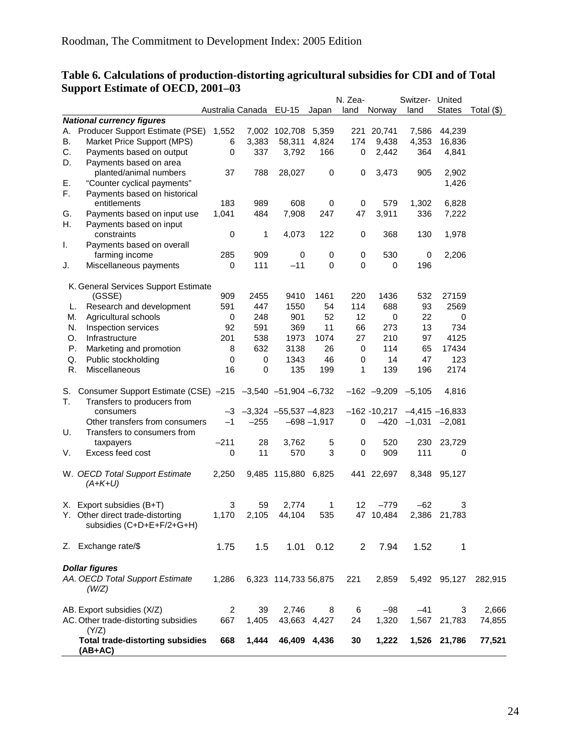### Table 6. Calculations of production-distorting agricultural subsidies for CDI and of Total Support Estimate of OECD, 2001–03

| | | Australia | Canada | EU-15 | Japan | N. Zealand | Norway | Switzerland | United States | Total ($) |
|---|---|---|---|---|---|---|---|---|---|---|
| | ***National currency figures*** | | | | | | | | | |
| A. | Producer Support Estimate (PSE) | 1,552 | 7,002 | 102,708 | 5,359 | 221 | 20,741 | 7,586 | 44,239 | |
| B. | Market Price Support (MPS) | 6 | 3,383 | 58,311 | 4,824 | 174 | 9,438 | 4,353 | 16,836 | |
| C. | Payments based on output | 0 | 337 | 3,792 | 166 | 0 | 2,442 | 364 | 4,841 | |
| D. | Payments based on area planted/animal numbers | 37 | 788 | 28,027 | 0 | 0 | 3,473 | 905 | 2,902 | |
| E. | "Counter cyclical payments" | | | | | | | | 1,426 | |
| F. | Payments based on historical entitlements | 183 | 989 | 608 | 0 | 0 | 579 | 1,302 | 6,828 | |
| G. | Payments based on input use | 1,041 | 484 | 7,908 | 247 | 47 | 3,911 | 336 | 7,222 | |
| H. | Payments based on input constraints | 0 | 1 | 4,073 | 122 | 0 | 368 | 130 | 1,978 | |
| I. | Payments based on overall farming income | 285 | 909 | 0 | 0 | 0 | 530 | 0 | 2,206 | |
| J. | Miscellaneous payments | 0 | 111 | –11 | 0 | 0 | 0 | 196 | | |
| K. | General Services Support Estimate (GSSE) | 909 | 2455 | 9410 | 1461 | 220 | 1436 | 532 | 27159 | |
| L. | Research and development | 591 | 447 | 1550 | 54 | 114 | 688 | 93 | 2569 | |
| M. | Agricultural schools | 0 | 248 | 901 | 52 | 12 | 0 | 22 | 0 | |
| N. | Inspection services | 92 | 591 | 369 | 11 | 66 | 273 | 13 | 734 | |
| O. | Infrastructure | 201 | 538 | 1973 | 1074 | 27 | 210 | 97 | 4125 | |
| P. | Marketing and promotion | 8 | 632 | 3138 | 26 | 0 | 114 | 65 | 17434 | |
| Q. | Public stockholding | 0 | 0 | 1343 | 46 | 0 | 14 | 47 | 123 | |
| R. | Miscellaneous | 16 | 0 | 135 | 199 | 1 | 139 | 196 | 2174 | |
| S. | Consumer Support Estimate (CSE) | –215 | –3,540 | –51,904 | –6,732 | –162 | –9,209 | –5,105 | 4,816 | |
| T. | Transfers to producers from consumers | –3 | –3,324 | –55,537 | –4,823 | –162 | -10,217 | –4,415 | –16,833 | |
| | Other transfers from consumers | –1 | –255 | –698 | –1,917 | 0 | –420 | –1,031 | –2,081 | |
| U. | Transfers to consumers from taxpayers | –211 | 28 | 3,762 | 5 | 0 | 520 | 230 | 23,729 | |
| V. | Excess feed cost | 0 | 11 | 570 | 3 | 0 | 909 | 111 | 0 | |
| W. | *OECD Total Support Estimate (A+K+U)* | 2,250 | 9,485 | 115,880 | 6,825 | 441 | 22,697 | 8,348 | 95,127 | |
| X. | Export subsidies (B+T) | 3 | 59 | 2,774 | 1 | 12 | –779 | –62 | 3 | |
| Y. | Other direct trade-distorting subsidies (C+D+E+F/2+G+H) | 1,170 | 2,105 | 44,104 | 535 | 47 | 10,484 | 2,386 | 21,783 | |
| Z. | Exchange rate/$ | 1.75 | 1.5 | 1.01 | 0.12 | 2 | 7.94 | 1.52 | 1 | |
| | ***Dollar figures*** | | | | | | | | | |
| AA. | *OECD Total Support Estimate (W/Z)* | 1,286 | 6,323 | 114,733 | 56,875 | 221 | 2,859 | 5,492 | 95,127 | 282,915 |
| AB. | Export subsidies (X/Z) | 2 | 39 | 2,746 | 8 | 6 | –98 | –41 | 3 | 2,666 |
| AC. | Other trade-distorting subsidies (Y/Z) | 667 | 1,405 | 43,663 | 4,427 | 24 | 1,320 | 1,567 | 21,783 | 74,855 |
| | **Total trade-distorting subsidies (AB+AC)** | **668** | **1,444** | **46,409** | **4,436** | **30** | **1,222** | **1,526** | **21,786** | **77,521** |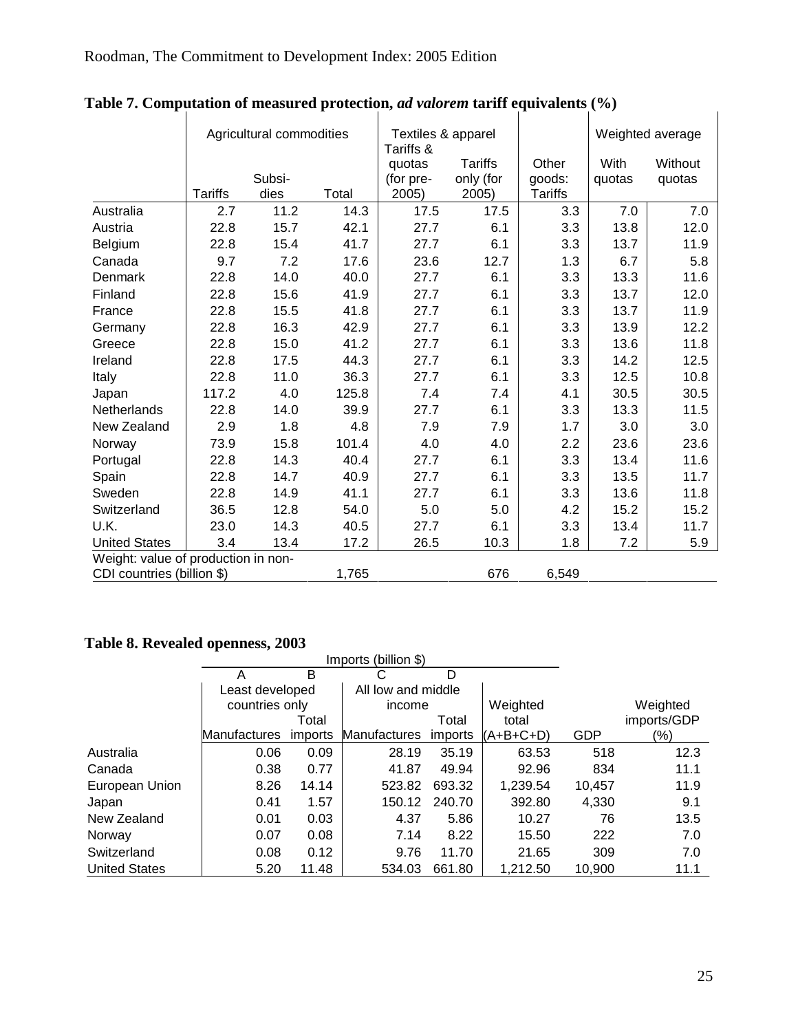**Table 7. Computation of measured protection, *ad valorem* tariff equivalents (%)**

| | Agricultural commodities | | | Textiles & apparel | | | Weighted average | |
|---|---|---|---|---|---|---|---|---|
| | Tariffs | Subsi-dies | Total | Tariffs & quotas (for pre-2005) | Tariffs only (for 2005) | Other goods: Tariffs | With quotas | Without quotas |
| Australia | 2.7 | 11.2 | 14.3 | 17.5 | 17.5 | 3.3 | 7.0 | 7.0 |
| Austria | 22.8 | 15.7 | 42.1 | 27.7 | 6.1 | 3.3 | 13.8 | 12.0 |
| Belgium | 22.8 | 15.4 | 41.7 | 27.7 | 6.1 | 3.3 | 13.7 | 11.9 |
| Canada | 9.7 | 7.2 | 17.6 | 23.6 | 12.7 | 1.3 | 6.7 | 5.8 |
| Denmark | 22.8 | 14.0 | 40.0 | 27.7 | 6.1 | 3.3 | 13.3 | 11.6 |
| Finland | 22.8 | 15.6 | 41.9 | 27.7 | 6.1 | 3.3 | 13.7 | 12.0 |
| France | 22.8 | 15.5 | 41.8 | 27.7 | 6.1 | 3.3 | 13.7 | 11.9 |
| Germany | 22.8 | 16.3 | 42.9 | 27.7 | 6.1 | 3.3 | 13.9 | 12.2 |
| Greece | 22.8 | 15.0 | 41.2 | 27.7 | 6.1 | 3.3 | 13.6 | 11.8 |
| Ireland | 22.8 | 17.5 | 44.3 | 27.7 | 6.1 | 3.3 | 14.2 | 12.5 |
| Italy | 22.8 | 11.0 | 36.3 | 27.7 | 6.1 | 3.3 | 12.5 | 10.8 |
| Japan | 117.2 | 4.0 | 125.8 | 7.4 | 7.4 | 4.1 | 30.5 | 30.5 |
| Netherlands | 22.8 | 14.0 | 39.9 | 27.7 | 6.1 | 3.3 | 13.3 | 11.5 |
| New Zealand | 2.9 | 1.8 | 4.8 | 7.9 | 7.9 | 1.7 | 3.0 | 3.0 |
| Norway | 73.9 | 15.8 | 101.4 | 4.0 | 4.0 | 2.2 | 23.6 | 23.6 |
| Portugal | 22.8 | 14.3 | 40.4 | 27.7 | 6.1 | 3.3 | 13.4 | 11.6 |
| Spain | 22.8 | 14.7 | 40.9 | 27.7 | 6.1 | 3.3 | 13.5 | 11.7 |
| Sweden | 22.8 | 14.9 | 41.1 | 27.7 | 6.1 | 3.3 | 13.6 | 11.8 |
| Switzerland | 36.5 | 12.8 | 54.0 | 5.0 | 5.0 | 4.2 | 15.2 | 15.2 |
| U.K. | 23.0 | 14.3 | 40.5 | 27.7 | 6.1 | 3.3 | 13.4 | 11.7 |
| United States | 3.4 | 13.4 | 17.2 | 26.5 | 10.3 | 1.8 | 7.2 | 5.9 |
| Weight: value of production in non-CDI countries (billion $) | | | 1,765 | | 676 | 6,549 | | |

**Table 8. Revealed openness, 2003**

| | Imports (billion $) | | | | | | |
|---|---|---|---|---|---|---|---|
| | A | B | C | D | | | |
| | Least developed countries only | | All low and middle income | | | | |
| | Manufactures | Total imports | Manufactures | Total imports | Weighted total (A+B+C+D) | GDP | Weighted imports/GDP (%) |
| Australia | 0.06 | 0.09 | 28.19 | 35.19 | 63.53 | 518 | 12.3 |
| Canada | 0.38 | 0.77 | 41.87 | 49.94 | 92.96 | 834 | 11.1 |
| European Union | 8.26 | 14.14 | 523.82 | 693.32 | 1,239.54 | 10,457 | 11.9 |
| Japan | 0.41 | 1.57 | 150.12 | 240.70 | 392.80 | 4,330 | 9.1 |
| New Zealand | 0.01 | 0.03 | 4.37 | 5.86 | 10.27 | 76 | 13.5 |
| Norway | 0.07 | 0.08 | 7.14 | 8.22 | 15.50 | 222 | 7.0 |
| Switzerland | 0.08 | 0.12 | 9.76 | 11.70 | 21.65 | 309 | 7.0 |
| United States | 5.20 | 11.48 | 534.03 | 661.80 | 1,212.50 | 10,900 | 11.1 |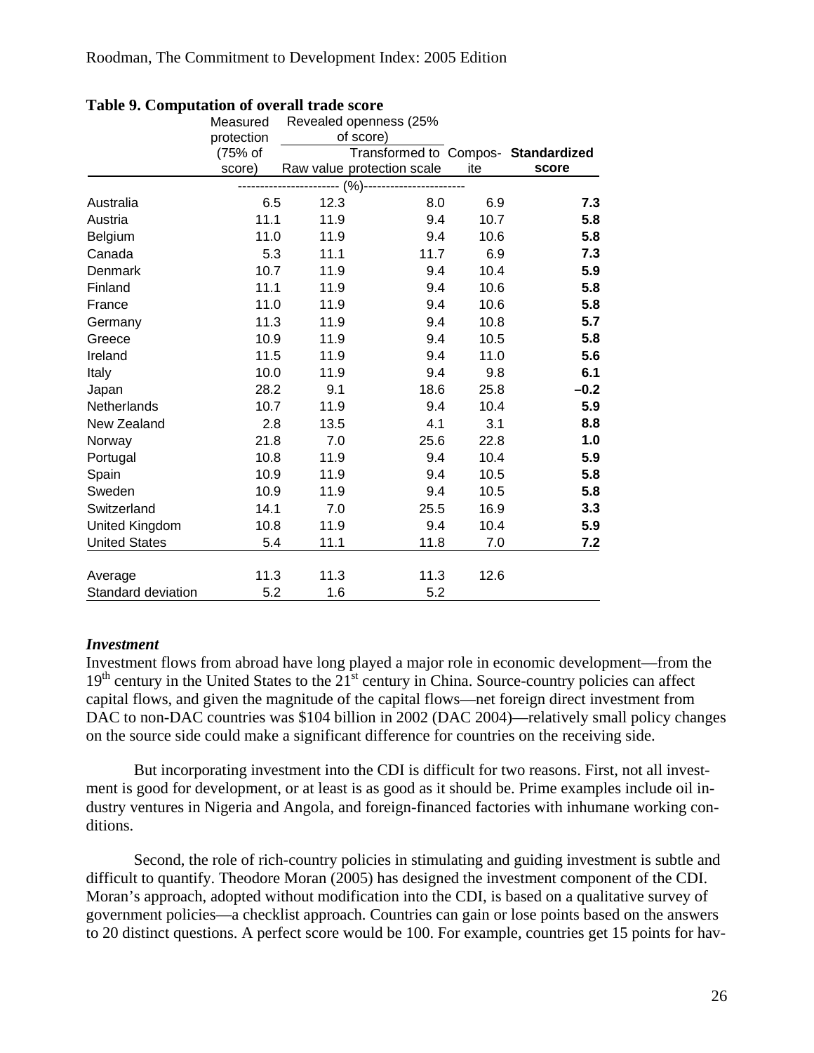**Table 9. Computation of overall trade score**

| | Measured protection (75% of score) | Revealed openness (25% of score) | | Compos-ite | Standardized score |
|---|---|---|---|---|---|
| | | Raw value | Transformed to protection scale | | |
| | (%) | | | | |
| Australia | 6.5 | 12.3 | 8.0 | 6.9 | **7.3** |
| Austria | 11.1 | 11.9 | 9.4 | 10.7 | **5.8** |
| Belgium | 11.0 | 11.9 | 9.4 | 10.6 | **5.8** |
| Canada | 5.3 | 11.1 | 11.7 | 6.9 | **7.3** |
| Denmark | 10.7 | 11.9 | 9.4 | 10.4 | **5.9** |
| Finland | 11.1 | 11.9 | 9.4 | 10.6 | **5.8** |
| France | 11.0 | 11.9 | 9.4 | 10.6 | **5.8** |
| Germany | 11.3 | 11.9 | 9.4 | 10.8 | **5.7** |
| Greece | 10.9 | 11.9 | 9.4 | 10.5 | **5.8** |
| Ireland | 11.5 | 11.9 | 9.4 | 11.0 | **5.6** |
| Italy | 10.0 | 11.9 | 9.4 | 9.8 | **6.1** |
| Japan | 28.2 | 9.1 | 18.6 | 25.8 | **–0.2** |
| Netherlands | 10.7 | 11.9 | 9.4 | 10.4 | **5.9** |
| New Zealand | 2.8 | 13.5 | 4.1 | 3.1 | **8.8** |
| Norway | 21.8 | 7.0 | 25.6 | 22.8 | **1.0** |
| Portugal | 10.8 | 11.9 | 9.4 | 10.4 | **5.9** |
| Spain | 10.9 | 11.9 | 9.4 | 10.5 | **5.8** |
| Sweden | 10.9 | 11.9 | 9.4 | 10.5 | **5.8** |
| Switzerland | 14.1 | 7.0 | 25.5 | 16.9 | **3.3** |
| United Kingdom | 10.8 | 11.9 | 9.4 | 10.4 | **5.9** |
| United States | 5.4 | 11.1 | 11.8 | 7.0 | **7.2** |
| Average | 11.3 | 11.3 | 11.3 | 12.6 | |
| Standard deviation | 5.2 | 1.6 | 5.2 | | |

### *Investment*

Investment flows from abroad have long played a major role in economic development—from the 19th century in the United States to the 21st century in China. Source-country policies can affect capital flows, and given the magnitude of the capital flows—net foreign direct investment from DAC to non-DAC countries was \$104 billion in 2002 (DAC 2004)—relatively small policy changes on the source side could make a significant difference for countries on the receiving side.

But incorporating investment into the CDI is difficult for two reasons. First, not all investment is good for development, or at least is as good as it should be. Prime examples include oil industry ventures in Nigeria and Angola, and foreign-financed factories with inhumane working conditions.

Second, the role of rich-country policies in stimulating and guiding investment is subtle and difficult to quantify. Theodore Moran (2005) has designed the investment component of the CDI. Moran's approach, adopted without modification into the CDI, is based on a qualitative survey of government policies—a checklist approach. Countries can gain or lose points based on the answers to 20 distinct questions. A perfect score would be 100. For example, countries get 15 points for hav-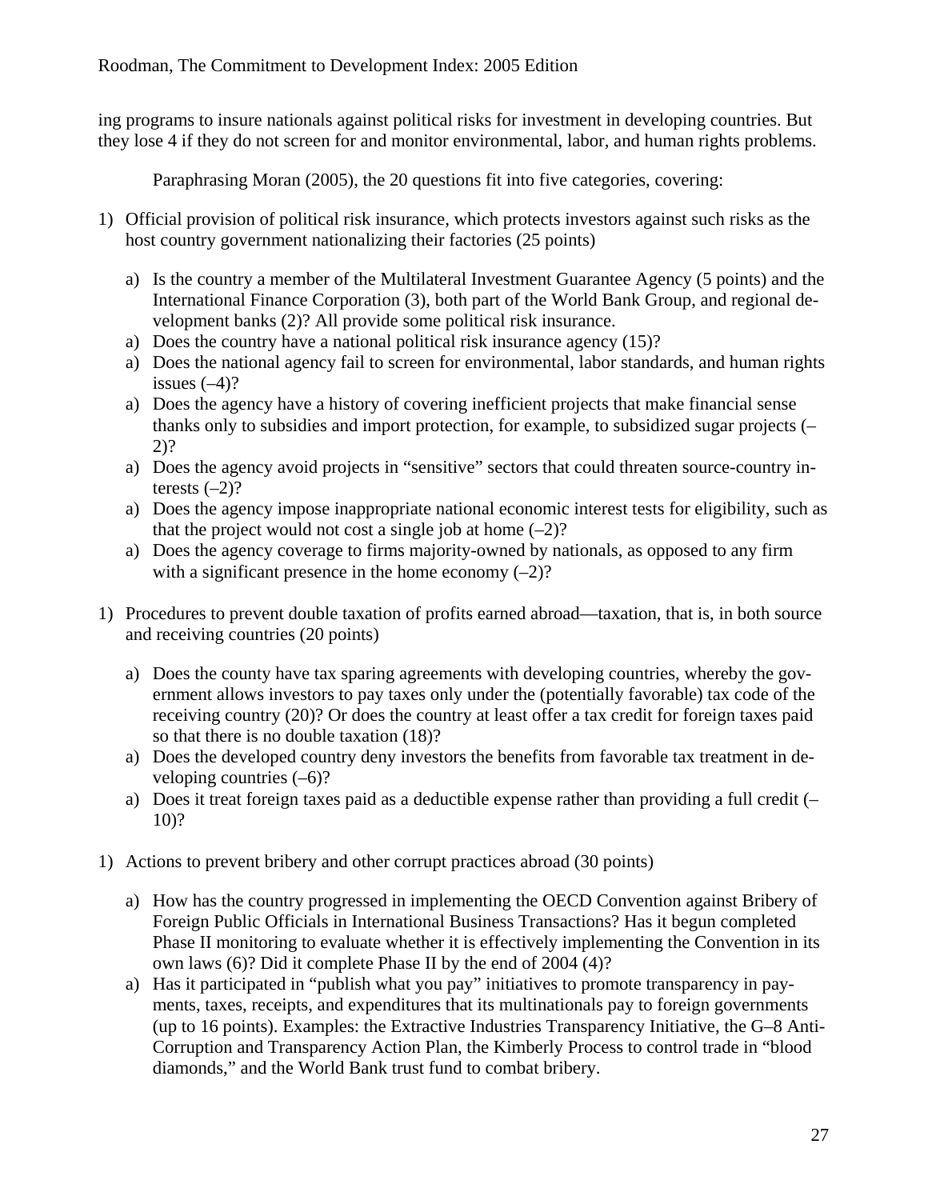ing programs to insure nationals against political risks for investment in developing countries. But they lose 4 if they do not screen for and monitor environmental, labor, and human rights problems.

Paraphrasing Moran (2005), the 20 questions fit into five categories, covering:

1) Official provision of political risk insurance, which protects investors against such risks as the host country government nationalizing their factories (25 points)

   a) Is the country a member of the Multilateral Investment Guarantee Agency (5 points) and the International Finance Corporation (3), both part of the World Bank Group, and regional development banks (2)? All provide some political risk insurance.
   a) Does the country have a national political risk insurance agency (15)?
   a) Does the national agency fail to screen for environmental, labor standards, and human rights issues (–4)?
   a) Does the agency have a history of covering inefficient projects that make financial sense thanks only to subsidies and import protection, for example, to subsidized sugar projects (–2)?
   a) Does the agency avoid projects in "sensitive" sectors that could threaten source-country interests (–2)?
   a) Does the agency impose inappropriate national economic interest tests for eligibility, such as that the project would not cost a single job at home (–2)?
   a) Does the agency coverage to firms majority-owned by nationals, as opposed to any firm with a significant presence in the home economy (–2)?

1) Procedures to prevent double taxation of profits earned abroad—taxation, that is, in both source and receiving countries (20 points)

   a) Does the county have tax sparing agreements with developing countries, whereby the government allows investors to pay taxes only under the (potentially favorable) tax code of the receiving country (20)? Or does the country at least offer a tax credit for foreign taxes paid so that there is no double taxation (18)?
   a) Does the developed country deny investors the benefits from favorable tax treatment in developing countries (–6)?
   a) Does it treat foreign taxes paid as a deductible expense rather than providing a full credit (–10)?

1) Actions to prevent bribery and other corrupt practices abroad (30 points)

   a) How has the country progressed in implementing the OECD Convention against Bribery of Foreign Public Officials in International Business Transactions? Has it begun completed Phase II monitoring to evaluate whether it is effectively implementing the Convention in its own laws (6)? Did it complete Phase II by the end of 2004 (4)?
   a) Has it participated in "publish what you pay" initiatives to promote transparency in payments, taxes, receipts, and expenditures that its multinationals pay to foreign governments (up to 16 points). Examples: the Extractive Industries Transparency Initiative, the G–8 Anti-Corruption and Transparency Action Plan, the Kimberly Process to control trade in "blood diamonds," and the World Bank trust fund to combat bribery.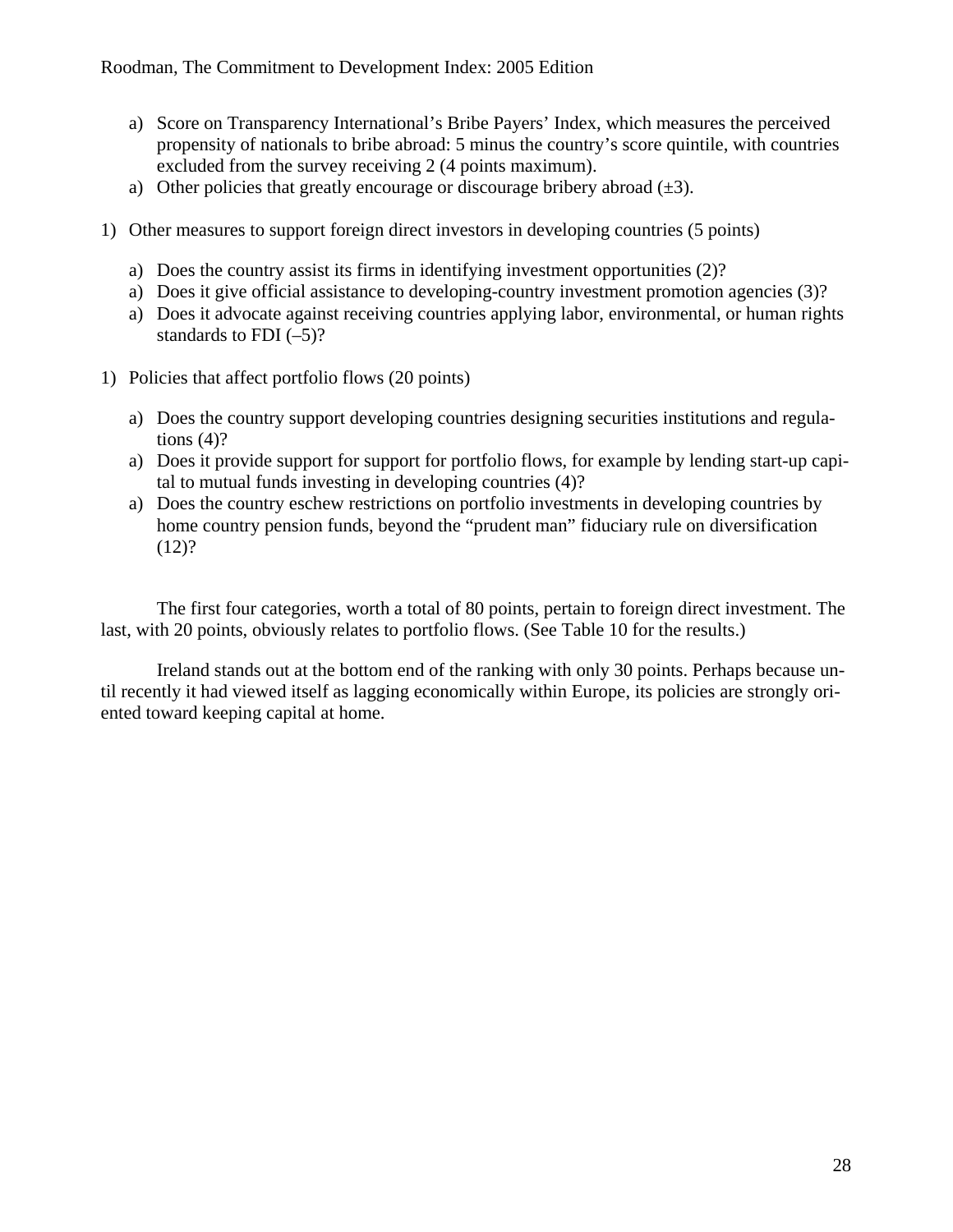a) Score on Transparency International's Bribe Payers' Index, which measures the perceived propensity of nationals to bribe abroad: 5 minus the country's score quintile, with countries excluded from the survey receiving 2 (4 points maximum).
   a) Other policies that greatly encourage or discourage bribery abroad (±3).

1) Other measures to support foreign direct investors in developing countries (5 points)

   a) Does the country assist its firms in identifying investment opportunities (2)?
   a) Does it give official assistance to developing-country investment promotion agencies (3)?
   a) Does it advocate against receiving countries applying labor, environmental, or human rights standards to FDI (–5)?

1) Policies that affect portfolio flows (20 points)

   a) Does the country support developing countries designing securities institutions and regulations (4)?
   a) Does it provide support for support for portfolio flows, for example by lending start-up capital to mutual funds investing in developing countries (4)?
   a) Does the country eschew restrictions on portfolio investments in developing countries by home country pension funds, beyond the "prudent man" fiduciary rule on diversification (12)?

The first four categories, worth a total of 80 points, pertain to foreign direct investment. The last, with 20 points, obviously relates to portfolio flows. (See Table 10 for the results.)

Ireland stands out at the bottom end of the ranking with only 30 points. Perhaps because until recently it had viewed itself as lagging economically within Europe, its policies are strongly oriented toward keeping capital at home.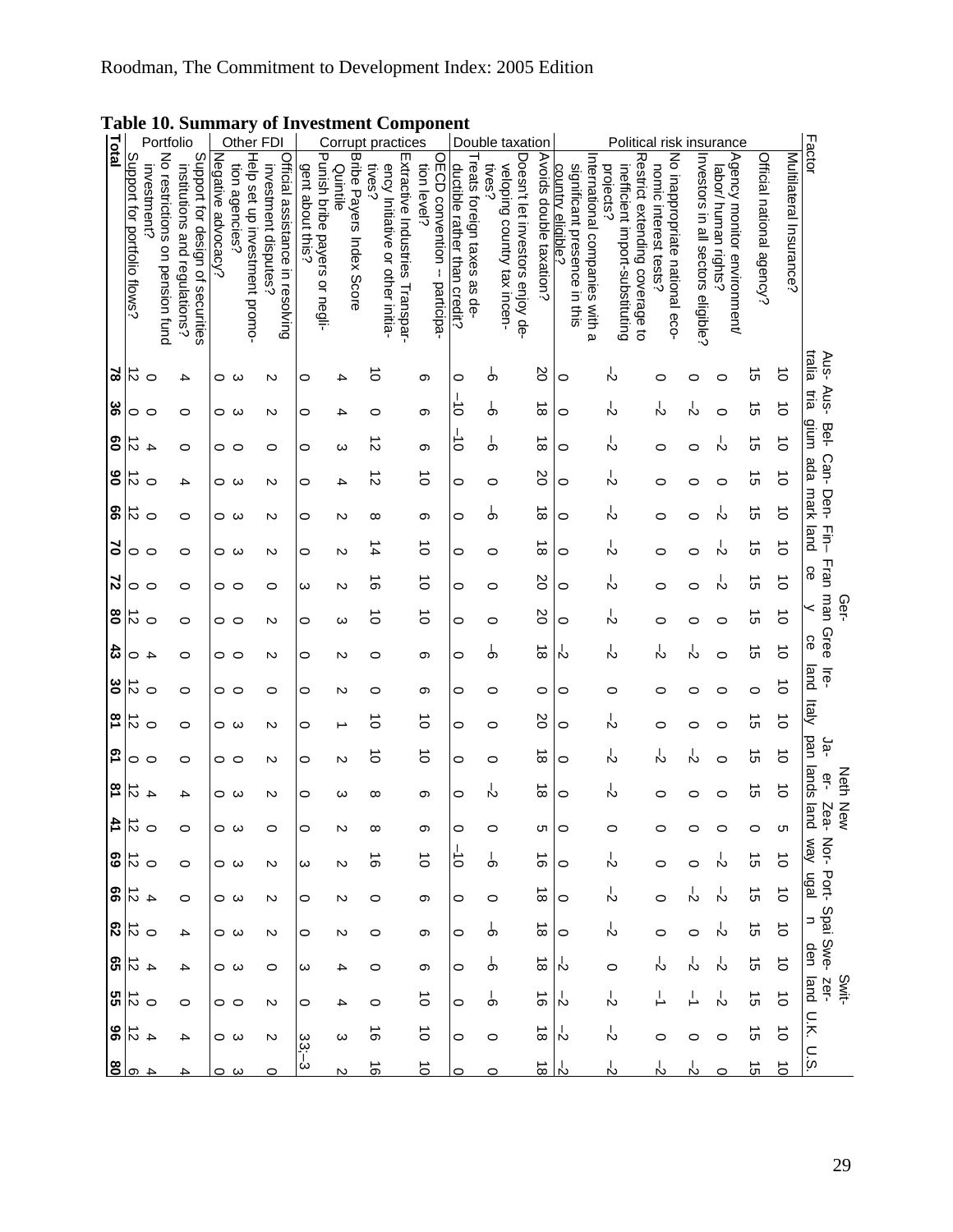**Table 10. Summary of Investment Component**

| | Factor | Australia | Austria | Belgium | Canada | Denmark | Finland | France | Germany | Greece | Ireland | Italy | Japan | Netherlands | New Zealand | Norway | Portugal | Spain | Sweden | Switzerland | U.K. | U.S. |
|---|---|---|---|---|---|---|---|---|---|---|---|---|---|---|---|---|---|---|---|---|---|---|
| Political risk insurance | Multilateral Insurance? | 10 | 10 | 10 | 10 | 10 | 10 | 10 | 10 | 10 | 10 | 10 | 10 | 10 | 5 | 10 | 10 | 10 | 10 | 10 | 10 | 10 |
| | Official national agency? | 15 | 15 | 15 | 15 | 15 | 15 | 15 | 15 | 15 | 0 | 15 | 15 | 15 | 0 | 15 | 15 | 15 | 15 | 15 | 15 | 15 |
| | Agency monitor environment/ labor/human rights? | 0 | 0 | –2 | 0 | –2 | –2 | –2 | 0 | 0 | 0 | 0 | 0 | 0 | 0 | –2 | –2 | –2 | –2 | –2 | 0 | 0 |
| | Investors in all sectors eligible? | 0 | –2 | 0 | 0 | 0 | 0 | 0 | 0 | –2 | 0 | 0 | –2 | 0 | 0 | 0 | –2 | 0 | –2 | –1 | 0 | –2 |
| | No inappropriate national economic interest tests? | 0 | –2 | 0 | 0 | 0 | 0 | 0 | 0 | –2 | 0 | 0 | –2 | 0 | 0 | 0 | 0 | 0 | –2 | –1 | 0 | –2 |
| | Restrict extending coverage to inefficient import-substituting projects? | –2 | –2 | –2 | –2 | –2 | –2 | –2 | –2 | –2 | 0 | –2 | –2 | –2 | 0 | –2 | –2 | –2 | 0 | –2 | –2 | –2 |
| | International companies with a significant presence in this country eligible? | 0 | 0 | 0 | 0 | 0 | 0 | 0 | 0 | –2 | 0 | 0 | 0 | 0 | 0 | 0 | 0 | 0 | –2 | –2 | –2 | –2 |
| Double taxation | Avoids double taxation? | 20 | 18 | 18 | 20 | 18 | 18 | 20 | 20 | 18 | 0 | 20 | 18 | 18 | 5 | 16 | 18 | 18 | 18 | 16 | 18 | 18 |
| | Doesn't let investors enjoy developing country tax incentives? | –6 | –6 | –6 | 0 | –6 | 0 | 0 | 0 | –6 | 0 | 0 | 0 | –2 | 0 | –6 | 0 | –6 | –6 | –6 | 0 | 0 |
| | Treats foreign taxes as deductible rather than credit? | 0 | –10 | –10 | 0 | 0 | 0 | 0 | 0 | 0 | 0 | 0 | 0 | 0 | 0 | –10 | 0 | 0 | 0 | 0 | 0 | 0 |
| Corrupt practices | OECD convention -- participation level? | 6 | 6 | 6 | 10 | 6 | 10 | 10 | 10 | 6 | 6 | 10 | 10 | 6 | 6 | 10 | 6 | 6 | 6 | 10 | 10 | 10 |
| | Extractive Industries Transparency Initiative or other initiatives? | 10 | 0 | 12 | 12 | 8 | 14 | 16 | 10 | 0 | 0 | 10 | 10 | 8 | 8 | 16 | 0 | 0 | 0 | 0 | 16 | 16 |
| | Bribe Payers Index Score Quintile | 4 | 4 | 3 | 4 | 2 | 2 | 2 | 3 | 2 | 2 | 1 | 2 | 3 | 2 | 2 | 2 | 2 | 4 | 4 | 3 | 2 |
| | Punish bribe payers or negligent about this? | 0 | 0 | 0 | 0 | 0 | 0 | 3 | 0 | 0 | 0 | 0 | 0 | 0 | 0 | 3 | 0 | 0 | 3 | 0 | 3 | 3;–3 |
| Other FDI | Official assistance in resolving investment disputes? | 2 | 2 | 0 | 2 | 2 | 2 | 0 | 2 | 2 | 0 | 2 | 2 | 2 | 0 | 2 | 2 | 2 | 0 | 2 | 2 | 0 |
| | Help set up investment promotion agencies? | 3 | 3 | 0 | 3 | 3 | 3 | 0 | 0 | 0 | 0 | 3 | 0 | 3 | 3 | 3 | 3 | 3 | 3 | 0 | 3 | 3 |
| | Negative advocacy? | 0 | 0 | 0 | 0 | 0 | 0 | 0 | 0 | 0 | 0 | 0 | 0 | 0 | 0 | 0 | 0 | 0 | 0 | 0 | 0 | 0 |
| Portfolio | Support for design of securities institutions and regulations? | 4 | 0 | 0 | 4 | 0 | 0 | 0 | 0 | 0 | 0 | 0 | 0 | 4 | 0 | 0 | 0 | 4 | 4 | 0 | 4 | 4 |
| | No restrictions on pension fund investment? | 0 | 0 | 4 | 0 | 0 | 0 | 0 | 0 | 4 | 0 | 0 | 0 | 4 | 0 | 0 | 4 | 0 | 4 | 0 | 4 | 4 |
| | Support for portfolio flows? | 12 | 0 | 12 | 12 | 12 | 0 | 0 | 12 | 0 | 12 | 12 | 0 | 12 | 12 | 12 | 12 | 12 | 12 | 12 | 12 | 6 |
| **Total** | | **78** | **36** | **60** | **90** | **66** | **70** | **72** | **80** | **43** | **30** | **81** | **61** | **81** | **41** | **69** | **66** | **62** | **65** | **55** | **96** | **80** |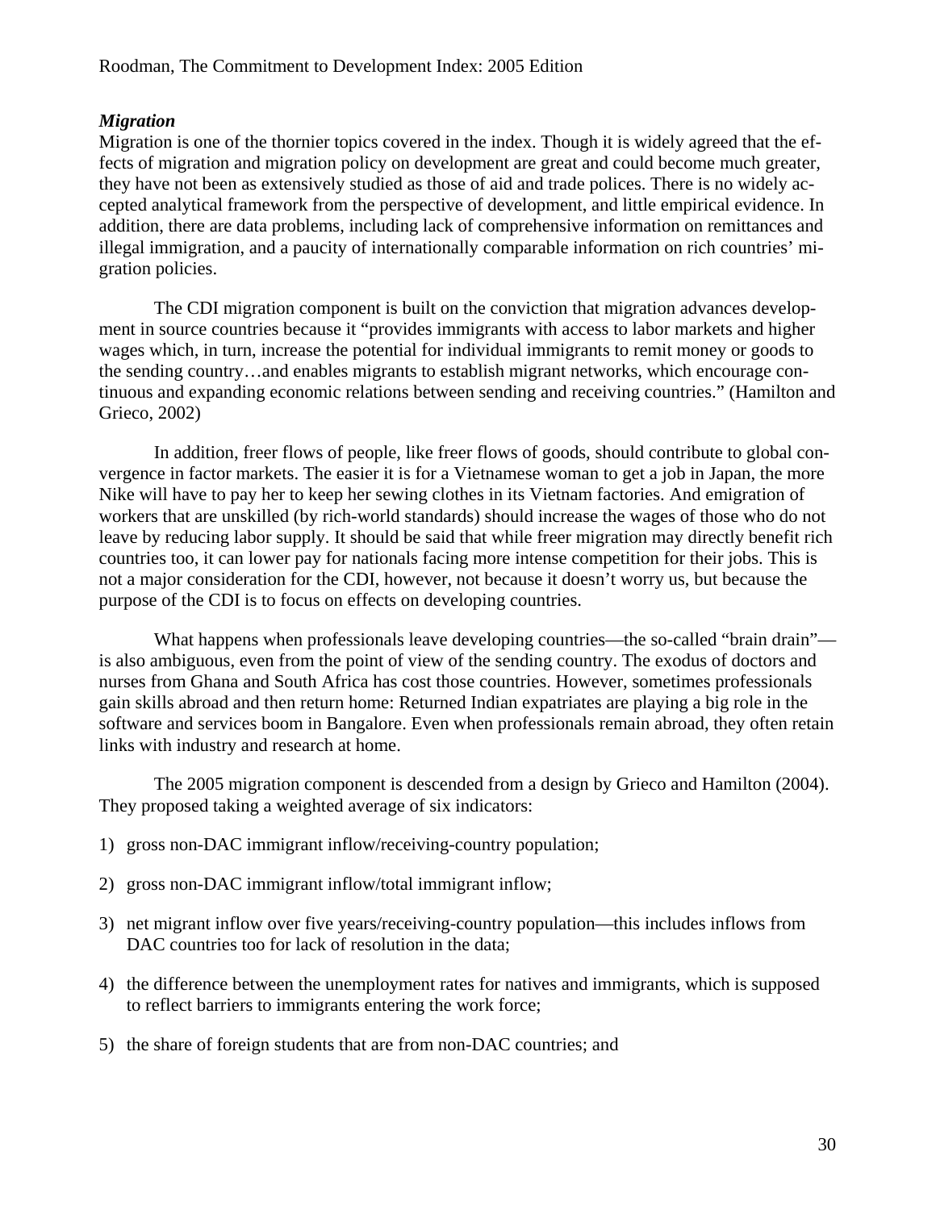### *Migration*

Migration is one of the thornier topics covered in the index. Though it is widely agreed that the effects of migration and migration policy on development are great and could become much greater, they have not been as extensively studied as those of aid and trade polices. There is no widely accepted analytical framework from the perspective of development, and little empirical evidence. In addition, there are data problems, including lack of comprehensive information on remittances and illegal immigration, and a paucity of internationally comparable information on rich countries' migration policies.

The CDI migration component is built on the conviction that migration advances development in source countries because it "provides immigrants with access to labor markets and higher wages which, in turn, increase the potential for individual immigrants to remit money or goods to the sending country…and enables migrants to establish migrant networks, which encourage continuous and expanding economic relations between sending and receiving countries." (Hamilton and Grieco, 2002)

In addition, freer flows of people, like freer flows of goods, should contribute to global convergence in factor markets. The easier it is for a Vietnamese woman to get a job in Japan, the more Nike will have to pay her to keep her sewing clothes in its Vietnam factories. And emigration of workers that are unskilled (by rich-world standards) should increase the wages of those who do not leave by reducing labor supply. It should be said that while freer migration may directly benefit rich countries too, it can lower pay for nationals facing more intense competition for their jobs. This is not a major consideration for the CDI, however, not because it doesn't worry us, but because the purpose of the CDI is to focus on effects on developing countries.

What happens when professionals leave developing countries—the so-called "brain drain"—is also ambiguous, even from the point of view of the sending country. The exodus of doctors and nurses from Ghana and South Africa has cost those countries. However, sometimes professionals gain skills abroad and then return home: Returned Indian expatriates are playing a big role in the software and services boom in Bangalore. Even when professionals remain abroad, they often retain links with industry and research at home.

The 2005 migration component is descended from a design by Grieco and Hamilton (2004). They proposed taking a weighted average of six indicators:

1) gross non-DAC immigrant inflow/receiving-country population;
2) gross non-DAC immigrant inflow/total immigrant inflow;
3) net migrant inflow over five years/receiving-country population—this includes inflows from DAC countries too for lack of resolution in the data;
4) the difference between the unemployment rates for natives and immigrants, which is supposed to reflect barriers to immigrants entering the work force;
5) the share of foreign students that are from non-DAC countries; and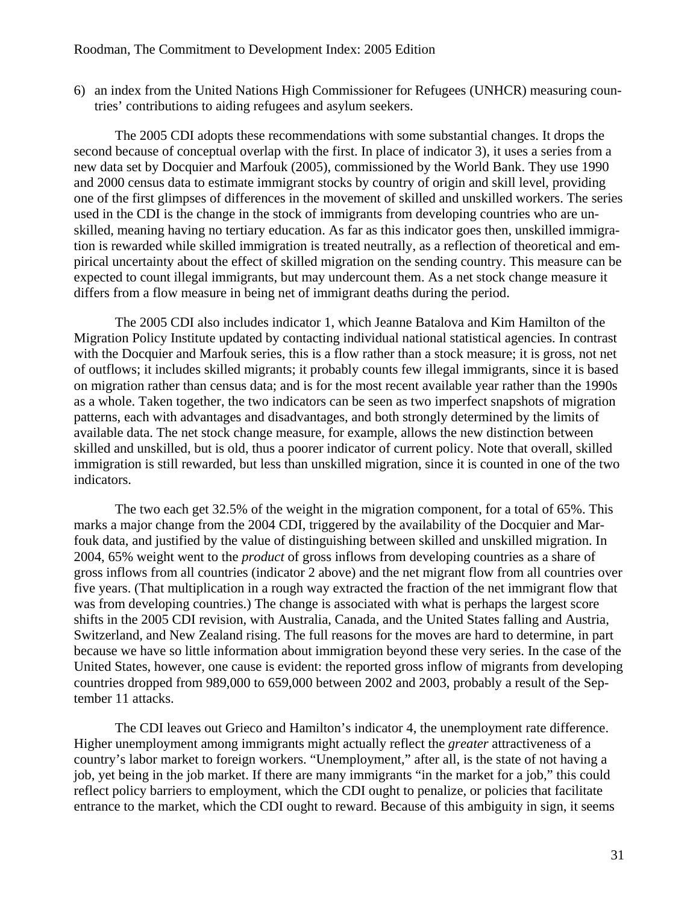6) an index from the United Nations High Commissioner for Refugees (UNHCR) measuring countries' contributions to aiding refugees and asylum seekers.

The 2005 CDI adopts these recommendations with some substantial changes. It drops the second because of conceptual overlap with the first. In place of indicator 3), it uses a series from a new data set by Docquier and Marfouk (2005), commissioned by the World Bank. They use 1990 and 2000 census data to estimate immigrant stocks by country of origin and skill level, providing one of the first glimpses of differences in the movement of skilled and unskilled workers. The series used in the CDI is the change in the stock of immigrants from developing countries who are unskilled, meaning having no tertiary education. As far as this indicator goes then, unskilled immigration is rewarded while skilled immigration is treated neutrally, as a reflection of theoretical and empirical uncertainty about the effect of skilled migration on the sending country. This measure can be expected to count illegal immigrants, but may undercount them. As a net stock change measure it differs from a flow measure in being net of immigrant deaths during the period.

The 2005 CDI also includes indicator 1, which Jeanne Batalova and Kim Hamilton of the Migration Policy Institute updated by contacting individual national statistical agencies. In contrast with the Docquier and Marfouk series, this is a flow rather than a stock measure; it is gross, not net of outflows; it includes skilled migrants; it probably counts few illegal immigrants, since it is based on migration rather than census data; and is for the most recent available year rather than the 1990s as a whole. Taken together, the two indicators can be seen as two imperfect snapshots of migration patterns, each with advantages and disadvantages, and both strongly determined by the limits of available data. The net stock change measure, for example, allows the new distinction between skilled and unskilled, but is old, thus a poorer indicator of current policy. Note that overall, skilled immigration is still rewarded, but less than unskilled migration, since it is counted in one of the two indicators.

The two each get 32.5% of the weight in the migration component, for a total of 65%. This marks a major change from the 2004 CDI, triggered by the availability of the Docquier and Marfouk data, and justified by the value of distinguishing between skilled and unskilled migration. In 2004, 65% weight went to the *product* of gross inflows from developing countries as a share of gross inflows from all countries (indicator 2 above) and the net migrant flow from all countries over five years. (That multiplication in a rough way extracted the fraction of the net immigrant flow that was from developing countries.) The change is associated with what is perhaps the largest score shifts in the 2005 CDI revision, with Australia, Canada, and the United States falling and Austria, Switzerland, and New Zealand rising. The full reasons for the moves are hard to determine, in part because we have so little information about immigration beyond these very series. In the case of the United States, however, one cause is evident: the reported gross inflow of migrants from developing countries dropped from 989,000 to 659,000 between 2002 and 2003, probably a result of the September 11 attacks.

The CDI leaves out Grieco and Hamilton's indicator 4, the unemployment rate difference. Higher unemployment among immigrants might actually reflect the *greater* attractiveness of a country's labor market to foreign workers. "Unemployment," after all, is the state of not having a job, yet being in the job market. If there are many immigrants "in the market for a job," this could reflect policy barriers to employment, which the CDI ought to penalize, or policies that facilitate entrance to the market, which the CDI ought to reward. Because of this ambiguity in sign, it seems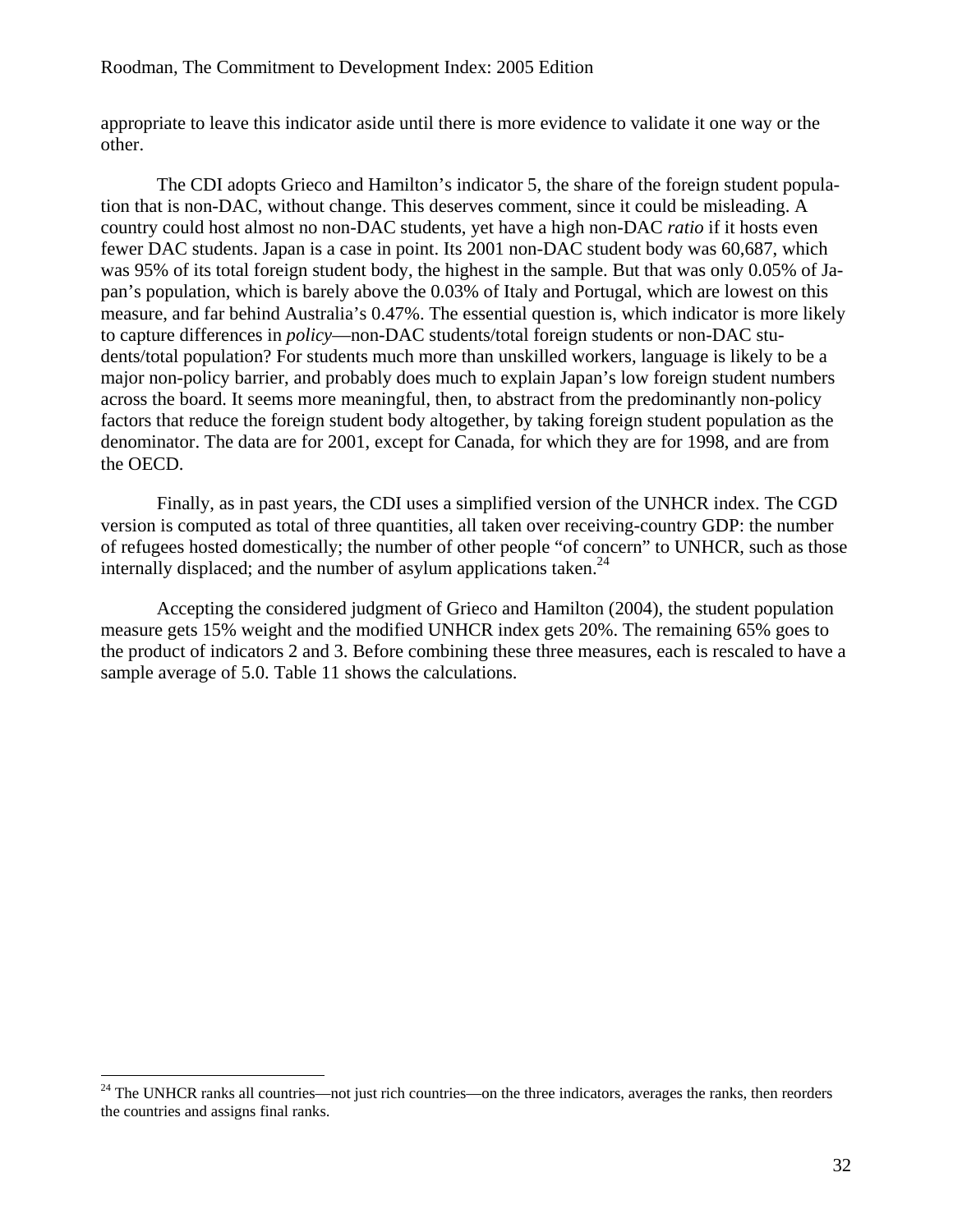appropriate to leave this indicator aside until there is more evidence to validate it one way or the other.

The CDI adopts Grieco and Hamilton's indicator 5, the share of the foreign student population that is non-DAC, without change. This deserves comment, since it could be misleading. A country could host almost no non-DAC students, yet have a high non-DAC *ratio* if it hosts even fewer DAC students. Japan is a case in point. Its 2001 non-DAC student body was 60,687, which was 95% of its total foreign student body, the highest in the sample. But that was only 0.05% of Japan's population, which is barely above the 0.03% of Italy and Portugal, which are lowest on this measure, and far behind Australia's 0.47%. The essential question is, which indicator is more likely to capture differences in *policy*—non-DAC students/total foreign students or non-DAC students/total population? For students much more than unskilled workers, language is likely to be a major non-policy barrier, and probably does much to explain Japan's low foreign student numbers across the board. It seems more meaningful, then, to abstract from the predominantly non-policy factors that reduce the foreign student body altogether, by taking foreign student population as the denominator. The data are for 2001, except for Canada, for which they are for 1998, and are from the OECD.

Finally, as in past years, the CDI uses a simplified version of the UNHCR index. The CGD version is computed as total of three quantities, all taken over receiving-country GDP: the number of refugees hosted domestically; the number of other people "of concern" to UNHCR, such as those internally displaced; and the number of asylum applications taken.[24]

Accepting the considered judgment of Grieco and Hamilton (2004), the student population measure gets 15% weight and the modified UNHCR index gets 20%. The remaining 65% goes to the product of indicators 2 and 3. Before combining these three measures, each is rescaled to have a sample average of 5.0. Table 11 shows the calculations.

---

[24] The UNHCR ranks all countries—not just rich countries—on the three indicators, averages the ranks, then reorders the countries and assigns final ranks.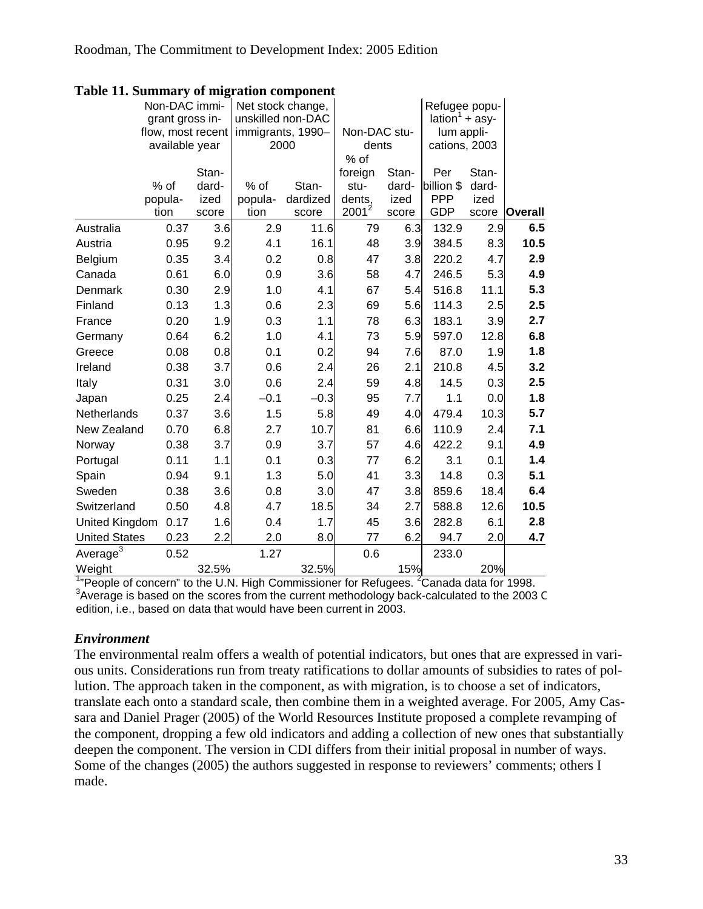**Table 11. Summary of migration component**

| | Non-DAC immigrant gross inflow, most recent available year | | Net stock change, unskilled non-DAC immigrants, 1990–2000 | | Non-DAC students | | Refugee population[1] + asylum applications, 2003 | | |
|---|---|---|---|---|---|---|---|---|---|
| | % of population | Standardized score | % of population | Standardized score | % of foreign students, 2001[2] | Standardized score | Per billion $ PPP GDP | Standardized score | **Overall** |
| Australia | 0.37 | 3.6 | 2.9 | 11.6 | 79 | 6.3 | 132.9 | 2.9 | **6.5** |
| Austria | 0.95 | 9.2 | 4.1 | 16.1 | 48 | 3.9 | 384.5 | 8.3 | **10.5** |
| Belgium | 0.35 | 3.4 | 0.2 | 0.8 | 47 | 3.8 | 220.2 | 4.7 | **2.9** |
| Canada | 0.61 | 6.0 | 0.9 | 3.6 | 58 | 4.7 | 246.5 | 5.3 | **4.9** |
| Denmark | 0.30 | 2.9 | 1.0 | 4.1 | 67 | 5.4 | 516.8 | 11.1 | **5.3** |
| Finland | 0.13 | 1.3 | 0.6 | 2.3 | 69 | 5.6 | 114.3 | 2.5 | **2.5** |
| France | 0.20 | 1.9 | 0.3 | 1.1 | 78 | 6.3 | 183.1 | 3.9 | **2.7** |
| Germany | 0.64 | 6.2 | 1.0 | 4.1 | 73 | 5.9 | 597.0 | 12.8 | **6.8** |
| Greece | 0.08 | 0.8 | 0.1 | 0.2 | 94 | 7.6 | 87.0 | 1.9 | **1.8** |
| Ireland | 0.38 | 3.7 | 0.6 | 2.4 | 26 | 2.1 | 210.8 | 4.5 | **3.2** |
| Italy | 0.31 | 3.0 | 0.6 | 2.4 | 59 | 4.8 | 14.5 | 0.3 | **2.5** |
| Japan | 0.25 | 2.4 | –0.1 | –0.3 | 95 | 7.7 | 1.1 | 0.0 | **1.8** |
| Netherlands | 0.37 | 3.6 | 1.5 | 5.8 | 49 | 4.0 | 479.4 | 10.3 | **5.7** |
| New Zealand | 0.70 | 6.8 | 2.7 | 10.7 | 81 | 6.6 | 110.9 | 2.4 | **7.1** |
| Norway | 0.38 | 3.7 | 0.9 | 3.7 | 57 | 4.6 | 422.2 | 9.1 | **4.9** |
| Portugal | 0.11 | 1.1 | 0.1 | 0.3 | 77 | 6.2 | 3.1 | 0.1 | **1.4** |
| Spain | 0.94 | 9.1 | 1.3 | 5.0 | 41 | 3.3 | 14.8 | 0.3 | **5.1** |
| Sweden | 0.38 | 3.6 | 0.8 | 3.0 | 47 | 3.8 | 859.6 | 18.4 | **6.4** |
| Switzerland | 0.50 | 4.8 | 4.7 | 18.5 | 34 | 2.7 | 588.8 | 12.6 | **10.5** |
| United Kingdom | 0.17 | 1.6 | 0.4 | 1.7 | 45 | 3.6 | 282.8 | 6.1 | **2.8** |
| United States | 0.23 | 2.2 | 2.0 | 8.0 | 77 | 6.2 | 94.7 | 2.0 | **4.7** |
| Average[3] | 0.52 | | 1.27 | | 0.6 | | 233.0 | | |
| Weight | | 32.5% | | 32.5% | | 15% | | 20% | |

[1]"People of concern" to the U.N. High Commissioner for Refugees. [2]Canada data for 1998. [3]Average is based on the scores from the current methodology back-calculated to the 2003 C edition, i.e., based on data that would have been current in 2003.

### *Environment*

The environmental realm offers a wealth of potential indicators, but ones that are expressed in various units. Considerations run from treaty ratifications to dollar amounts of subsidies to rates of pollution. The approach taken in the component, as with migration, is to choose a set of indicators, translate each onto a standard scale, then combine them in a weighted average. For 2005, Amy Cassara and Daniel Prager (2005) of the World Resources Institute proposed a complete revamping of the component, dropping a few old indicators and adding a collection of new ones that substantially deepen the component. The version in CDI differs from their initial proposal in number of ways. Some of the changes (2005) the authors suggested in response to reviewers' comments; others I made.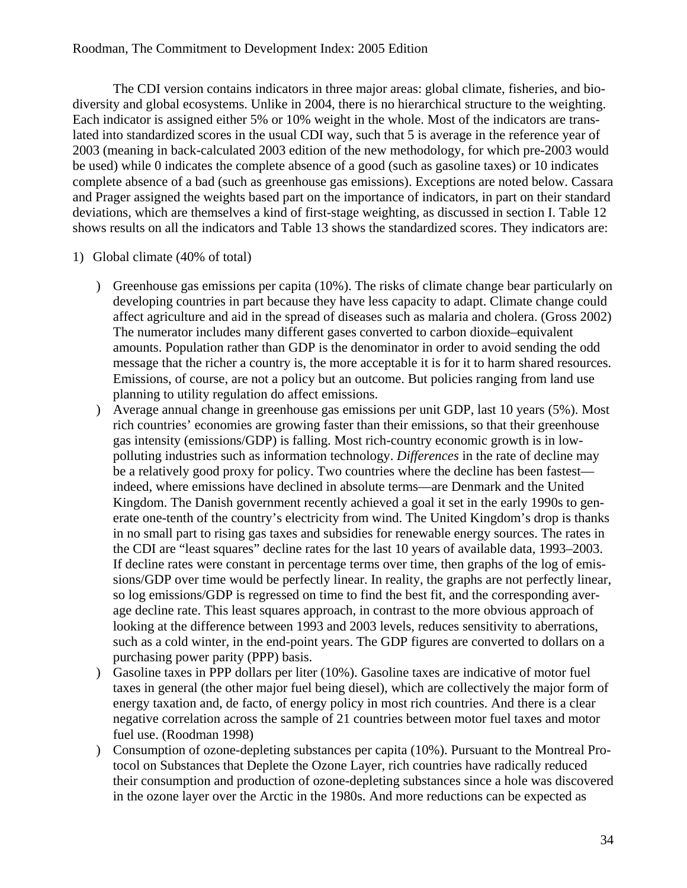The CDI version contains indicators in three major areas: global climate, fisheries, and biodiversity and global ecosystems. Unlike in 2004, there is no hierarchical structure to the weighting. Each indicator is assigned either 5% or 10% weight in the whole. Most of the indicators are translated into standardized scores in the usual CDI way, such that 5 is average in the reference year of 2003 (meaning in back-calculated 2003 edition of the new methodology, for which pre-2003 would be used) while 0 indicates the complete absence of a good (such as gasoline taxes) or 10 indicates complete absence of a bad (such as greenhouse gas emissions). Exceptions are noted below. Cassara and Prager assigned the weights based part on the importance of indicators, in part on their standard deviations, which are themselves a kind of first-stage weighting, as discussed in section I. Table 12 shows results on all the indicators and Table 13 shows the standardized scores. They indicators are:

1) Global climate (40% of total)

   ) Greenhouse gas emissions per capita (10%). The risks of climate change bear particularly on developing countries in part because they have less capacity to adapt. Climate change could affect agriculture and aid in the spread of diseases such as malaria and cholera. (Gross 2002) The numerator includes many different gases converted to carbon dioxide–equivalent amounts. Population rather than GDP is the denominator in order to avoid sending the odd message that the richer a country is, the more acceptable it is for it to harm shared resources. Emissions, of course, are not a policy but an outcome. But policies ranging from land use planning to utility regulation do affect emissions.

   ) Average annual change in greenhouse gas emissions per unit GDP, last 10 years (5%). Most rich countries' economies are growing faster than their emissions, so that their greenhouse gas intensity (emissions/GDP) is falling. Most rich-country economic growth is in low-polluting industries such as information technology. *Differences* in the rate of decline may be a relatively good proxy for policy. Two countries where the decline has been fastest—indeed, where emissions have declined in absolute terms—are Denmark and the United Kingdom. The Danish government recently achieved a goal it set in the early 1990s to generate one-tenth of the country's electricity from wind. The United Kingdom's drop is thanks in no small part to rising gas taxes and subsidies for renewable energy sources. The rates in the CDI are "least squares" decline rates for the last 10 years of available data, 1993–2003. If decline rates were constant in percentage terms over time, then graphs of the log of emissions/GDP over time would be perfectly linear. In reality, the graphs are not perfectly linear, so log emissions/GDP is regressed on time to find the best fit, and the corresponding average decline rate. This least squares approach, in contrast to the more obvious approach of looking at the difference between 1993 and 2003 levels, reduces sensitivity to aberrations, such as a cold winter, in the end-point years. The GDP figures are converted to dollars on a purchasing power parity (PPP) basis.

   ) Gasoline taxes in PPP dollars per liter (10%). Gasoline taxes are indicative of motor fuel taxes in general (the other major fuel being diesel), which are collectively the major form of energy taxation and, de facto, of energy policy in most rich countries. And there is a clear negative correlation across the sample of 21 countries between motor fuel taxes and motor fuel use. (Roodman 1998)

   ) Consumption of ozone-depleting substances per capita (10%). Pursuant to the Montreal Protocol on Substances that Deplete the Ozone Layer, rich countries have radically reduced their consumption and production of ozone-depleting substances since a hole was discovered in the ozone layer over the Arctic in the 1980s. And more reductions can be expected as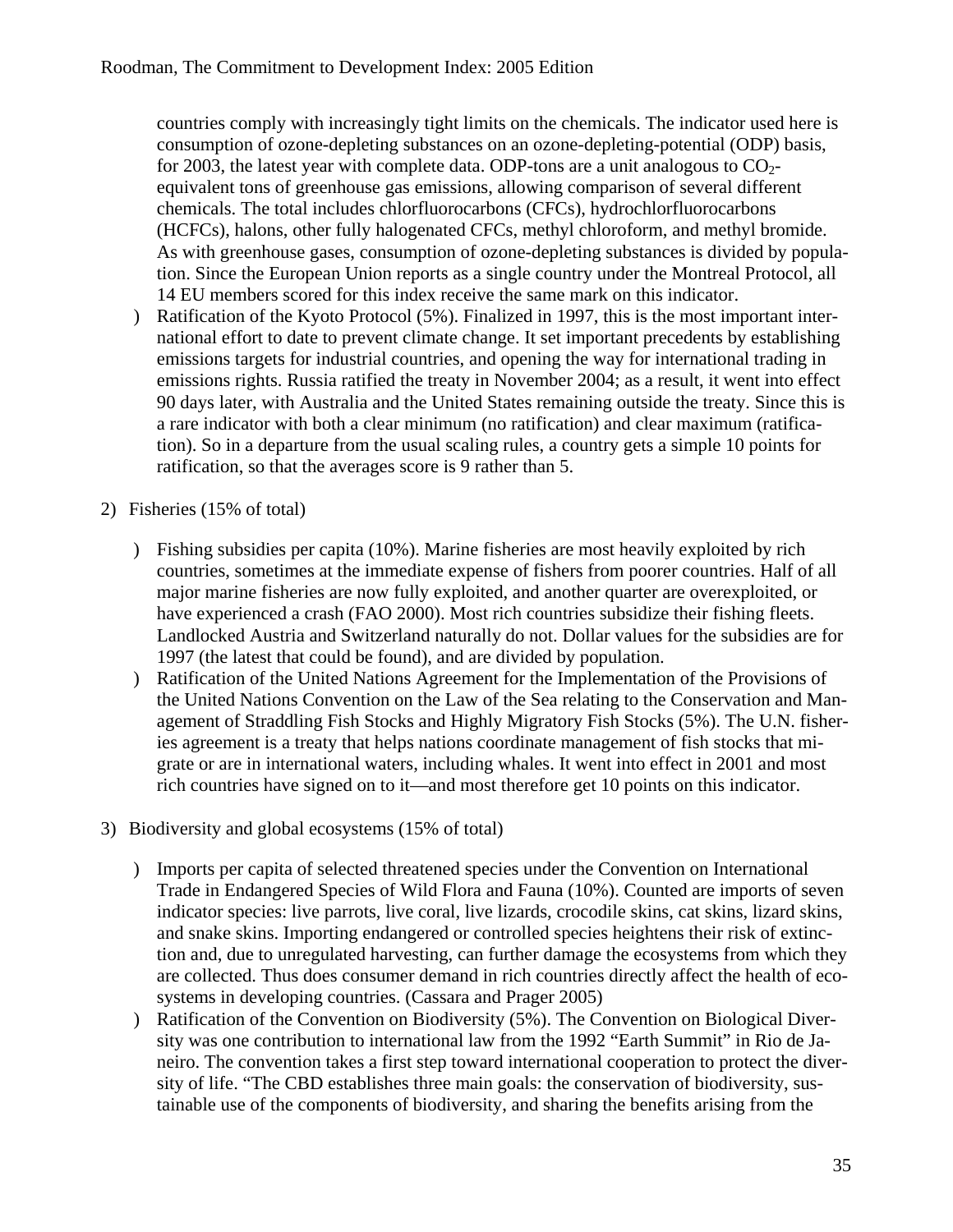countries comply with increasingly tight limits on the chemicals. The indicator used here is consumption of ozone-depleting substances on an ozone-depleting-potential (ODP) basis, for 2003, the latest year with complete data. ODP-tons are a unit analogous to $CO_2$-equivalent tons of greenhouse gas emissions, allowing comparison of several different chemicals. The total includes chlorfluorocarbons (CFCs), hydrochlorfluorocarbons (HCFCs), halons, other fully halogenated CFCs, methyl chloroform, and methyl bromide. As with greenhouse gases, consumption of ozone-depleting substances is divided by population. Since the European Union reports as a single country under the Montreal Protocol, all 14 EU members scored for this index receive the same mark on this indicator.

- Ratification of the Kyoto Protocol (5%). Finalized in 1997, this is the most important international effort to date to prevent climate change. It set important precedents by establishing emissions targets for industrial countries, and opening the way for international trading in emissions rights. Russia ratified the treaty in November 2004; as a result, it went into effect 90 days later, with Australia and the United States remaining outside the treaty. Since this is a rare indicator with both a clear minimum (no ratification) and clear maximum (ratification). So in a departure from the usual scaling rules, a country gets a simple 10 points for ratification, so that the averages score is 9 rather than 5.

2) Fisheries (15% of total)

- Fishing subsidies per capita (10%). Marine fisheries are most heavily exploited by rich countries, sometimes at the immediate expense of fishers from poorer countries. Half of all major marine fisheries are now fully exploited, and another quarter are overexploited, or have experienced a crash (FAO 2000). Most rich countries subsidize their fishing fleets. Landlocked Austria and Switzerland naturally do not. Dollar values for the subsidies are for 1997 (the latest that could be found), and are divided by population.
- Ratification of the United Nations Agreement for the Implementation of the Provisions of the United Nations Convention on the Law of the Sea relating to the Conservation and Management of Straddling Fish Stocks and Highly Migratory Fish Stocks (5%). The U.N. fisheries agreement is a treaty that helps nations coordinate management of fish stocks that migrate or are in international waters, including whales. It went into effect in 2001 and most rich countries have signed on to it—and most therefore get 10 points on this indicator.

3) Biodiversity and global ecosystems (15% of total)

- Imports per capita of selected threatened species under the Convention on International Trade in Endangered Species of Wild Flora and Fauna (10%). Counted are imports of seven indicator species: live parrots, live coral, live lizards, crocodile skins, cat skins, lizard skins, and snake skins. Importing endangered or controlled species heightens their risk of extinction and, due to unregulated harvesting, can further damage the ecosystems from which they are collected. Thus does consumer demand in rich countries directly affect the health of ecosystems in developing countries. (Cassara and Prager 2005)
- Ratification of the Convention on Biodiversity (5%). The Convention on Biological Diversity was one contribution to international law from the 1992 "Earth Summit" in Rio de Janeiro. The convention takes a first step toward international cooperation to protect the diversity of life. "The CBD establishes three main goals: the conservation of biodiversity, sustainable use of the components of biodiversity, and sharing the benefits arising from the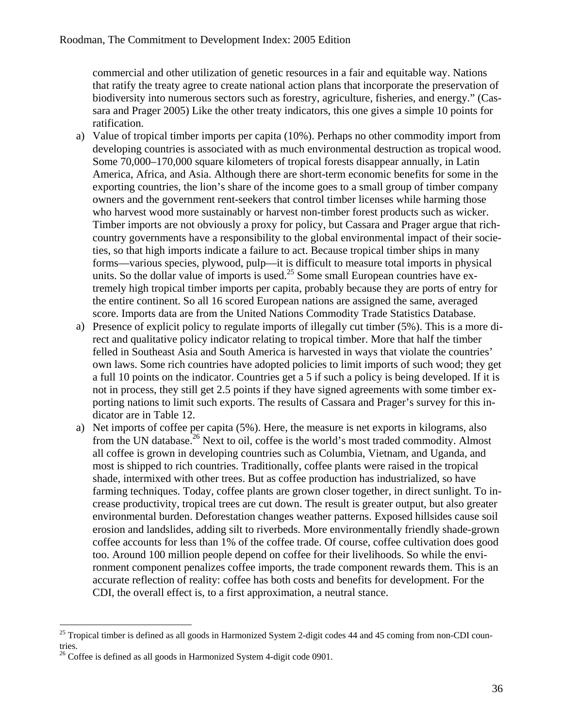commercial and other utilization of genetic resources in a fair and equitable way. Nations that ratify the treaty agree to create national action plans that incorporate the preservation of biodiversity into numerous sectors such as forestry, agriculture, fisheries, and energy." (Cassara and Prager 2005) Like the other treaty indicators, this one gives a simple 10 points for ratification.

a) Value of tropical timber imports per capita (10%). Perhaps no other commodity import from developing countries is associated with as much environmental destruction as tropical wood. Some 70,000–170,000 square kilometers of tropical forests disappear annually, in Latin America, Africa, and Asia. Although there are short-term economic benefits for some in the exporting countries, the lion's share of the income goes to a small group of timber company owners and the government rent-seekers that control timber licenses while harming those who harvest wood more sustainably or harvest non-timber forest products such as wicker. Timber imports are not obviously a proxy for policy, but Cassara and Prager argue that rich-country governments have a responsibility to the global environmental impact of their societies, so that high imports indicate a failure to act. Because tropical timber ships in many forms—various species, plywood, pulp—it is difficult to measure total imports in physical units. So the dollar value of imports is used.[25] Some small European countries have extremely high tropical timber imports per capita, probably because they are ports of entry for the entire continent. So all 16 scored European nations are assigned the same, averaged score. Imports data are from the United Nations Commodity Trade Statistics Database.

a) Presence of explicit policy to regulate imports of illegally cut timber (5%). This is a more direct and qualitative policy indicator relating to tropical timber. More that half the timber felled in Southeast Asia and South America is harvested in ways that violate the countries' own laws. Some rich countries have adopted policies to limit imports of such wood; they get a full 10 points on the indicator. Countries get a 5 if such a policy is being developed. If it is not in process, they still get 2.5 points if they have signed agreements with some timber exporting nations to limit such exports. The results of Cassara and Prager's survey for this indicator are in Table 12.

a) Net imports of coffee per capita (5%). Here, the measure is net exports in kilograms, also from the UN database.[26] Next to oil, coffee is the world's most traded commodity. Almost all coffee is grown in developing countries such as Columbia, Vietnam, and Uganda, and most is shipped to rich countries. Traditionally, coffee plants were raised in the tropical shade, intermixed with other trees. But as coffee production has industrialized, so have farming techniques. Today, coffee plants are grown closer together, in direct sunlight. To increase productivity, tropical trees are cut down. The result is greater output, but also greater environmental burden. Deforestation changes weather patterns. Exposed hillsides cause soil erosion and landslides, adding silt to riverbeds. More environmentally friendly shade-grown coffee accounts for less than 1% of the coffee trade. Of course, coffee cultivation does good too. Around 100 million people depend on coffee for their livelihoods. So while the environment component penalizes coffee imports, the trade component rewards them. This is an accurate reflection of reality: coffee has both costs and benefits for development. For the CDI, the overall effect is, to a first approximation, a neutral stance.

---

[25] Tropical timber is defined as all goods in Harmonized System 2-digit codes 44 and 45 coming from non-CDI countries.

[26] Coffee is defined as all goods in Harmonized System 4-digit code 0901.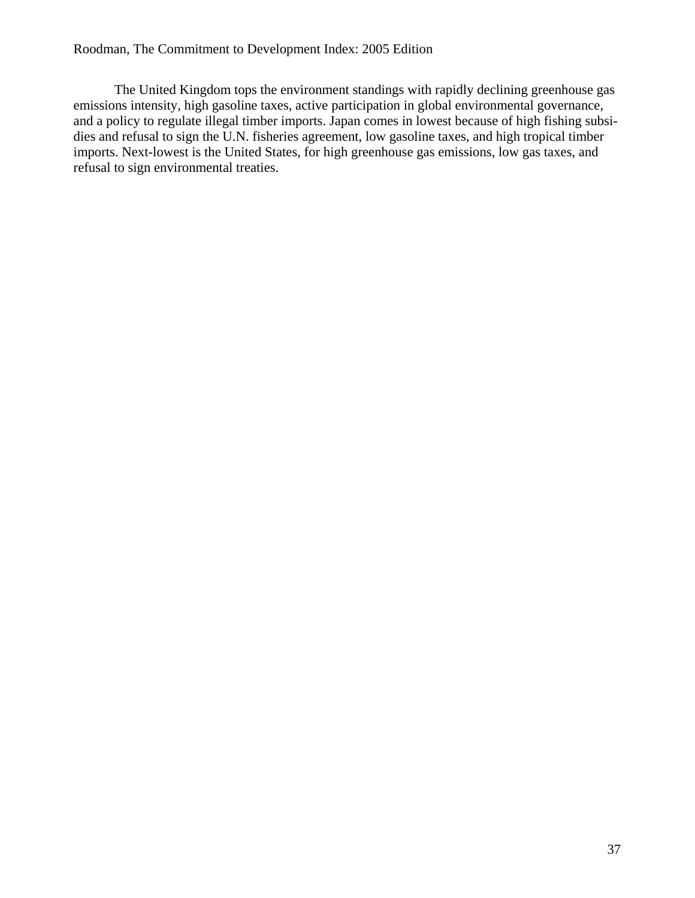The United Kingdom tops the environment standings with rapidly declining greenhouse gas emissions intensity, high gasoline taxes, active participation in global environmental governance, and a policy to regulate illegal timber imports. Japan comes in lowest because of high fishing subsidies and refusal to sign the U.N. fisheries agreement, low gasoline taxes, and high tropical timber imports. Next-lowest is the United States, for high greenhouse gas emissions, low gas taxes, and refusal to sign environmental treaties.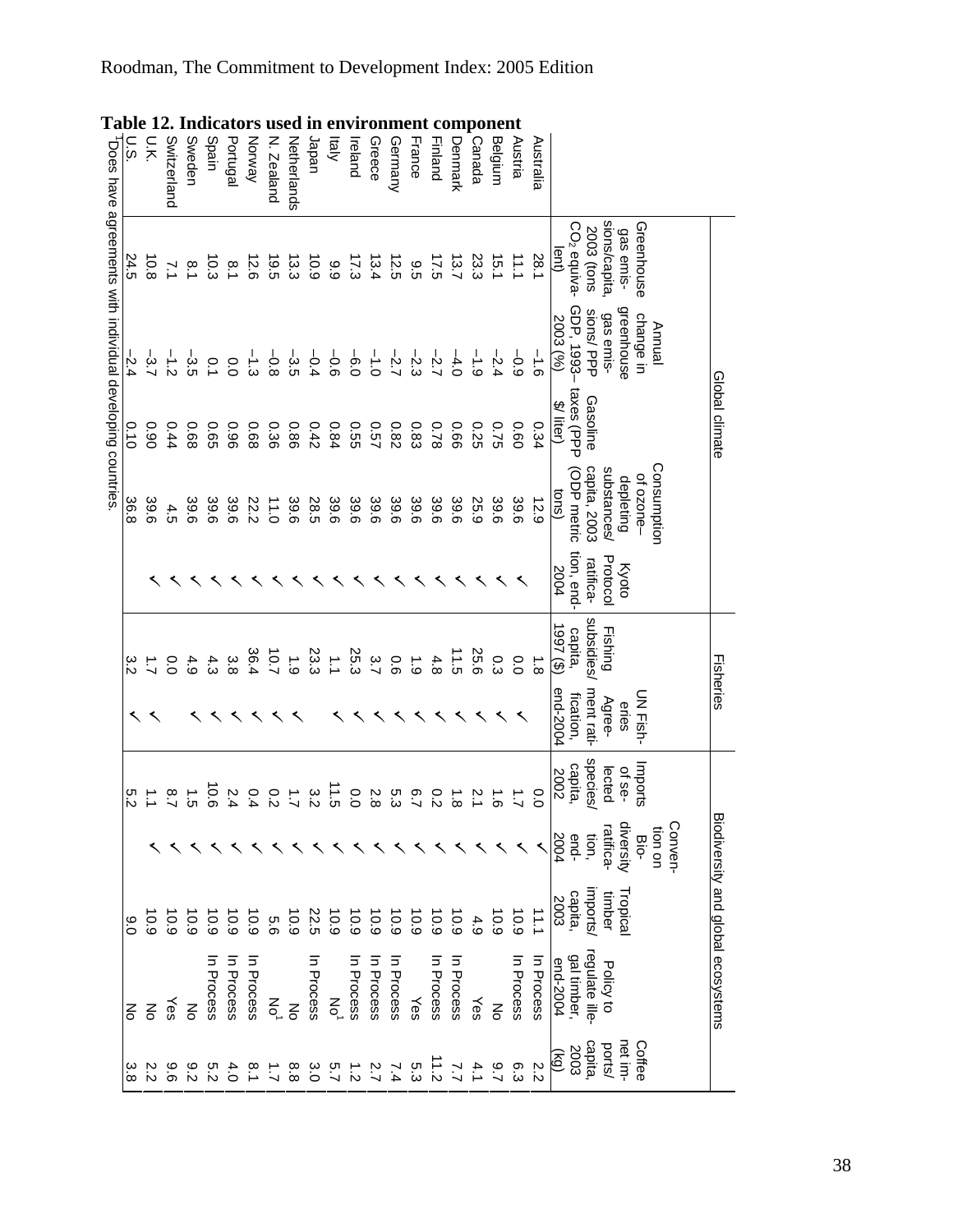**Table 12. Indicators used in environment component**

| | Global climate | | | | | Fisheries | | Biodiversity and global ecosystems | | | | |
|---|---|---|---|---|---|---|---|---|---|---|---|---|
| | Greenhouse gas emissions/capita, 2003 (tons $CO_2$ equivalent) | Annual change in greenhouse gas emissions/ GDP, 1993–2003 (%) | Gasoline taxes (PPP $/liter) | Consumption of ozone-depleting substances/ capita, 2003 (ODP metric tons) | Kyoto Protocol ratification, end-2004 | Fishing subsidies/ capita, 1997 ($) | UN Fisheries Agreement ratification, end-2004 | Imports of selected species/ capita, 2002 | Convention on Biodiversity ratification, end-2004 | Tropical timber imports/ capita, 2003 | Policy to regulate illegal timber, end-2004 | Coffee net imports/ capita, 2003 (kg) |
| Australia | 28.1 | –1.6 | 0.34 | 12.9 | | 1.8 | | 0.0 | ✓ | 11.1 | In Process | 2.2 |
| Austria | 11.1 | –0.9 | 0.60 | 39.6 | ✓ | 0.0 | ✓ | 1.7 | ✓ | 10.9 | In Process | 6.3 |
| Belgium | 15.1 | –2.4 | 0.75 | 39.6 | ✓ | 0.3 | ✓ | 1.6 | ✓ | 10.9 | No | 9.7 |
| Canada | 23.3 | –1.9 | 0.25 | 25.9 | ✓ | 25.6 | ✓ | 2.1 | ✓ | 4.9 | Yes | 4.1 |
| Denmark | 13.7 | –4.0 | 0.66 | 39.6 | ✓ | 11.5 | ✓ | 1.8 | ✓ | 10.9 | In Process | 7.7 |
| Finland | 17.5 | –2.7 | 0.78 | 39.6 | ✓ | 4.8 | ✓ | 0.2 | ✓ | 10.9 | In Process | 11.2 |
| France | 9.5 | –2.3 | 0.83 | 39.6 | ✓ | 1.9 | ✓ | 6.7 | ✓ | 10.9 | Yes | 5.3 |
| Germany | 12.5 | –2.7 | 0.82 | 39.6 | ✓ | 0.6 | ✓ | 5.3 | ✓ | 10.9 | In Process | 7.4 |
| Greece | 13.4 | –1.0 | 0.57 | 39.6 | ✓ | 3.7 | ✓ | 2.8 | ✓ | 10.9 | In Process | 2.7 |
| Ireland | 17.3 | –6.0 | 0.55 | 39.6 | ✓ | 25.3 | ✓ | 0.0 | ✓ | 10.9 | In Process | 1.2 |
| Italy | 9.9 | –0.6 | 0.84 | 39.6 | ✓ | 1.1 | ✓ | 11.5 | ✓ | 10.9 | No[1] | 5.7 |
| Japan | 10.9 | –0.4 | 0.42 | 28.5 | ✓ | 23.3 | | 3.2 | ✓ | 22.5 | In Process | 3.0 |
| Netherlands | 13.3 | –3.5 | 0.86 | 39.6 | ✓ | 1.9 | ✓ | 1.7 | ✓ | 10.9 | No | 8.8 |
| N. Zealand | 19.5 | –0.8 | 0.36 | 11.0 | ✓ | 10.7 | ✓ | 0.2 | ✓ | 5.6 | No[1] | 1.7 |
| Norway | 12.6 | –1.3 | 0.68 | 22.2 | ✓ | 36.4 | ✓ | 0.4 | ✓ | 10.9 | In Process | 8.1 |
| Portugal | 8.1 | 0.0 | 0.96 | 39.6 | ✓ | 3.8 | ✓ | 2.4 | ✓ | 10.9 | In Process | 4.0 |
| Spain | 10.3 | 0.1 | 0.65 | 39.6 | ✓ | 4.3 | ✓ | 10.6 | ✓ | 10.9 | In Process | 5.2 |
| Sweden | 8.1 | –3.5 | 0.68 | 39.6 | ✓ | 4.9 | ✓ | 1.5 | ✓ | 10.9 | No | 9.2 |
| Switzerland | 7.1 | –1.2 | 0.44 | 4.5 | ✓ | 0.0 | | 8.7 | ✓ | 10.9 | Yes | 9.6 |
| U.K. | 10.8 | –3.7 | 0.90 | 39.6 | ✓ | 1.7 | ✓ | 1.1 | ✓ | 10.9 | No | 2.2 |
| U.S. | 24.5 | –2.4 | 0.10 | 36.8 | | 3.2 | ✓ | 5.2 | | 9.0 | No | 3.8 |

[1]Does have agreements with individual developing countries.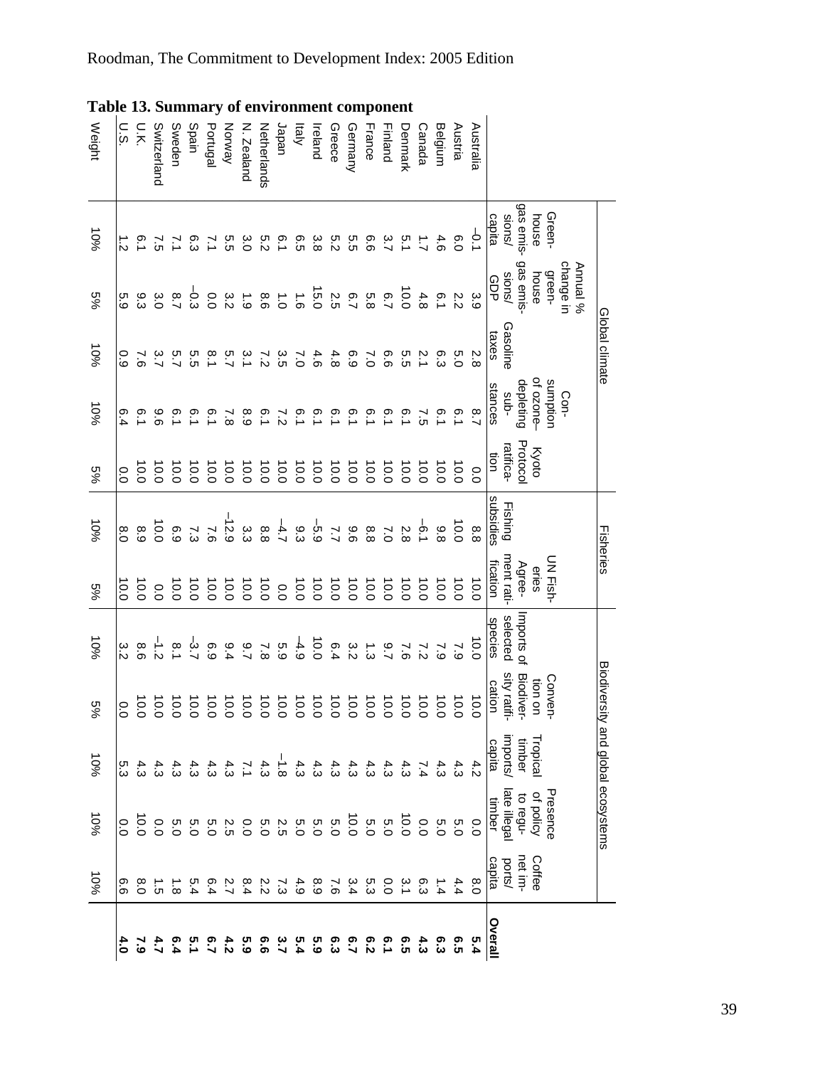**Table 13. Summary of environment component**

| | Global climate | | | | | Fisheries | | Biodiversity and global ecosystems | | | | | |
|---|---|---|---|---|---|---|---|---|---|---|---|---|---|
| | Greenhouse gas emissions/ capita | Annual % change in greenhouse gas emissions/ GDP | Gasoline taxes | Consumption of ozone-depleting substances | Kyoto Protocol ratification | Fishing subsidies | UN Fisheries Agreement ratification | Imports of selected species | Convention on Biodiversity ratification | Tropical timber imports/ capita | Presence of policy to regulate illegal timber | Coffee net imports/ capita | **Overall** |
| Australia | –0.1 | 3.9 | 2.8 | 8.7 | 0.0 | 8.8 | 10.0 | 10.0 | 10.0 | 4.2 | 0.0 | 8.0 | **5.4** |
| Austria | 6.0 | 2.2 | 5.0 | 6.1 | 10.0 | 10.0 | 10.0 | 7.9 | 10.0 | 4.3 | 5.0 | 4.4 | **6.5** |
| Belgium | 4.6 | 6.1 | 6.3 | 6.1 | 10.0 | 9.8 | 10.0 | 7.9 | 10.0 | 4.3 | 5.0 | 1.4 | **6.3** |
| Canada | 1.7 | 4.8 | 2.1 | 7.5 | 10.0 | –6.1 | 10.0 | 7.2 | 10.0 | 7.4 | 0.0 | 6.3 | **4.3** |
| Denmark | 5.1 | 10.0 | 5.5 | 6.1 | 10.0 | 2.8 | 10.0 | 7.6 | 10.0 | 4.3 | 10.0 | 3.1 | **6.5** |
| Finland | 3.7 | 6.7 | 6.6 | 6.1 | 10.0 | 7.0 | 10.0 | 9.7 | 10.0 | 4.3 | 5.0 | 0.0 | **6.1** |
| France | 6.6 | 5.8 | 7.0 | 6.1 | 10.0 | 8.8 | 10.0 | 1.3 | 10.0 | 4.3 | 5.0 | 5.3 | **6.2** |
| Germany | 5.5 | 6.7 | 6.9 | 6.1 | 10.0 | 9.6 | 10.0 | 3.2 | 10.0 | 4.3 | 10.0 | 3.4 | **6.7** |
| Greece | 5.2 | 2.5 | 4.8 | 6.1 | 10.0 | 7.7 | 10.0 | 6.4 | 10.0 | 4.3 | 5.0 | 7.6 | **6.3** |
| Ireland | 3.8 | 15.0 | 4.6 | 6.1 | 10.0 | –5.9 | 10.0 | 10.0 | 10.0 | 4.3 | 5.0 | 8.9 | **5.9** |
| Italy | 6.5 | 1.6 | 7.0 | 6.1 | 10.0 | 9.3 | 10.0 | –4.9 | 10.0 | 4.3 | 5.0 | 4.9 | **5.4** |
| Japan | 6.1 | 1.0 | 3.5 | 7.2 | 10.0 | –4.7 | 0.0 | 5.9 | 10.0 | –1.8 | 2.5 | 7.3 | **3.7** |
| Netherlands | 5.2 | 8.6 | 7.2 | 6.1 | 10.0 | 8.8 | 10.0 | 7.8 | 10.0 | 4.3 | 5.0 | 2.2 | **6.6** |
| N. Zealand | 3.0 | 1.9 | 3.1 | 8.9 | 10.0 | 3.3 | 10.0 | 9.7 | 10.0 | 7.1 | 0.0 | 8.4 | **5.9** |
| Norway | 5.5 | 3.2 | 5.7 | 7.8 | 10.0 | –12.9 | 10.0 | 9.4 | 10.0 | 4.3 | 2.5 | 2.7 | **4.2** |
| Portugal | 7.1 | 0.0 | 8.1 | 6.1 | 10.0 | 7.6 | 10.0 | 6.9 | 10.0 | 4.3 | 5.0 | 6.4 | **6.7** |
| Spain | 6.3 | –0.3 | 5.5 | 6.1 | 10.0 | 7.3 | 10.0 | –3.7 | 10.0 | 4.3 | 5.0 | 5.4 | **5.1** |
| Sweden | 7.1 | 8.7 | 5.7 | 6.1 | 10.0 | 6.9 | 10.0 | 8.1 | 10.0 | 4.3 | 5.0 | 1.8 | **6.4** |
| Switzerland | 7.5 | 3.0 | 3.7 | 9.6 | 10.0 | 10.0 | 0.0 | –1.2 | 10.0 | 4.3 | 0.0 | 1.5 | **4.7** |
| U.K. | 6.1 | 9.3 | 7.6 | 6.1 | 10.0 | 8.9 | 10.0 | 8.6 | 10.0 | 4.3 | 10.0 | 8.0 | **7.9** |
| U.S. | 1.2 | 5.9 | 0.9 | 6.4 | 0.0 | 8.0 | 10.0 | 3.2 | 0.0 | 5.3 | 0.0 | 6.6 | **4.0** |
| Weight | 10% | 5% | 10% | 10% | 5% | 10% | 5% | 10% | 5% | 10% | 10% | 10% | |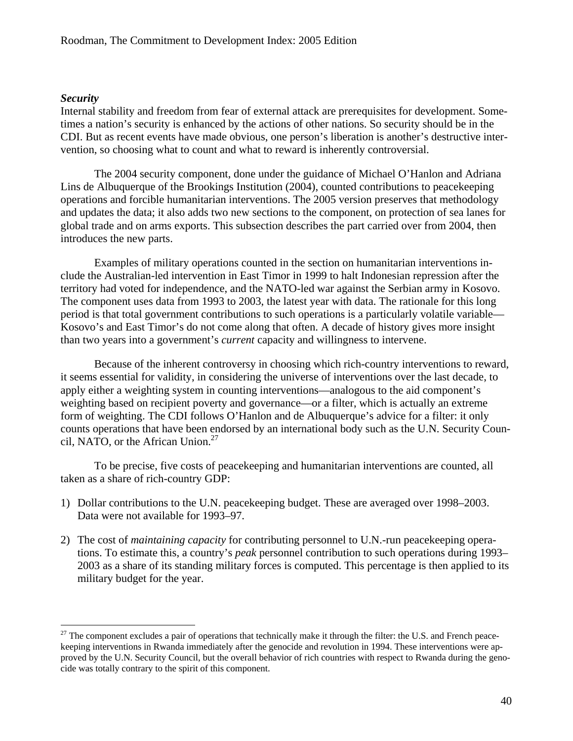***Security***

Internal stability and freedom from fear of external attack are prerequisites for development. Sometimes a nation's security is enhanced by the actions of other nations. So security should be in the CDI. But as recent events have made obvious, one person's liberation is another's destructive intervention, so choosing what to count and what to reward is inherently controversial.

The 2004 security component, done under the guidance of Michael O'Hanlon and Adriana Lins de Albuquerque of the Brookings Institution (2004), counted contributions to peacekeeping operations and forcible humanitarian interventions. The 2005 version preserves that methodology and updates the data; it also adds two new sections to the component, on protection of sea lanes for global trade and on arms exports. This subsection describes the part carried over from 2004, then introduces the new parts.

Examples of military operations counted in the section on humanitarian interventions include the Australian-led intervention in East Timor in 1999 to halt Indonesian repression after the territory had voted for independence, and the NATO-led war against the Serbian army in Kosovo. The component uses data from 1993 to 2003, the latest year with data. The rationale for this long period is that total government contributions to such operations is a particularly volatile variable—Kosovo's and East Timor's do not come along that often. A decade of history gives more insight than two years into a government's *current* capacity and willingness to intervene.

Because of the inherent controversy in choosing which rich-country interventions to reward, it seems essential for validity, in considering the universe of interventions over the last decade, to apply either a weighting system in counting interventions—analogous to the aid component's weighting based on recipient poverty and governance—or a filter, which is actually an extreme form of weighting. The CDI follows O'Hanlon and de Albuquerque's advice for a filter: it only counts operations that have been endorsed by an international body such as the U.N. Security Council, NATO, or the African Union.[27]

To be precise, five costs of peacekeeping and humanitarian interventions are counted, all taken as a share of rich-country GDP:

1) Dollar contributions to the U.N. peacekeeping budget. These are averaged over 1998–2003. Data were not available for 1993–97.

2) The cost of *maintaining capacity* for contributing personnel to U.N.-run peacekeeping operations. To estimate this, a country's *peak* personnel contribution to such operations during 1993–2003 as a share of its standing military forces is computed. This percentage is then applied to its military budget for the year.

[27] The component excludes a pair of operations that technically make it through the filter: the U.S. and French peacekeeping interventions in Rwanda immediately after the genocide and revolution in 1994. These interventions were approved by the U.N. Security Council, but the overall behavior of rich countries with respect to Rwanda during the genocide was totally contrary to the spirit of this component.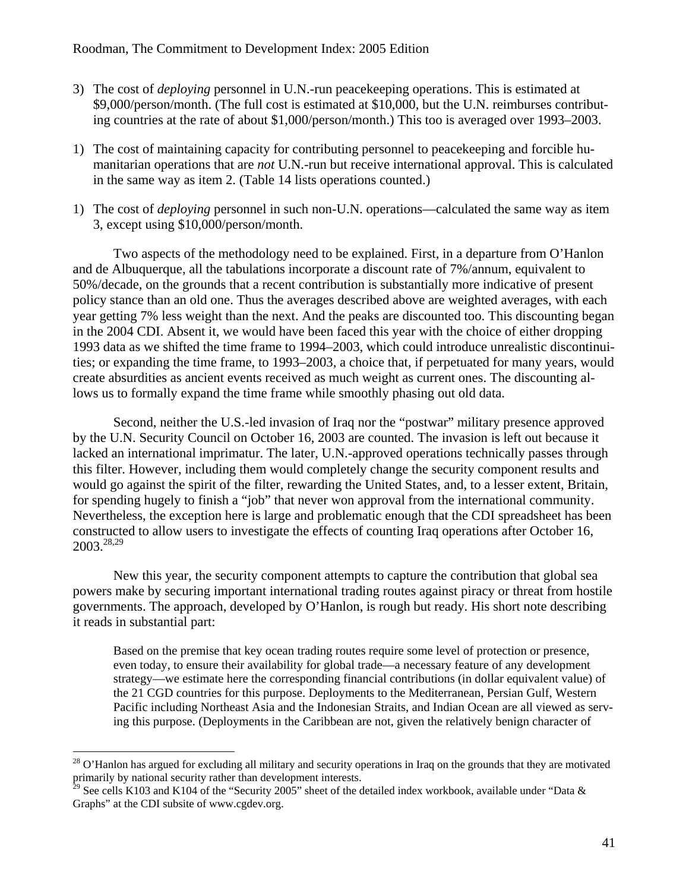3) The cost of *deploying* personnel in U.N.-run peacekeeping operations. This is estimated at \$9,000/person/month. (The full cost is estimated at \$10,000, but the U.N. reimburses contributing countries at the rate of about \$1,000/person/month.) This too is averaged over 1993–2003.

1) The cost of maintaining capacity for contributing personnel to peacekeeping and forcible humanitarian operations that are *not* U.N.-run but receive international approval. This is calculated in the same way as item 2. (Table 14 lists operations counted.)

1) The cost of *deploying* personnel in such non-U.N. operations—calculated the same way as item 3, except using \$10,000/person/month.

Two aspects of the methodology need to be explained. First, in a departure from O'Hanlon and de Albuquerque, all the tabulations incorporate a discount rate of 7%/annum, equivalent to 50%/decade, on the grounds that a recent contribution is substantially more indicative of present policy stance than an old one. Thus the averages described above are weighted averages, with each year getting 7% less weight than the next. And the peaks are discounted too. This discounting began in the 2004 CDI. Absent it, we would have been faced this year with the choice of either dropping 1993 data as we shifted the time frame to 1994–2003, which could introduce unrealistic discontinuities; or expanding the time frame, to 1993–2003, a choice that, if perpetuated for many years, would create absurdities as ancient events received as much weight as current ones. The discounting allows us to formally expand the time frame while smoothly phasing out old data.

Second, neither the U.S.-led invasion of Iraq nor the "postwar" military presence approved by the U.N. Security Council on October 16, 2003 are counted. The invasion is left out because it lacked an international imprimatur. The later, U.N.-approved operations technically passes through this filter. However, including them would completely change the security component results and would go against the spirit of the filter, rewarding the United States, and, to a lesser extent, Britain, for spending hugely to finish a "job" that never won approval from the international community. Nevertheless, the exception here is large and problematic enough that the CDI spreadsheet has been constructed to allow users to investigate the effects of counting Iraq operations after October 16, 2003.[28,29]

New this year, the security component attempts to capture the contribution that global sea powers make by securing important international trading routes against piracy or threat from hostile governments. The approach, developed by O'Hanlon, is rough but ready. His short note describing it reads in substantial part:

> Based on the premise that key ocean trading routes require some level of protection or presence, even today, to ensure their availability for global trade—a necessary feature of any development strategy—we estimate here the corresponding financial contributions (in dollar equivalent value) of the 21 CGD countries for this purpose. Deployments to the Mediterranean, Persian Gulf, Western Pacific including Northeast Asia and the Indonesian Straits, and Indian Ocean are all viewed as serving this purpose. (Deployments in the Caribbean are not, given the relatively benign character of

---

[28] O'Hanlon has argued for excluding all military and security operations in Iraq on the grounds that they are motivated primarily by national security rather than development interests.

[29] See cells K103 and K104 of the "Security 2005" sheet of the detailed index workbook, available under "Data & Graphs" at the CDI subsite of www.cgdev.org.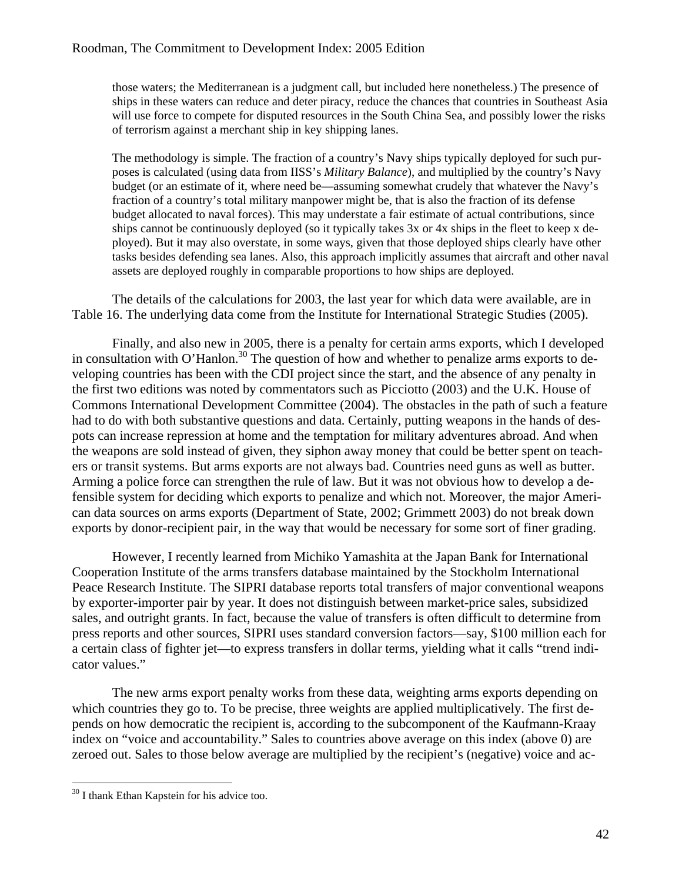those waters; the Mediterranean is a judgment call, but included here nonetheless.) The presence of ships in these waters can reduce and deter piracy, reduce the chances that countries in Southeast Asia will use force to compete for disputed resources in the South China Sea, and possibly lower the risks of terrorism against a merchant ship in key shipping lanes.

> The methodology is simple. The fraction of a country's Navy ships typically deployed for such purposes is calculated (using data from IISS's *Military Balance*), and multiplied by the country's Navy budget (or an estimate of it, where need be—assuming somewhat crudely that whatever the Navy's fraction of a country's total military manpower might be, that is also the fraction of its defense budget allocated to naval forces). This may understate a fair estimate of actual contributions, since ships cannot be continuously deployed (so it typically takes 3x or 4x ships in the fleet to keep x deployed). But it may also overstate, in some ways, given that those deployed ships clearly have other tasks besides defending sea lanes. Also, this approach implicitly assumes that aircraft and other naval assets are deployed roughly in comparable proportions to how ships are deployed.

The details of the calculations for 2003, the last year for which data were available, are in Table 16. The underlying data come from the Institute for International Strategic Studies (2005).

Finally, and also new in 2005, there is a penalty for certain arms exports, which I developed in consultation with O'Hanlon.[30] The question of how and whether to penalize arms exports to developing countries has been with the CDI project since the start, and the absence of any penalty in the first two editions was noted by commentators such as Picciotto (2003) and the U.K. House of Commons International Development Committee (2004). The obstacles in the path of such a feature had to do with both substantive questions and data. Certainly, putting weapons in the hands of despots can increase repression at home and the temptation for military adventures abroad. And when the weapons are sold instead of given, they siphon away money that could be better spent on teachers or transit systems. But arms exports are not always bad. Countries need guns as well as butter. Arming a police force can strengthen the rule of law. But it was not obvious how to develop a defensible system for deciding which exports to penalize and which not. Moreover, the major American data sources on arms exports (Department of State, 2002; Grimmett 2003) do not break down exports by donor-recipient pair, in the way that would be necessary for some sort of finer grading.

However, I recently learned from Michiko Yamashita at the Japan Bank for International Cooperation Institute of the arms transfers database maintained by the Stockholm International Peace Research Institute. The SIPRI database reports total transfers of major conventional weapons by exporter-importer pair by year. It does not distinguish between market-price sales, subsidized sales, and outright grants. In fact, because the value of transfers is often difficult to determine from press reports and other sources, SIPRI uses standard conversion factors—say, \$100 million each for a certain class of fighter jet—to express transfers in dollar terms, yielding what it calls "trend indicator values."

The new arms export penalty works from these data, weighting arms exports depending on which countries they go to. To be precise, three weights are applied multiplicatively. The first depends on how democratic the recipient is, according to the subcomponent of the Kaufmann-Kraay index on "voice and accountability." Sales to countries above average on this index (above 0) are zeroed out. Sales to those below average are multiplied by the recipient's (negative) voice and ac-

[30] I thank Ethan Kapstein for his advice too.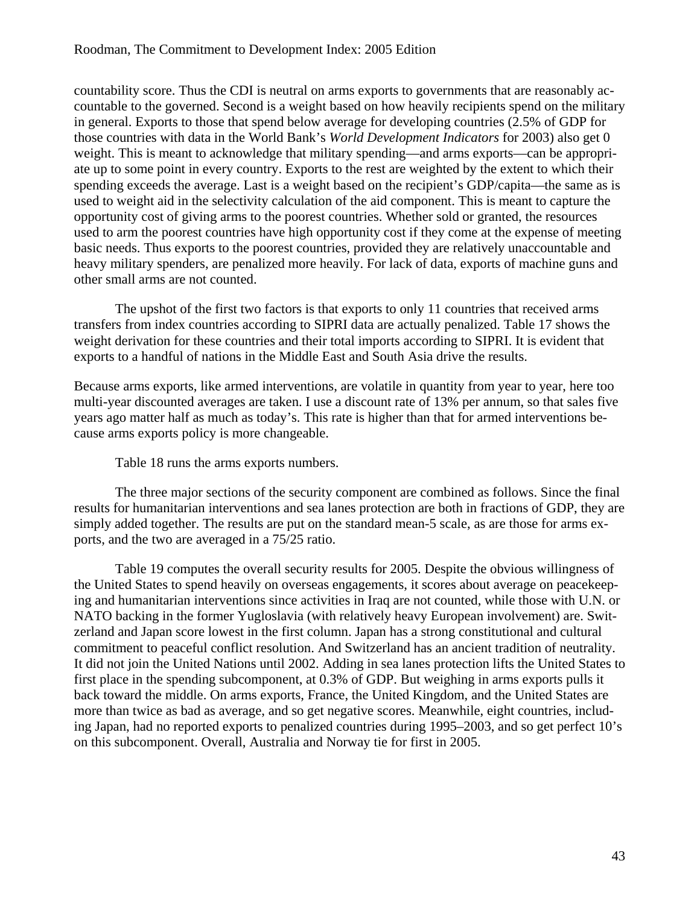countability score. Thus the CDI is neutral on arms exports to governments that are reasonably accountable to the governed. Second is a weight based on how heavily recipients spend on the military in general. Exports to those that spend below average for developing countries (2.5% of GDP for those countries with data in the World Bank's *World Development Indicators* for 2003) also get 0 weight. This is meant to acknowledge that military spending—and arms exports—can be appropriate up to some point in every country. Exports to the rest are weighted by the extent to which their spending exceeds the average. Last is a weight based on the recipient's GDP/capita—the same as is used to weight aid in the selectivity calculation of the aid component. This is meant to capture the opportunity cost of giving arms to the poorest countries. Whether sold or granted, the resources used to arm the poorest countries have high opportunity cost if they come at the expense of meeting basic needs. Thus exports to the poorest countries, provided they are relatively unaccountable and heavy military spenders, are penalized more heavily. For lack of data, exports of machine guns and other small arms are not counted.

The upshot of the first two factors is that exports to only 11 countries that received arms transfers from index countries according to SIPRI data are actually penalized. Table 17 shows the weight derivation for these countries and their total imports according to SIPRI. It is evident that exports to a handful of nations in the Middle East and South Asia drive the results.

Because arms exports, like armed interventions, are volatile in quantity from year to year, here too multi-year discounted averages are taken. I use a discount rate of 13% per annum, so that sales five years ago matter half as much as today's. This rate is higher than that for armed interventions because arms exports policy is more changeable.

Table 18 runs the arms exports numbers.

The three major sections of the security component are combined as follows. Since the final results for humanitarian interventions and sea lanes protection are both in fractions of GDP, they are simply added together. The results are put on the standard mean-5 scale, as are those for arms exports, and the two are averaged in a 75/25 ratio.

Table 19 computes the overall security results for 2005. Despite the obvious willingness of the United States to spend heavily on overseas engagements, it scores about average on peacekeeping and humanitarian interventions since activities in Iraq are not counted, while those with U.N. or NATO backing in the former Yugloslavia (with relatively heavy European involvement) are. Switzerland and Japan score lowest in the first column. Japan has a strong constitutional and cultural commitment to peaceful conflict resolution. And Switzerland has an ancient tradition of neutrality. It did not join the United Nations until 2002. Adding in sea lanes protection lifts the United States to first place in the spending subcomponent, at 0.3% of GDP. But weighing in arms exports pulls it back toward the middle. On arms exports, France, the United Kingdom, and the United States are more than twice as bad as average, and so get negative scores. Meanwhile, eight countries, including Japan, had no reported exports to penalized countries during 1995–2003, and so get perfect 10's on this subcomponent. Overall, Australia and Norway tie for first in 2005.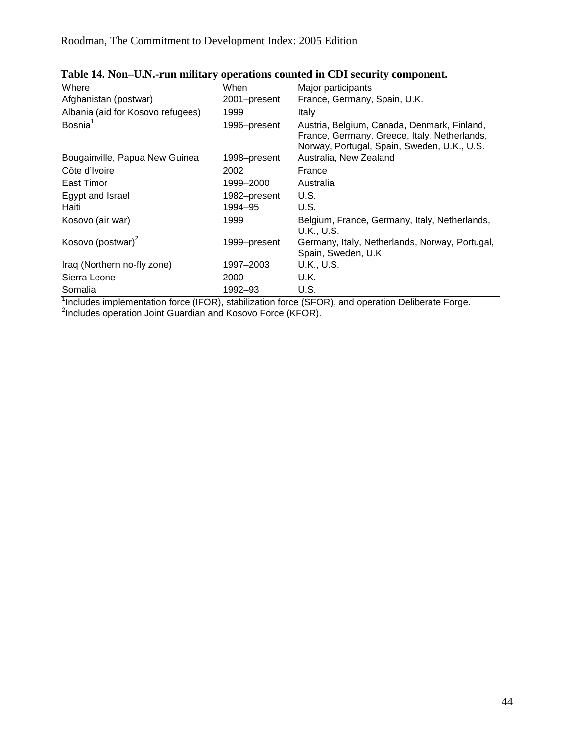**Table 14. Non–U.N.-run military operations counted in CDI security component.**

| Where | When | Major participants |
|---|---|---|
| Afghanistan (postwar) | 2001–present | France, Germany, Spain, U.K. |
| Albania (aid for Kosovo refugees) | 1999 | Italy |
| Bosnia[1] | 1996–present | Austria, Belgium, Canada, Denmark, Finland, France, Germany, Greece, Italy, Netherlands, Norway, Portugal, Spain, Sweden, U.K., U.S. |
| Bougainville, Papua New Guinea | 1998–present | Australia, New Zealand |
| Côte d'Ivoire | 2002 | France |
| East Timor | 1999–2000 | Australia |
| Egypt and Israel | 1982–present | U.S. |
| Haiti | 1994–95 | U.S. |
| Kosovo (air war) | 1999 | Belgium, France, Germany, Italy, Netherlands, U.K., U.S. |
| Kosovo (postwar)[2] | 1999–present | Germany, Italy, Netherlands, Norway, Portugal, Spain, Sweden, U.K. |
| Iraq (Northern no-fly zone) | 1997–2003 | U.K., U.S. |
| Sierra Leone | 2000 | U.K. |
| Somalia | 1992–93 | U.S. |

[1]Includes implementation force (IFOR), stabilization force (SFOR), and operation Deliberate Forge.
[2]Includes operation Joint Guardian and Kosovo Force (KFOR).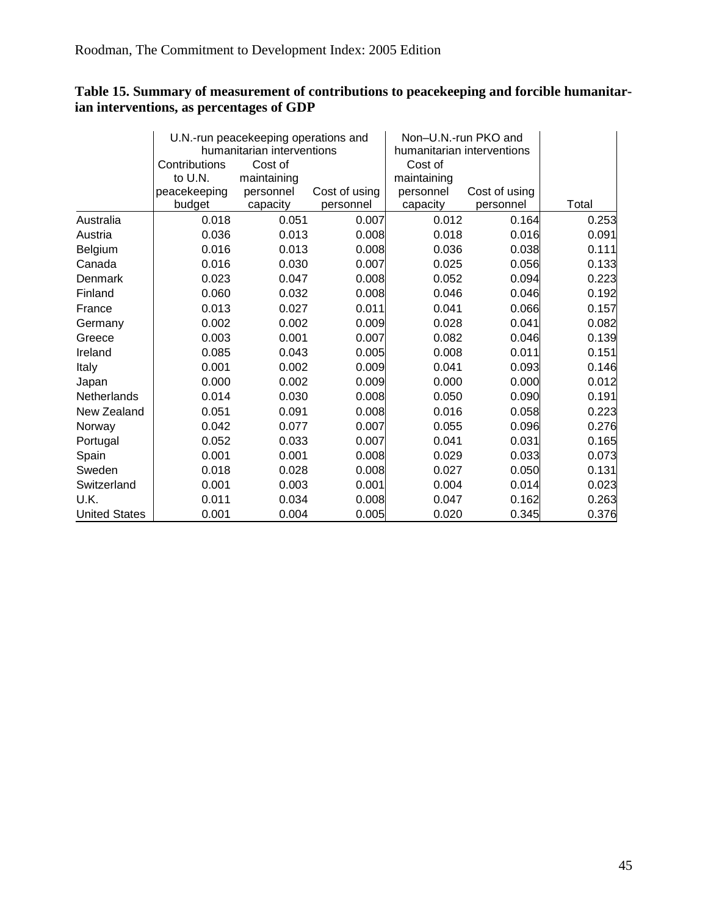**Table 15. Summary of measurement of contributions to peacekeeping and forcible humanitarian interventions, as percentages of GDP**

| | U.N.-run peacekeeping operations and humanitarian interventions | | | Non–U.N.-run PKO and humanitarian interventions | | |
|---|---|---|---|---|---|---|
| | Contributions to U.N. peacekeeping budget | Cost of maintaining personnel capacity | Cost of using personnel | Cost of maintaining personnel capacity | Cost of using personnel | Total |
| Australia | 0.018 | 0.051 | 0.007 | 0.012 | 0.164 | 0.253 |
| Austria | 0.036 | 0.013 | 0.008 | 0.018 | 0.016 | 0.091 |
| Belgium | 0.016 | 0.013 | 0.008 | 0.036 | 0.038 | 0.111 |
| Canada | 0.016 | 0.030 | 0.007 | 0.025 | 0.056 | 0.133 |
| Denmark | 0.023 | 0.047 | 0.008 | 0.052 | 0.094 | 0.223 |
| Finland | 0.060 | 0.032 | 0.008 | 0.046 | 0.046 | 0.192 |
| France | 0.013 | 0.027 | 0.011 | 0.041 | 0.066 | 0.157 |
| Germany | 0.002 | 0.002 | 0.009 | 0.028 | 0.041 | 0.082 |
| Greece | 0.003 | 0.001 | 0.007 | 0.082 | 0.046 | 0.139 |
| Ireland | 0.085 | 0.043 | 0.005 | 0.008 | 0.011 | 0.151 |
| Italy | 0.001 | 0.002 | 0.009 | 0.041 | 0.093 | 0.146 |
| Japan | 0.000 | 0.002 | 0.009 | 0.000 | 0.000 | 0.012 |
| Netherlands | 0.014 | 0.030 | 0.008 | 0.050 | 0.090 | 0.191 |
| New Zealand | 0.051 | 0.091 | 0.008 | 0.016 | 0.058 | 0.223 |
| Norway | 0.042 | 0.077 | 0.007 | 0.055 | 0.096 | 0.276 |
| Portugal | 0.052 | 0.033 | 0.007 | 0.041 | 0.031 | 0.165 |
| Spain | 0.001 | 0.001 | 0.008 | 0.029 | 0.033 | 0.073 |
| Sweden | 0.018 | 0.028 | 0.008 | 0.027 | 0.050 | 0.131 |
| Switzerland | 0.001 | 0.003 | 0.001 | 0.004 | 0.014 | 0.023 |
| U.K. | 0.011 | 0.034 | 0.008 | 0.047 | 0.162 | 0.263 |
| United States | 0.001 | 0.004 | 0.005 | 0.020 | 0.345 | 0.376 |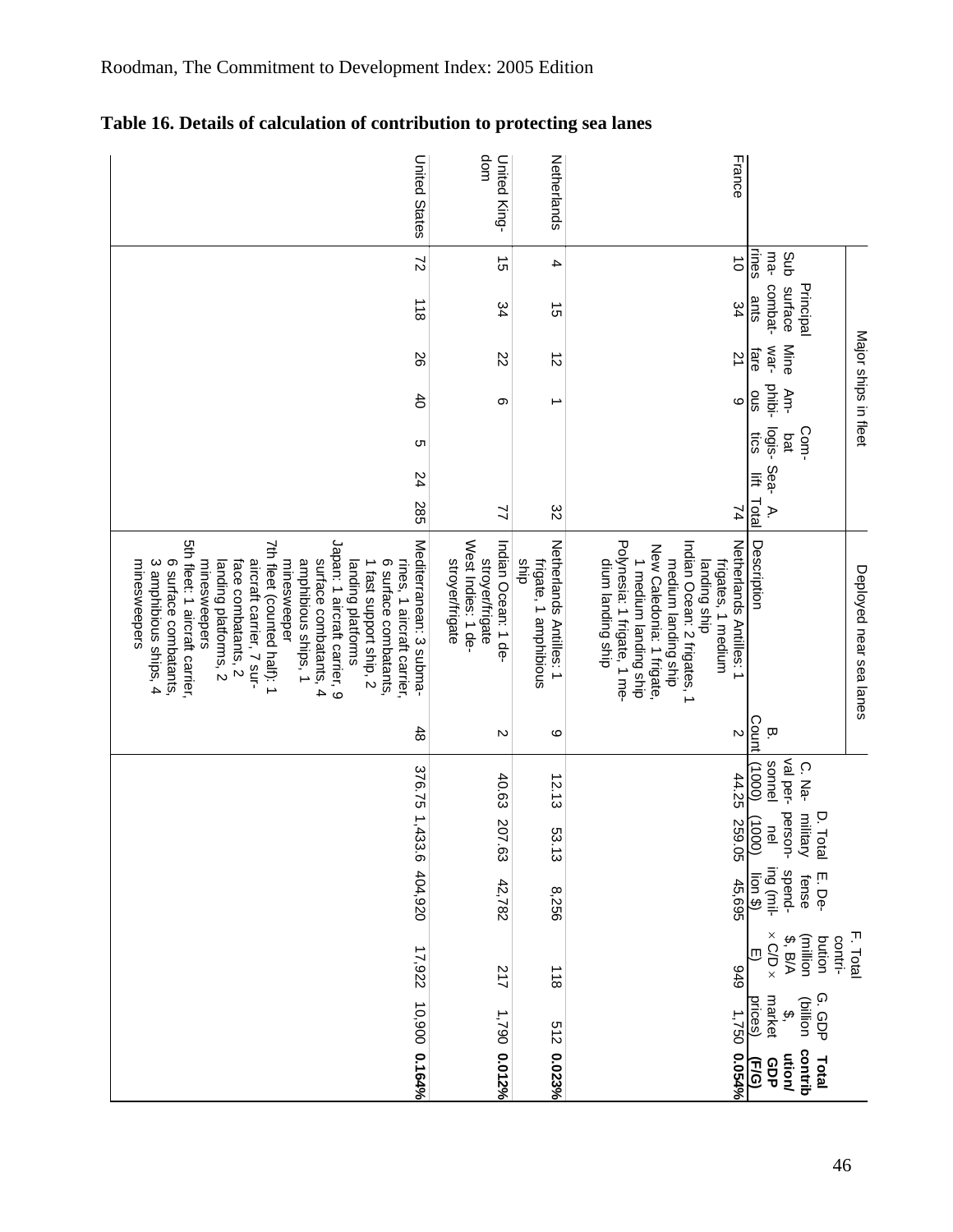## Table 16. Details of calculation of contribution to protecting sea lanes

| | Major ships in fleet | | | | | | | Deployed near sea lanes | | | | | | | |
|---|---|---|---|---|---|---|---|---|---|---|---|---|---|---|---|
| | Sub marines | Principal surface combatants | Mine warfare | Amphibious | Combat logistics | Sealift | A. Total | Description | B. Count | C. Naval personnel (1000) | D. Total military personnel (1000) | E. Defense spending (million $) | F. Total contribution (million $, B/A × C/D × E) | G. GDP (billion $, market prices) | Total contribution/GDP (F/G) |
| France | 10 | 34 | 21 | 9 | | | 74 | Netherlands Antilles: 1 frigates, 1 medium landing ship Indian Ocean: 2 frigates, 1 medium landing ship New Caledonia: 1 frigate, 1 medium landing ship Polynesia: 1 frigate, 1 medium landing ship | 2 | 44.25 | 259.05 | 45,695 | 949 | 1,750 | **0.054%** |
| Netherlands | 4 | 15 | 12 | 1 | | | 32 | Netherlands Antilles: 1 frigate, 1 amphibious ship | 9 | 12.13 | 53.13 | 8,256 | 118 | 512 | **0.023%** |
| United Kingdom | 15 | 34 | 22 | 6 | | | 77 | Indian Ocean: 1 destroyer/frigate West Indies: 1 destroyer/frigate | 2 | 40.63 | 207.63 | 42,782 | 217 | 1,790 | **0.012%** |
| United States | 72 | 118 | 26 | 40 | 5 | 24 | 285 | Mediterranean: 3 submarines, 1 aircraft carrier, 6 surface combatants, 1 fast support ship, 2 landing platforms Japan: 1 aircraft carrier, 9 surface combatants, 4 amphibious ships, 1 minesweeper 7th fleet (counted half): 1 aircraft carrier, 7 surface combatants, 2 landing platforms, 2 minesweepers 5th fleet: 1 aircraft carrier, 6 surface combatants, 3 amphibious ships, 4 minesweepers | 48 | 376.75 | 1,433.6 | 404,920 | 17,922 | 10,900 | **0.164%** |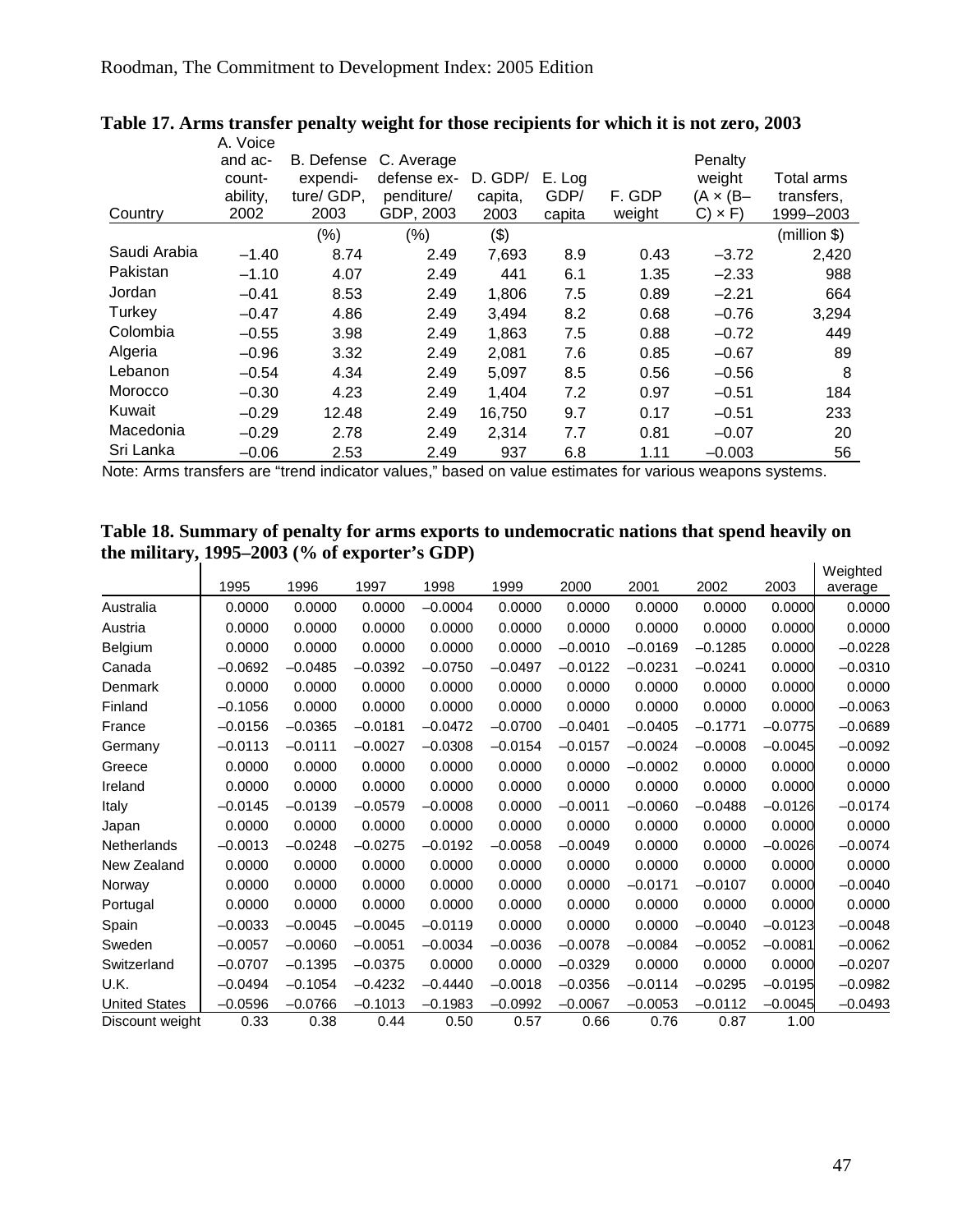**Table 17. Arms transfer penalty weight for those recipients for which it is not zero, 2003**

| Country | A. Voice and accountability, 2002 | B. Defense expenditure/ GDP, 2003 | C. Average defense expenditure/ GDP, 2003 | D. GDP/ capita, 2003 | E. Log GDP/ capita | F. GDP weight | Penalty weight (A × (B–C) × F) | Total arms transfers, 1999–2003 |
|---|---|---|---|---|---|---|---|---|
| | | (%) | (%) | ($) | | | | (million $) |
| Saudi Arabia | –1.40 | 8.74 | 2.49 | 7,693 | 8.9 | 0.43 | –3.72 | 2,420 |
| Pakistan | –1.10 | 4.07 | 2.49 | 441 | 6.1 | 1.35 | –2.33 | 988 |
| Jordan | –0.41 | 8.53 | 2.49 | 1,806 | 7.5 | 0.89 | –2.21 | 664 |
| Turkey | –0.47 | 4.86 | 2.49 | 3,494 | 8.2 | 0.68 | –0.76 | 3,294 |
| Colombia | –0.55 | 3.98 | 2.49 | 1,863 | 7.5 | 0.88 | –0.72 | 449 |
| Algeria | –0.96 | 3.32 | 2.49 | 2,081 | 7.6 | 0.85 | –0.67 | 89 |
| Lebanon | –0.54 | 4.34 | 2.49 | 5,097 | 8.5 | 0.56 | –0.56 | 8 |
| Morocco | –0.30 | 4.23 | 2.49 | 1,404 | 7.2 | 0.97 | –0.51 | 184 |
| Kuwait | –0.29 | 12.48 | 2.49 | 16,750 | 9.7 | 0.17 | –0.51 | 233 |
| Macedonia | –0.29 | 2.78 | 2.49 | 2,314 | 7.7 | 0.81 | –0.07 | 20 |
| Sri Lanka | –0.06 | 2.53 | 2.49 | 937 | 6.8 | 1.11 | –0.003 | 56 |

Note: Arms transfers are "trend indicator values," based on value estimates for various weapons systems.

**Table 18. Summary of penalty for arms exports to undemocratic nations that spend heavily on the military, 1995–2003 (% of exporter's GDP)**

| | 1995 | 1996 | 1997 | 1998 | 1999 | 2000 | 2001 | 2002 | 2003 | Weighted average |
|---|---|---|---|---|---|---|---|---|---|---|
| Australia | 0.0000 | 0.0000 | 0.0000 | –0.0004 | 0.0000 | 0.0000 | 0.0000 | 0.0000 | 0.0000 | 0.0000 |
| Austria | 0.0000 | 0.0000 | 0.0000 | 0.0000 | 0.0000 | 0.0000 | 0.0000 | 0.0000 | 0.0000 | 0.0000 |
| Belgium | 0.0000 | 0.0000 | 0.0000 | 0.0000 | 0.0000 | –0.0010 | –0.0169 | –0.1285 | 0.0000 | –0.0228 |
| Canada | –0.0692 | –0.0485 | –0.0392 | –0.0750 | –0.0497 | –0.0122 | –0.0231 | –0.0241 | 0.0000 | –0.0310 |
| Denmark | 0.0000 | 0.0000 | 0.0000 | 0.0000 | 0.0000 | 0.0000 | 0.0000 | 0.0000 | 0.0000 | 0.0000 |
| Finland | –0.1056 | 0.0000 | 0.0000 | 0.0000 | 0.0000 | 0.0000 | 0.0000 | 0.0000 | 0.0000 | –0.0063 |
| France | –0.0156 | –0.0365 | –0.0181 | –0.0472 | –0.0700 | –0.0401 | –0.0405 | –0.1771 | –0.0775 | –0.0689 |
| Germany | –0.0113 | –0.0111 | –0.0027 | –0.0308 | –0.0154 | –0.0157 | –0.0024 | –0.0008 | –0.0045 | –0.0092 |
| Greece | 0.0000 | 0.0000 | 0.0000 | 0.0000 | 0.0000 | 0.0000 | –0.0002 | 0.0000 | 0.0000 | 0.0000 |
| Ireland | 0.0000 | 0.0000 | 0.0000 | 0.0000 | 0.0000 | 0.0000 | 0.0000 | 0.0000 | 0.0000 | 0.0000 |
| Italy | –0.0145 | –0.0139 | –0.0579 | –0.0008 | 0.0000 | –0.0011 | –0.0060 | –0.0488 | –0.0126 | –0.0174 |
| Japan | 0.0000 | 0.0000 | 0.0000 | 0.0000 | 0.0000 | 0.0000 | 0.0000 | 0.0000 | 0.0000 | 0.0000 |
| Netherlands | –0.0013 | –0.0248 | –0.0275 | –0.0192 | –0.0058 | –0.0049 | 0.0000 | 0.0000 | –0.0026 | –0.0074 |
| New Zealand | 0.0000 | 0.0000 | 0.0000 | 0.0000 | 0.0000 | 0.0000 | 0.0000 | 0.0000 | 0.0000 | 0.0000 |
| Norway | 0.0000 | 0.0000 | 0.0000 | 0.0000 | 0.0000 | 0.0000 | –0.0171 | –0.0107 | 0.0000 | –0.0040 |
| Portugal | 0.0000 | 0.0000 | 0.0000 | 0.0000 | 0.0000 | 0.0000 | 0.0000 | 0.0000 | 0.0000 | 0.0000 |
| Spain | –0.0033 | –0.0045 | –0.0045 | –0.0119 | 0.0000 | 0.0000 | 0.0000 | –0.0040 | –0.0123 | –0.0048 |
| Sweden | –0.0057 | –0.0060 | –0.0051 | –0.0034 | –0.0036 | –0.0078 | –0.0084 | –0.0052 | –0.0081 | –0.0062 |
| Switzerland | –0.0707 | –0.1395 | –0.0375 | 0.0000 | 0.0000 | –0.0329 | 0.0000 | 0.0000 | 0.0000 | –0.0207 |
| U.K. | –0.0494 | –0.1054 | –0.4232 | –0.4440 | –0.0018 | –0.0356 | –0.0114 | –0.0295 | –0.0195 | –0.0982 |
| United States | –0.0596 | –0.0766 | –0.1013 | –0.1983 | –0.0992 | –0.0067 | –0.0053 | –0.0112 | –0.0045 | –0.0493 |
| Discount weight | 0.33 | 0.38 | 0.44 | 0.50 | 0.57 | 0.66 | 0.76 | 0.87 | 1.00 | |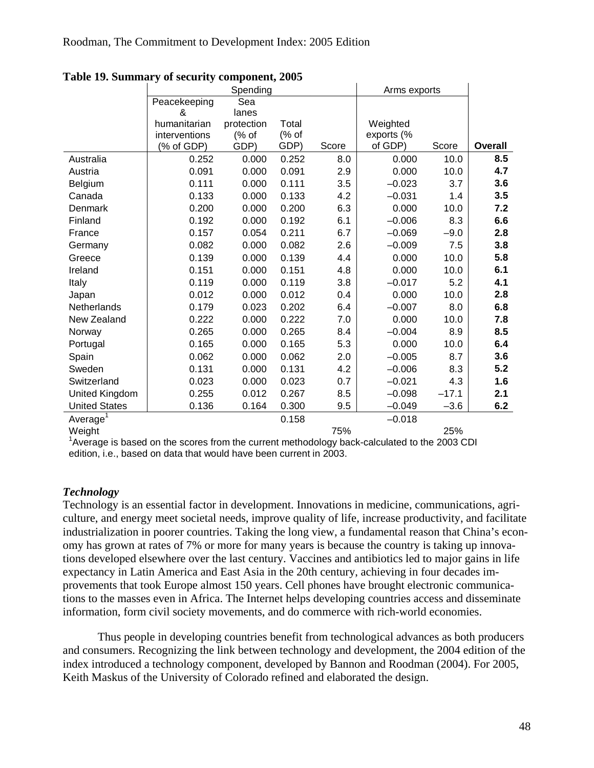**Table 19. Summary of security component, 2005**

| | Spending | | | | Arms exports | | |
|---|---|---|---|---|---|---|---|
| | Peacekeeping & humanitarian interventions (% of GDP) | Sea lanes protection (% of GDP) | Total (% of GDP) | Score | Weighted exports (% of GDP) | Score | **Overall** |
| Australia | 0.252 | 0.000 | 0.252 | 8.0 | 0.000 | 10.0 | **8.5** |
| Austria | 0.091 | 0.000 | 0.091 | 2.9 | 0.000 | 10.0 | **4.7** |
| Belgium | 0.111 | 0.000 | 0.111 | 3.5 | –0.023 | 3.7 | **3.6** |
| Canada | 0.133 | 0.000 | 0.133 | 4.2 | –0.031 | 1.4 | **3.5** |
| Denmark | 0.200 | 0.000 | 0.200 | 6.3 | 0.000 | 10.0 | **7.2** |
| Finland | 0.192 | 0.000 | 0.192 | 6.1 | –0.006 | 8.3 | **6.6** |
| France | 0.157 | 0.054 | 0.211 | 6.7 | –0.069 | –9.0 | **2.8** |
| Germany | 0.082 | 0.000 | 0.082 | 2.6 | –0.009 | 7.5 | **3.8** |
| Greece | 0.139 | 0.000 | 0.139 | 4.4 | 0.000 | 10.0 | **5.8** |
| Ireland | 0.151 | 0.000 | 0.151 | 4.8 | 0.000 | 10.0 | **6.1** |
| Italy | 0.119 | 0.000 | 0.119 | 3.8 | –0.017 | 5.2 | **4.1** |
| Japan | 0.012 | 0.000 | 0.012 | 0.4 | 0.000 | 10.0 | **2.8** |
| Netherlands | 0.179 | 0.023 | 0.202 | 6.4 | –0.007 | 8.0 | **6.8** |
| New Zealand | 0.222 | 0.000 | 0.222 | 7.0 | 0.000 | 10.0 | **7.8** |
| Norway | 0.265 | 0.000 | 0.265 | 8.4 | –0.004 | 8.9 | **8.5** |
| Portugal | 0.165 | 0.000 | 0.165 | 5.3 | 0.000 | 10.0 | **6.4** |
| Spain | 0.062 | 0.000 | 0.062 | 2.0 | –0.005 | 8.7 | **3.6** |
| Sweden | 0.131 | 0.000 | 0.131 | 4.2 | –0.006 | 8.3 | **5.2** |
| Switzerland | 0.023 | 0.000 | 0.023 | 0.7 | –0.021 | 4.3 | **1.6** |
| United Kingdom | 0.255 | 0.012 | 0.267 | 8.5 | –0.098 | –17.1 | **2.1** |
| United States | 0.136 | 0.164 | 0.300 | 9.5 | –0.049 | –3.6 | **6.2** |
| Average[1] | | | 0.158 | | –0.018 | | |
| Weight | | | | 75% | | 25% | |

[1]Average is based on the scores from the current methodology back-calculated to the 2003 CDI edition, i.e., based on data that would have been current in 2003.

### *Technology*

Technology is an essential factor in development. Innovations in medicine, communications, agriculture, and energy meet societal needs, improve quality of life, increase productivity, and facilitate industrialization in poorer countries. Taking the long view, a fundamental reason that China's economy has grown at rates of 7% or more for many years is because the country is taking up innovations developed elsewhere over the last century. Vaccines and antibiotics led to major gains in life expectancy in Latin America and East Asia in the 20th century, achieving in four decades improvements that took Europe almost 150 years. Cell phones have brought electronic communications to the masses even in Africa. The Internet helps developing countries access and disseminate information, form civil society movements, and do commerce with rich-world economies.

Thus people in developing countries benefit from technological advances as both producers and consumers. Recognizing the link between technology and development, the 2004 edition of the index introduced a technology component, developed by Bannon and Roodman (2004). For 2005, Keith Maskus of the University of Colorado refined and elaborated the design.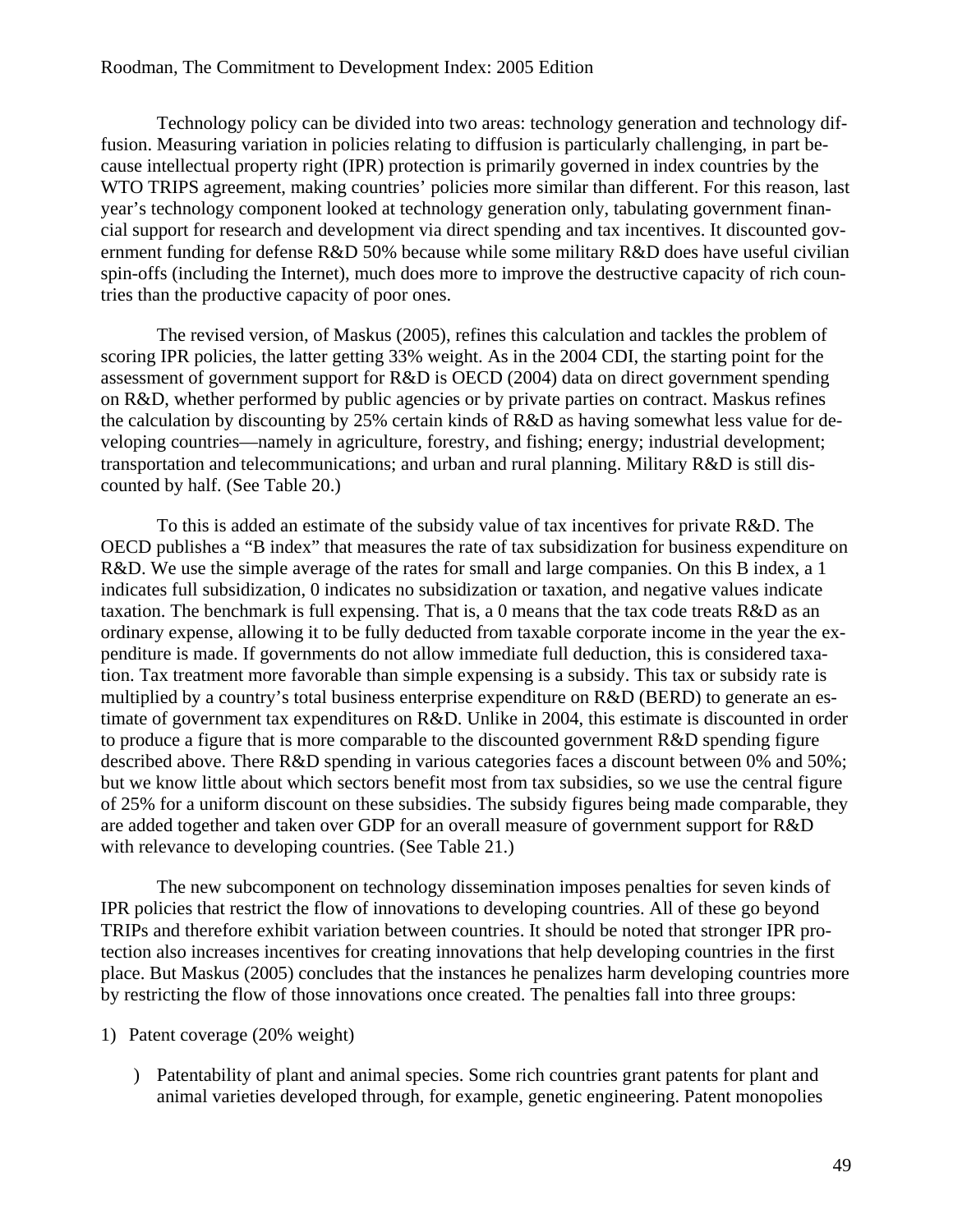Technology policy can be divided into two areas: technology generation and technology diffusion. Measuring variation in policies relating to diffusion is particularly challenging, in part because intellectual property right (IPR) protection is primarily governed in index countries by the WTO TRIPS agreement, making countries' policies more similar than different. For this reason, last year's technology component looked at technology generation only, tabulating government financial support for research and development via direct spending and tax incentives. It discounted government funding for defense R&D 50% because while some military R&D does have useful civilian spin-offs (including the Internet), much does more to improve the destructive capacity of rich countries than the productive capacity of poor ones.

The revised version, of Maskus (2005), refines this calculation and tackles the problem of scoring IPR policies, the latter getting 33% weight. As in the 2004 CDI, the starting point for the assessment of government support for R&D is OECD (2004) data on direct government spending on R&D, whether performed by public agencies or by private parties on contract. Maskus refines the calculation by discounting by 25% certain kinds of R&D as having somewhat less value for developing countries—namely in agriculture, forestry, and fishing; energy; industrial development; transportation and telecommunications; and urban and rural planning. Military R&D is still discounted by half. (See Table 20.)

To this is added an estimate of the subsidy value of tax incentives for private R&D. The OECD publishes a "B index" that measures the rate of tax subsidization for business expenditure on R&D. We use the simple average of the rates for small and large companies. On this B index, a 1 indicates full subsidization, 0 indicates no subsidization or taxation, and negative values indicate taxation. The benchmark is full expensing. That is, a 0 means that the tax code treats R&D as an ordinary expense, allowing it to be fully deducted from taxable corporate income in the year the expenditure is made. If governments do not allow immediate full deduction, this is considered taxation. Tax treatment more favorable than simple expensing is a subsidy. This tax or subsidy rate is multiplied by a country's total business enterprise expenditure on R&D (BERD) to generate an estimate of government tax expenditures on R&D. Unlike in 2004, this estimate is discounted in order to produce a figure that is more comparable to the discounted government R&D spending figure described above. There R&D spending in various categories faces a discount between 0% and 50%; but we know little about which sectors benefit most from tax subsidies, so we use the central figure of 25% for a uniform discount on these subsidies. The subsidy figures being made comparable, they are added together and taken over GDP for an overall measure of government support for R&D with relevance to developing countries. (See Table 21.)

The new subcomponent on technology dissemination imposes penalties for seven kinds of IPR policies that restrict the flow of innovations to developing countries. All of these go beyond TRIPs and therefore exhibit variation between countries. It should be noted that stronger IPR protection also increases incentives for creating innovations that help developing countries in the first place. But Maskus (2005) concludes that the instances he penalizes harm developing countries more by restricting the flow of those innovations once created. The penalties fall into three groups:

1) Patent coverage (20% weight)

    ) Patentability of plant and animal species. Some rich countries grant patents for plant and animal varieties developed through, for example, genetic engineering. Patent monopolies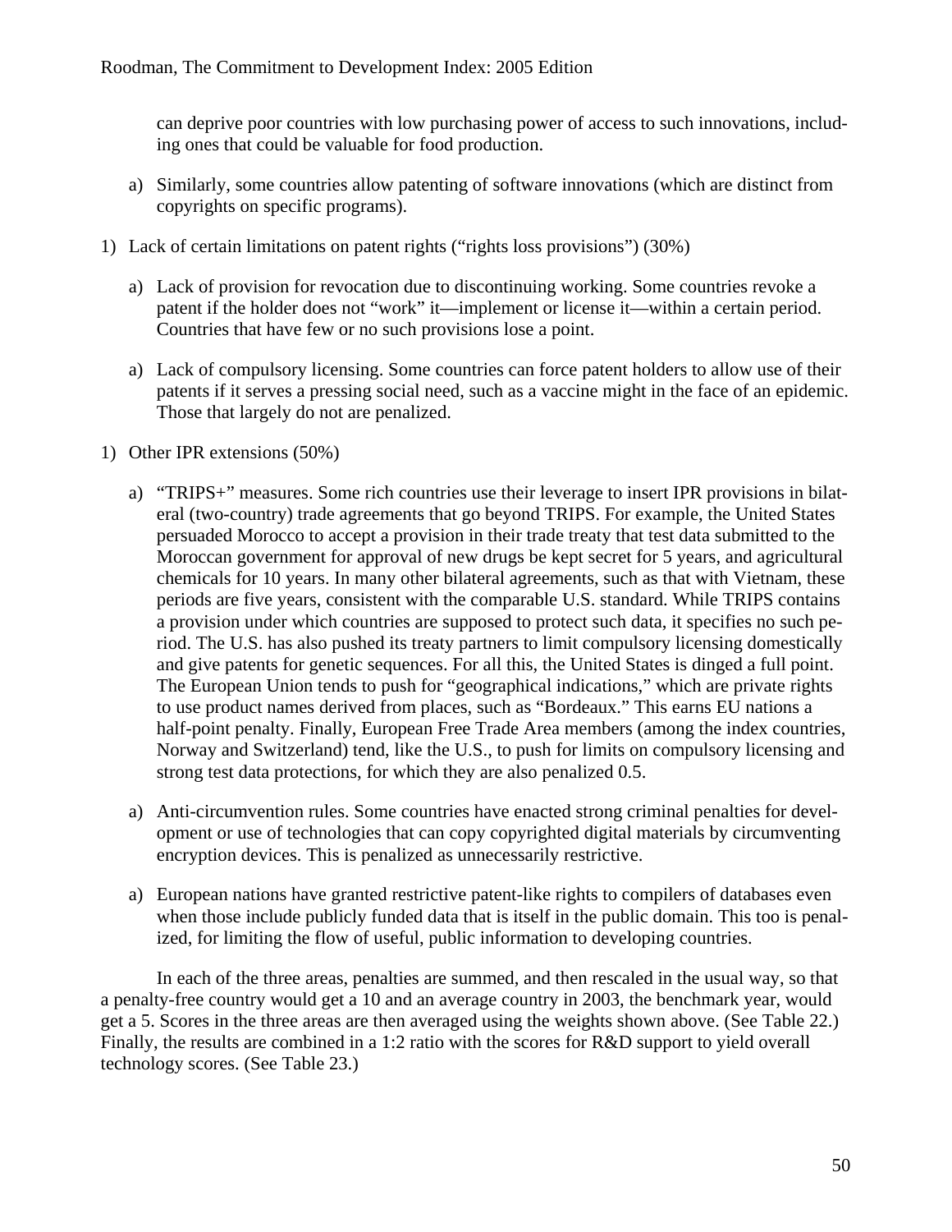can deprive poor countries with low purchasing power of access to such innovations, including ones that could be valuable for food production.

a) Similarly, some countries allow patenting of software innovations (which are distinct from copyrights on specific programs).

1) Lack of certain limitations on patent rights ("rights loss provisions") (30%)

   a) Lack of provision for revocation due to discontinuing working. Some countries revoke a patent if the holder does not "work" it—implement or license it—within a certain period. Countries that have few or no such provisions lose a point.

   a) Lack of compulsory licensing. Some countries can force patent holders to allow use of their patents if it serves a pressing social need, such as a vaccine might in the face of an epidemic. Those that largely do not are penalized.

1) Other IPR extensions (50%)

   a) "TRIPS+" measures. Some rich countries use their leverage to insert IPR provisions in bilateral (two-country) trade agreements that go beyond TRIPS. For example, the United States persuaded Morocco to accept a provision in their trade treaty that test data submitted to the Moroccan government for approval of new drugs be kept secret for 5 years, and agricultural chemicals for 10 years. In many other bilateral agreements, such as that with Vietnam, these periods are five years, consistent with the comparable U.S. standard. While TRIPS contains a provision under which countries are supposed to protect such data, it specifies no such period. The U.S. has also pushed its treaty partners to limit compulsory licensing domestically and give patents for genetic sequences. For all this, the United States is dinged a full point. The European Union tends to push for "geographical indications," which are private rights to use product names derived from places, such as "Bordeaux." This earns EU nations a half-point penalty. Finally, European Free Trade Area members (among the index countries, Norway and Switzerland) tend, like the U.S., to push for limits on compulsory licensing and strong test data protections, for which they are also penalized 0.5.

   a) Anti-circumvention rules. Some countries have enacted strong criminal penalties for development or use of technologies that can copy copyrighted digital materials by circumventing encryption devices. This is penalized as unnecessarily restrictive.

   a) European nations have granted restrictive patent-like rights to compilers of databases even when those include publicly funded data that is itself in the public domain. This too is penalized, for limiting the flow of useful, public information to developing countries.

In each of the three areas, penalties are summed, and then rescaled in the usual way, so that a penalty-free country would get a 10 and an average country in 2003, the benchmark year, would get a 5. Scores in the three areas are then averaged using the weights shown above. (See Table 22.) Finally, the results are combined in a 1:2 ratio with the scores for R&D support to yield overall technology scores. (See Table 23.)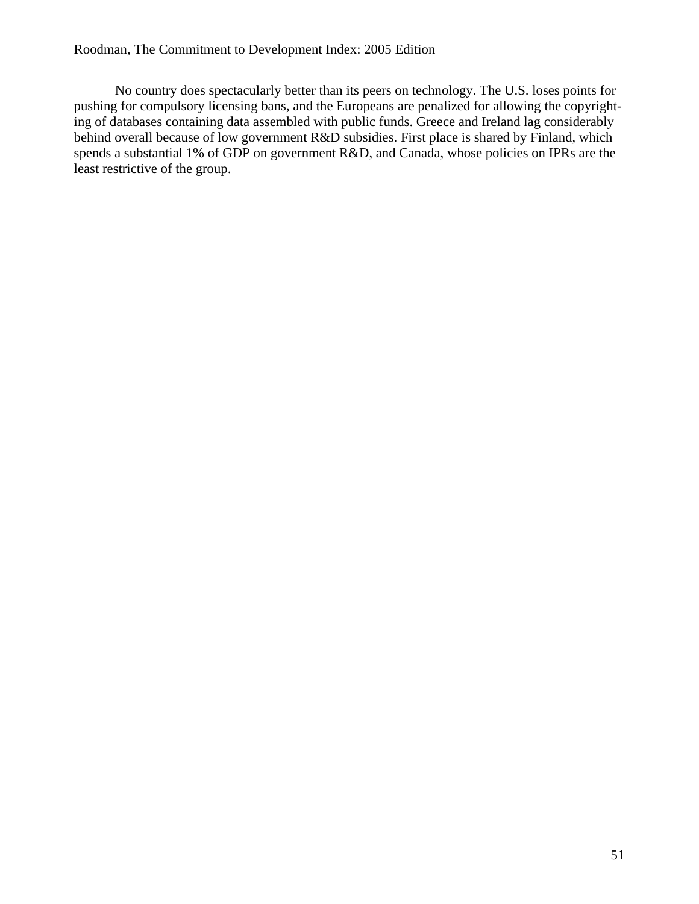No country does spectacularly better than its peers on technology. The U.S. loses points for pushing for compulsory licensing bans, and the Europeans are penalized for allowing the copyrighting of databases containing data assembled with public funds. Greece and Ireland lag considerably behind overall because of low government R&D subsidies. First place is shared by Finland, which spends a substantial 1% of GDP on government R&D, and Canada, whose policies on IPRs are the least restrictive of the group.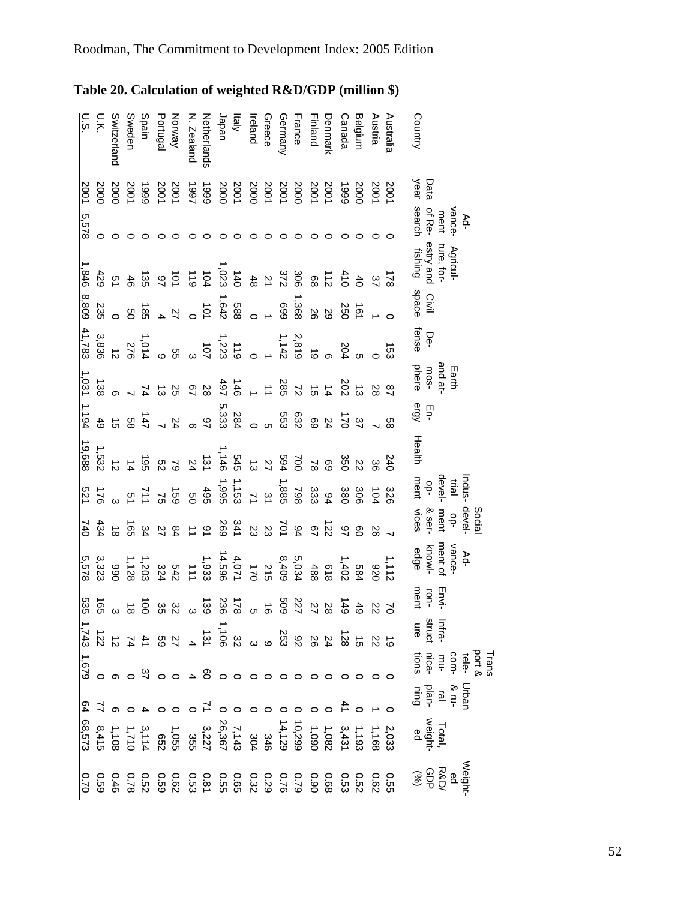**Table 20. Calculation of weighted R&D/GDP (million $)**

| Country | Data year | Advancement of Research | Agriculture, forestry and fishing | Civil space | Defense | Earth and atmosphere | Energy | Health | Industrial development | Social development & services | Advancement of knowledge | Environment | Infrastructure | Transport & telecommunications | Urban & rural planning | Total, weighted | Weighted R&D/GDP (%) |
|---|---|---|---|---|---|---|---|---|---|---|---|---|---|---|---|---|---|
| Australia | 2001 | 0 | 178 | 0 | 153 | 87 | 58 | 240 | 326 | 7 | 1,112 | 70 | 19 | 0 | 0 | 2,033 | 0.55 |
| Austria | 2001 | 0 | 37 | 1 | 0 | 28 | 7 | 36 | 104 | 26 | 920 | 22 | 22 | 0 | 1 | 1,168 | 0.62 |
| Belgium | 2000 | 0 | 40 | 161 | 5 | 13 | 37 | 22 | 306 | 60 | 584 | 49 | 15 | 0 | 0 | 1,193 | 0.52 |
| Canada | 1999 | 0 | 410 | 250 | 204 | 202 | 170 | 350 | 380 | 97 | 1,402 | 149 | 128 | 0 | 41 | 3,431 | 0.53 |
| Denmark | 2001 | 0 | 112 | 29 | 6 | 14 | 24 | 69 | 94 | 122 | 618 | 28 | 24 | 0 | 0 | 1,082 | 0.68 |
| Finland | 2001 | 0 | 68 | 26 | 19 | 15 | 69 | 78 | 333 | 67 | 488 | 27 | 26 | 0 | 0 | 1,090 | 0.90 |
| France | 2000 | 0 | 306 | 1,368 | 2,819 | 72 | 632 | 700 | 798 | 94 | 5,034 | 227 | 92 | 0 | 0 | 10,299 | 0.79 |
| Germany | 2001 | 0 | 372 | 699 | 1,142 | 285 | 553 | 594 | 1,885 | 701 | 8,409 | 509 | 253 | 0 | 0 | 14,129 | 0.76 |
| Greece | 2001 | 0 | 21 | 1 | 1 | 11 | 5 | 27 | 31 | 23 | 215 | 16 | 9 | 0 | 0 | 346 | 0.29 |
| Ireland | 2000 | 0 | 48 | 0 | 0 | 1 | 0 | 13 | 71 | 23 | 170 | 5 | 3 | 0 | 0 | 304 | 0.32 |
| Italy | 2001 | 0 | 140 | 588 | 119 | 146 | 284 | 545 | 1,153 | 341 | 4,071 | 178 | 32 | 0 | 0 | 7,143 | 0.65 |
| Japan | 2000 | 0 | 1,023 | 1,642 | 1,223 | 497 | 5,333 | 1,146 | 1,995 | 269 | 14,596 | 236 | 1,106 | 0 | 0 | 26,367 | 0.55 |
| Netherlands | 1999 | 0 | 104 | 101 | 107 | 28 | 97 | 131 | 495 | 91 | 1,933 | 139 | 131 | 60 | 71 | 3,227 | 0.81 |
| N. Zealand | 1997 | 0 | 119 | 0 | 3 | 67 | 6 | 24 | 50 | 11 | 111 | 3 | 4 | 4 | 0 | 355 | 0.53 |
| Norway | 2001 | 0 | 101 | 27 | 55 | 25 | 24 | 79 | 159 | 84 | 542 | 32 | 27 | 0 | 0 | 1,055 | 0.62 |
| Portugal | 2001 | 0 | 97 | 4 | 9 | 13 | 7 | 52 | 75 | 27 | 324 | 35 | 59 | 0 | 0 | 652 | 0.59 |
| Spain | 1999 | 0 | 135 | 185 | 1,014 | 74 | 147 | 195 | 711 | 34 | 1,203 | 100 | 41 | 37 | 4 | 3,114 | 0.52 |
| Sweden | 2001 | 0 | 46 | 50 | 276 | 7 | 58 | 14 | 51 | 165 | 1,128 | 18 | 74 | 0 | 0 | 1,710 | 0.78 |
| Switzerland | 2000 | 0 | 51 | 0 | 12 | 6 | 15 | 12 | 3 | 18 | 990 | 3 | 12 | 6 | 6 | 1,108 | 0.46 |
| U.K. | 2000 | 0 | 429 | 235 | 3,836 | 138 | 49 | 1,532 | 176 | 434 | 3,323 | 165 | 122 | 0 | 77 | 8,415 | 0.59 |
| U.S. | 2001 | 5,578 | 1,846 | 8,809 | 41,783 | 1,031 | 1,194 | 19,688 | 521 | 740 | 5,578 | 535 | 1,743 | 1,679 | 64 | 68,573 | 0.70 |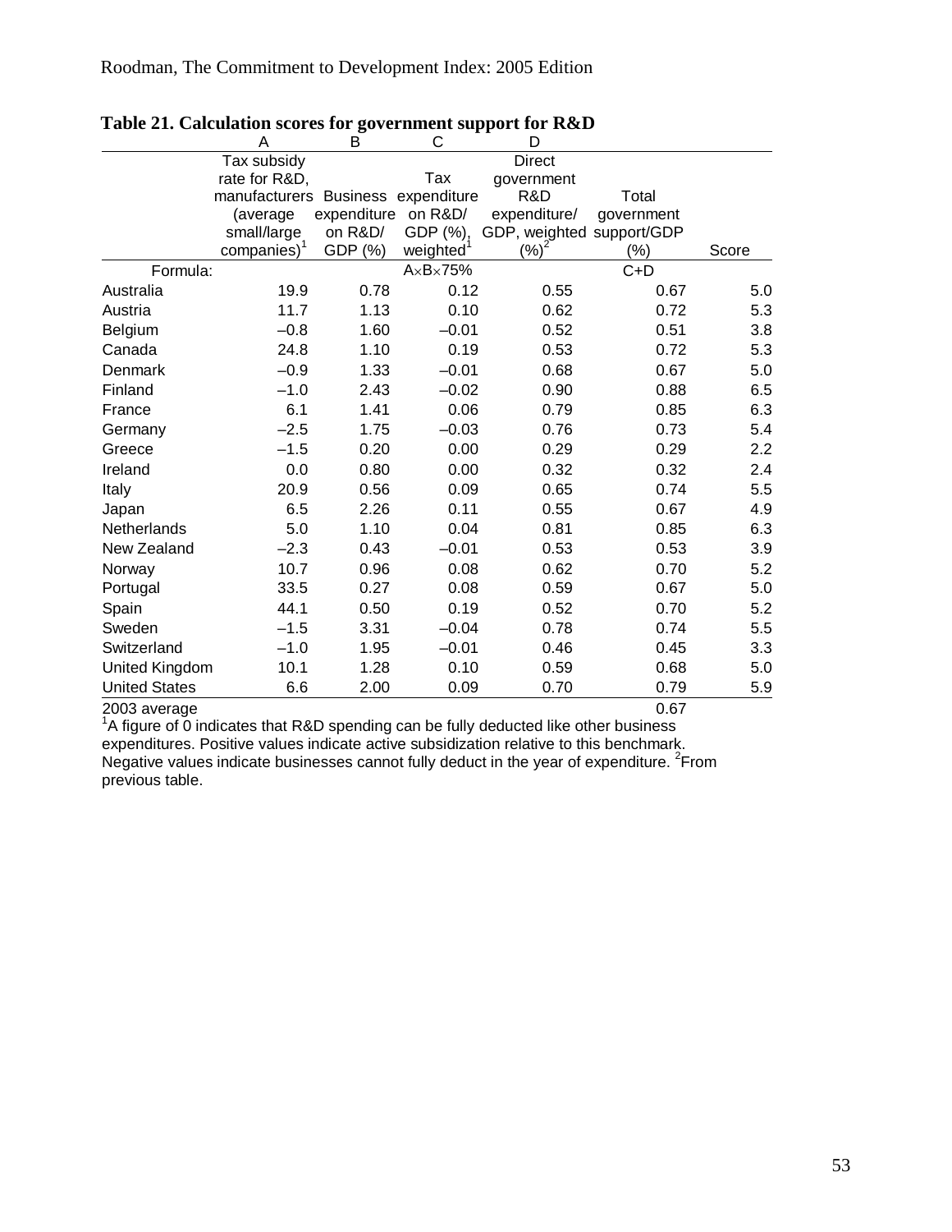**Table 21. Calculation scores for government support for R&D**

| | A | B | C | D | | |
|---|---|---|---|---|---|---|
| | Tax subsidy rate for R&D, manufacturers (average small/large companies)[1] | Business expenditure on R&D/ GDP (%) | Tax expenditure on R&D/ GDP (%), weighted[1] | Direct government R&D expenditure/ GDP, weighted (%)[2] | Total government support/GDP (%) | Score |
| Formula: | | | A×B×75% | | C+D | |
| Australia | 19.9 | 0.78 | 0.12 | 0.55 | 0.67 | 5.0 |
| Austria | 11.7 | 1.13 | 0.10 | 0.62 | 0.72 | 5.3 |
| Belgium | –0.8 | 1.60 | –0.01 | 0.52 | 0.51 | 3.8 |
| Canada | 24.8 | 1.10 | 0.19 | 0.53 | 0.72 | 5.3 |
| Denmark | –0.9 | 1.33 | –0.01 | 0.68 | 0.67 | 5.0 |
| Finland | –1.0 | 2.43 | –0.02 | 0.90 | 0.88 | 6.5 |
| France | 6.1 | 1.41 | 0.06 | 0.79 | 0.85 | 6.3 |
| Germany | –2.5 | 1.75 | –0.03 | 0.76 | 0.73 | 5.4 |
| Greece | –1.5 | 0.20 | 0.00 | 0.29 | 0.29 | 2.2 |
| Ireland | 0.0 | 0.80 | 0.00 | 0.32 | 0.32 | 2.4 |
| Italy | 20.9 | 0.56 | 0.09 | 0.65 | 0.74 | 5.5 |
| Japan | 6.5 | 2.26 | 0.11 | 0.55 | 0.67 | 4.9 |
| Netherlands | 5.0 | 1.10 | 0.04 | 0.81 | 0.85 | 6.3 |
| New Zealand | –2.3 | 0.43 | –0.01 | 0.53 | 0.53 | 3.9 |
| Norway | 10.7 | 0.96 | 0.08 | 0.62 | 0.70 | 5.2 |
| Portugal | 33.5 | 0.27 | 0.08 | 0.59 | 0.67 | 5.0 |
| Spain | 44.1 | 0.50 | 0.19 | 0.52 | 0.70 | 5.2 |
| Sweden | –1.5 | 3.31 | –0.04 | 0.78 | 0.74 | 5.5 |
| Switzerland | –1.0 | 1.95 | –0.01 | 0.46 | 0.45 | 3.3 |
| United Kingdom | 10.1 | 1.28 | 0.10 | 0.59 | 0.68 | 5.0 |
| United States | 6.6 | 2.00 | 0.09 | 0.70 | 0.79 | 5.9 |
| 2003 average | | | | | 0.67 | |

[1]A figure of 0 indicates that R&D spending can be fully deducted like other business expenditures. Positive values indicate active subsidization relative to this benchmark. Negative values indicate businesses cannot fully deduct in the year of expenditure. [2]From previous table.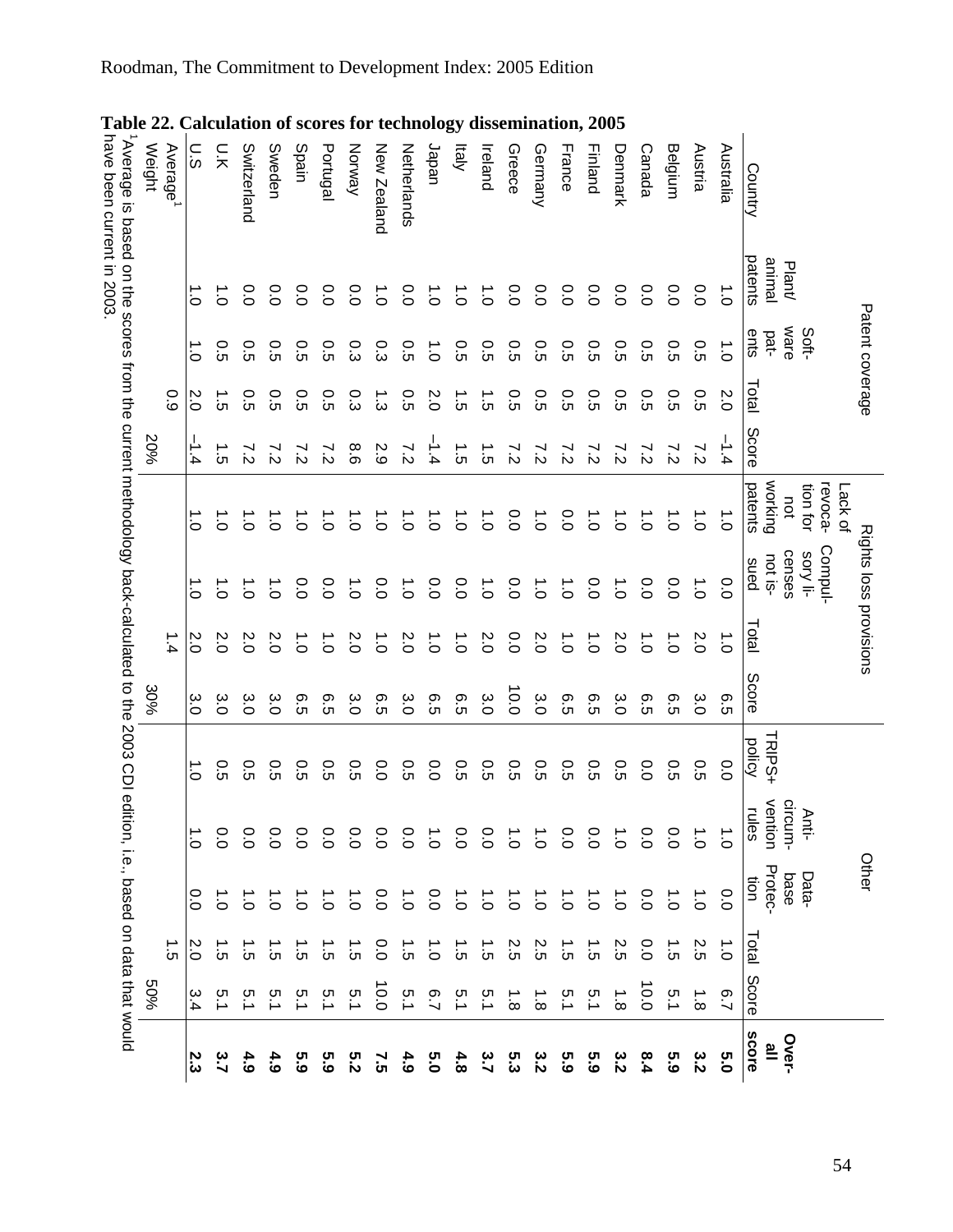**Table 22. Calculation of scores for technology dissemination, 2005**

| Country | Patent coverage | | | | Rights loss provisions | | | | Other | | | | | Overall score |
|---|---|---|---|---|---|---|---|---|---|---|---|---|---|---|
| | Plant/ animal patents | Software patents | Total | Score | Lack of revocation for not working patents | Compulsory licenses not issued | Total | Score | TRIPS+ policy | Anti-circumvention rules | Database Protection | Total | Score | |
| Australia | 1.0 | 1.0 | 2.0 | –1.4 | 1.0 | 0.0 | 1.0 | 6.5 | 0.0 | 1.0 | 0.0 | 1.0 | 6.7 | **5.0** |
| Austria | 0.0 | 0.5 | 0.5 | 7.2 | 1.0 | 1.0 | 2.0 | 3.0 | 0.5 | 1.0 | 1.0 | 2.5 | 1.8 | **3.2** |
| Belgium | 0.0 | 0.5 | 0.5 | 7.2 | 1.0 | 0.0 | 1.0 | 6.5 | 0.5 | 0.0 | 1.0 | 1.5 | 5.1 | **5.9** |
| Canada | 0.0 | 0.5 | 0.5 | 7.2 | 1.0 | 0.0 | 1.0 | 6.5 | 0.0 | 0.0 | 0.0 | 0.0 | 10.0 | **8.4** |
| Denmark | 0.0 | 0.5 | 0.5 | 7.2 | 1.0 | 1.0 | 2.0 | 3.0 | 0.5 | 1.0 | 1.0 | 2.5 | 1.8 | **3.2** |
| Finland | 0.0 | 0.5 | 0.5 | 7.2 | 1.0 | 0.0 | 1.0 | 6.5 | 0.5 | 0.0 | 1.0 | 1.5 | 5.1 | **5.9** |
| France | 0.0 | 0.5 | 0.5 | 7.2 | 0.0 | 1.0 | 1.0 | 6.5 | 0.5 | 0.0 | 1.0 | 1.5 | 5.1 | **5.9** |
| Germany | 0.0 | 0.5 | 0.5 | 7.2 | 1.0 | 1.0 | 2.0 | 3.0 | 0.5 | 1.0 | 1.0 | 2.5 | 1.8 | **3.2** |
| Greece | 0.0 | 0.5 | 0.5 | 7.2 | 0.0 | 0.0 | 0.0 | 10.0 | 0.5 | 1.0 | 1.0 | 2.5 | 1.8 | **5.3** |
| Ireland | 1.0 | 0.5 | 1.5 | 1.5 | 1.0 | 1.0 | 2.0 | 3.0 | 0.5 | 0.0 | 1.0 | 1.5 | 5.1 | **3.7** |
| Italy | 1.0 | 0.5 | 1.5 | 1.5 | 1.0 | 0.0 | 1.0 | 6.5 | 0.5 | 0.0 | 1.0 | 1.5 | 5.1 | **4.8** |
| Japan | 1.0 | 1.0 | 2.0 | –1.4 | 1.0 | 0.0 | 1.0 | 6.5 | 0.0 | 1.0 | 0.0 | 1.0 | 6.7 | **5.0** |
| Netherlands | 0.0 | 0.5 | 0.5 | 7.2 | 1.0 | 1.0 | 2.0 | 3.0 | 0.5 | 0.0 | 1.0 | 1.5 | 5.1 | **4.9** |
| New Zealand | 1.0 | 0.3 | 1.3 | 2.9 | 1.0 | 0.0 | 1.0 | 6.5 | 0.0 | 0.0 | 0.0 | 0.0 | 10.0 | **7.5** |
| Norway | 0.0 | 0.3 | 0.3 | 8.6 | 1.0 | 1.0 | 2.0 | 3.0 | 0.5 | 0.0 | 1.0 | 1.5 | 5.1 | **5.2** |
| Portugal | 0.0 | 0.5 | 0.5 | 7.2 | 1.0 | 0.0 | 1.0 | 6.5 | 0.5 | 0.0 | 1.0 | 1.5 | 5.1 | **5.9** |
| Spain | 0.0 | 0.5 | 0.5 | 7.2 | 1.0 | 0.0 | 1.0 | 6.5 | 0.5 | 0.0 | 1.0 | 1.5 | 5.1 | **5.9** |
| Sweden | 0.0 | 0.5 | 0.5 | 7.2 | 1.0 | 1.0 | 2.0 | 3.0 | 0.5 | 0.0 | 1.0 | 1.5 | 5.1 | **4.9** |
| Switzerland | 0.0 | 0.5 | 0.5 | 7.2 | 1.0 | 1.0 | 2.0 | 3.0 | 0.5 | 0.0 | 1.0 | 1.5 | 5.1 | **4.9** |
| U.K | 1.0 | 0.5 | 1.5 | 1.5 | 1.0 | 1.0 | 2.0 | 3.0 | 0.5 | 0.0 | 1.0 | 1.5 | 5.1 | **3.7** |
| U.S | 1.0 | 1.0 | 2.0 | –1.4 | 1.0 | 1.0 | 2.0 | 3.0 | 1.0 | 1.0 | 0.0 | 2.0 | 3.4 | **2.3** |
| Average[1] | | | 0.9 | | | | 1.4 | | | | | 1.5 | | |
| Weight | | | | 20% | | | | 30% | | | | | 50% | |

[1]Average is based on the scores from the current methodology back-calculated to the 2003 CDI edition, i.e., based on data that would have been current in 2003.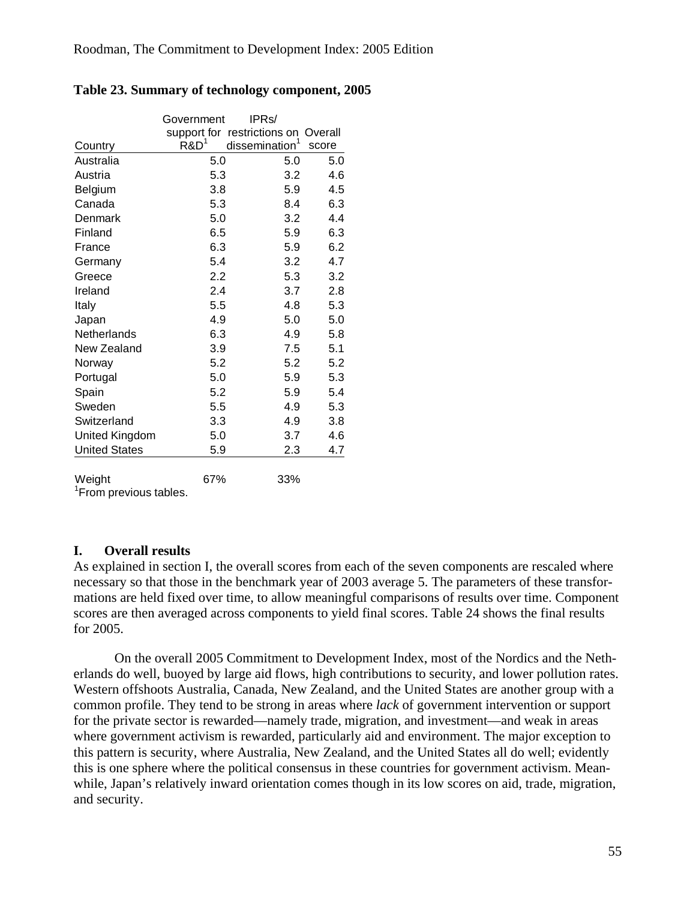**Table 23. Summary of technology component, 2005**

| Country | Government support for R&D[1] | IPRs/ restrictions on dissemination[1] | Overall score |
|---|---|---|---|
| Australia | 5.0 | 5.0 | 5.0 |
| Austria | 5.3 | 3.2 | 4.6 |
| Belgium | 3.8 | 5.9 | 4.5 |
| Canada | 5.3 | 8.4 | 6.3 |
| Denmark | 5.0 | 3.2 | 4.4 |
| Finland | 6.5 | 5.9 | 6.3 |
| France | 6.3 | 5.9 | 6.2 |
| Germany | 5.4 | 3.2 | 4.7 |
| Greece | 2.2 | 5.3 | 3.2 |
| Ireland | 2.4 | 3.7 | 2.8 |
| Italy | 5.5 | 4.8 | 5.3 |
| Japan | 4.9 | 5.0 | 5.0 |
| Netherlands | 6.3 | 4.9 | 5.8 |
| New Zealand | 3.9 | 7.5 | 5.1 |
| Norway | 5.2 | 5.2 | 5.2 |
| Portugal | 5.0 | 5.9 | 5.3 |
| Spain | 5.2 | 5.9 | 5.4 |
| Sweden | 5.5 | 4.9 | 5.3 |
| Switzerland | 3.3 | 4.9 | 3.8 |
| United Kingdom | 5.0 | 3.7 | 4.6 |
| United States | 5.9 | 2.3 | 4.7 |
| Weight | 67% | 33% | |

[1]From previous tables.

## I. Overall results

As explained in section I, the overall scores from each of the seven components are rescaled where necessary so that those in the benchmark year of 2003 average 5. The parameters of these transformations are held fixed over time, to allow meaningful comparisons of results over time. Component scores are then averaged across components to yield final scores. Table 24 shows the final results for 2005.

On the overall 2005 Commitment to Development Index, most of the Nordics and the Netherlands do well, buoyed by large aid flows, high contributions to security, and lower pollution rates. Western offshoots Australia, Canada, New Zealand, and the United States are another group with a common profile. They tend to be strong in areas where *lack* of government intervention or support for the private sector is rewarded—namely trade, migration, and investment—and weak in areas where government activism is rewarded, particularly aid and environment. The major exception to this pattern is security, where Australia, New Zealand, and the United States all do well; evidently this is one sphere where the political consensus in these countries for government activism. Meanwhile, Japan's relatively inward orientation comes though in its low scores on aid, trade, migration, and security.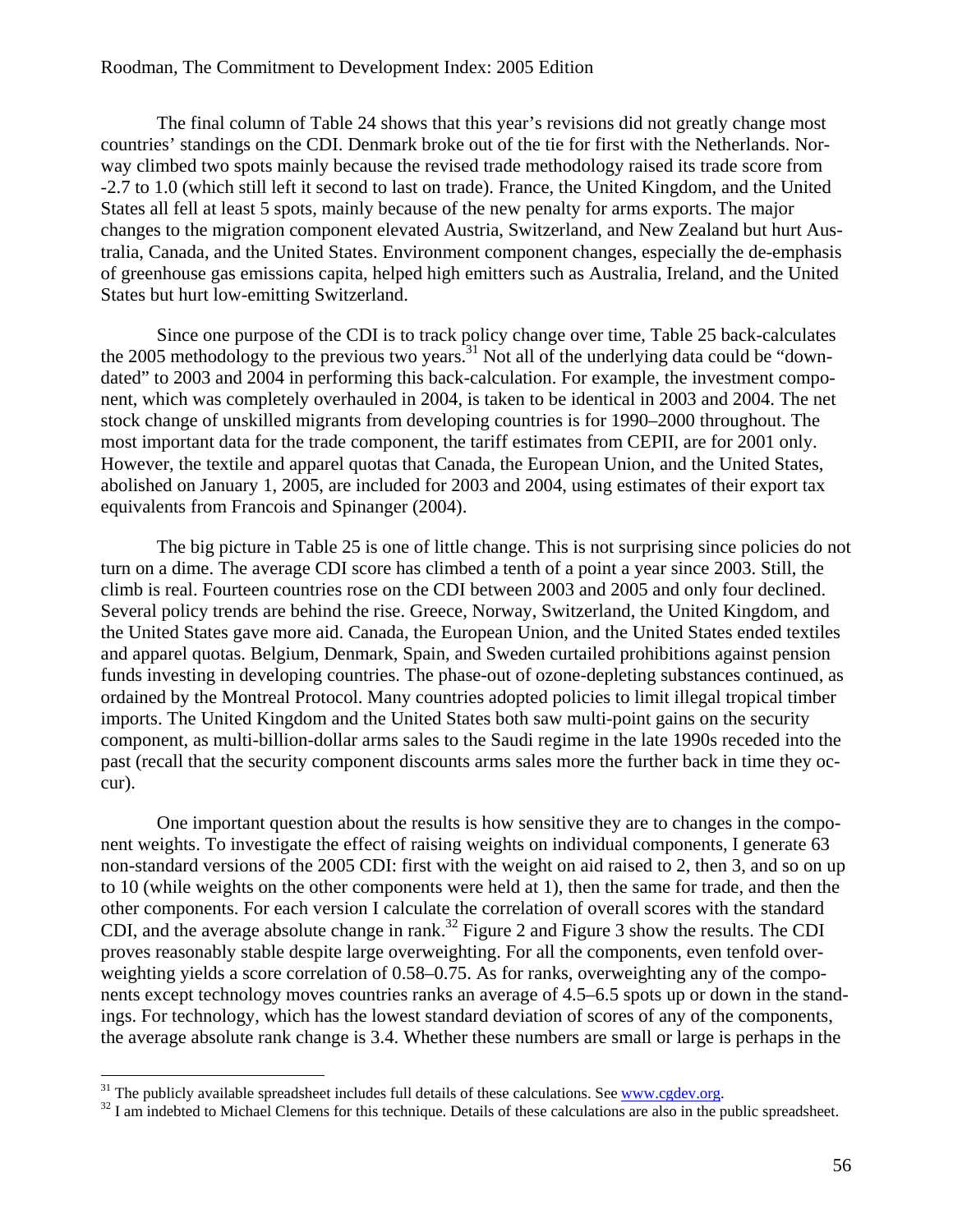The final column of Table 24 shows that this year's revisions did not greatly change most countries' standings on the CDI. Denmark broke out of the tie for first with the Netherlands. Norway climbed two spots mainly because the revised trade methodology raised its trade score from -2.7 to 1.0 (which still left it second to last on trade). France, the United Kingdom, and the United States all fell at least 5 spots, mainly because of the new penalty for arms exports. The major changes to the migration component elevated Austria, Switzerland, and New Zealand but hurt Australia, Canada, and the United States. Environment component changes, especially the de-emphasis of greenhouse gas emissions capita, helped high emitters such as Australia, Ireland, and the United States but hurt low-emitting Switzerland.

Since one purpose of the CDI is to track policy change over time, Table 25 back-calculates the 2005 methodology to the previous two years.[31] Not all of the underlying data could be "downdated" to 2003 and 2004 in performing this back-calculation. For example, the investment component, which was completely overhauled in 2004, is taken to be identical in 2003 and 2004. The net stock change of unskilled migrants from developing countries is for 1990–2000 throughout. The most important data for the trade component, the tariff estimates from CEPII, are for 2001 only. However, the textile and apparel quotas that Canada, the European Union, and the United States, abolished on January 1, 2005, are included for 2003 and 2004, using estimates of their export tax equivalents from Francois and Spinanger (2004).

The big picture in Table 25 is one of little change. This is not surprising since policies do not turn on a dime. The average CDI score has climbed a tenth of a point a year since 2003. Still, the climb is real. Fourteen countries rose on the CDI between 2003 and 2005 and only four declined. Several policy trends are behind the rise. Greece, Norway, Switzerland, the United Kingdom, and the United States gave more aid. Canada, the European Union, and the United States ended textiles and apparel quotas. Belgium, Denmark, Spain, and Sweden curtailed prohibitions against pension funds investing in developing countries. The phase-out of ozone-depleting substances continued, as ordained by the Montreal Protocol. Many countries adopted policies to limit illegal tropical timber imports. The United Kingdom and the United States both saw multi-point gains on the security component, as multi-billion-dollar arms sales to the Saudi regime in the late 1990s receded into the past (recall that the security component discounts arms sales more the further back in time they occur).

One important question about the results is how sensitive they are to changes in the component weights. To investigate the effect of raising weights on individual components, I generate 63 non-standard versions of the 2005 CDI: first with the weight on aid raised to 2, then 3, and so on up to 10 (while weights on the other components were held at 1), then the same for trade, and then the other components. For each version I calculate the correlation of overall scores with the standard CDI, and the average absolute change in rank.[32] Figure 2 and Figure 3 show the results. The CDI proves reasonably stable despite large overweighting. For all the components, even tenfold overweighting yields a score correlation of 0.58–0.75. As for ranks, overweighting any of the components except technology moves countries ranks an average of 4.5–6.5 spots up or down in the standings. For technology, which has the lowest standard deviation of scores of any of the components, the average absolute rank change is 3.4. Whether these numbers are small or large is perhaps in the

[31] The publicly available spreadsheet includes full details of these calculations. See www.cgdev.org.

[32] I am indebted to Michael Clemens for this technique. Details of these calculations are also in the public spreadsheet.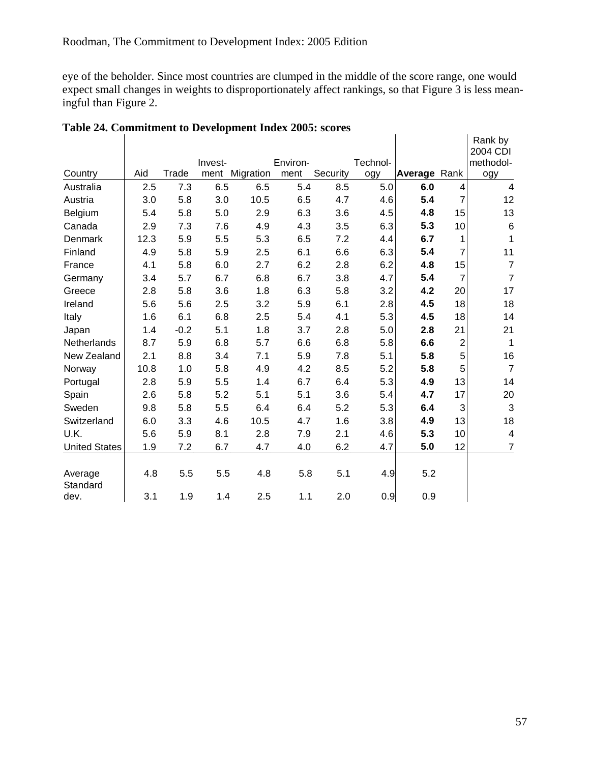eye of the beholder. Since most countries are clumped in the middle of the score range, one would expect small changes in weights to disproportionately affect rankings, so that Figure 3 is less meaningful than Figure 2.

**Table 24. Commitment to Development Index 2005: scores**

| Country | Aid | Trade | Invest-ment | Migration | Environ-ment | Security | Technol-ogy | **Average** | Rank | Rank by 2004 CDI methodol-ogy |
|---|---|---|---|---|---|---|---|---|---|---|
| Australia | 2.5 | 7.3 | 6.5 | 6.5 | 5.4 | 8.5 | 5.0 | **6.0** | 4 | 4 |
| Austria | 3.0 | 5.8 | 3.0 | 10.5 | 6.5 | 4.7 | 4.6 | **5.4** | 7 | 12 |
| Belgium | 5.4 | 5.8 | 5.0 | 2.9 | 6.3 | 3.6 | 4.5 | **4.8** | 15 | 13 |
| Canada | 2.9 | 7.3 | 7.6 | 4.9 | 4.3 | 3.5 | 6.3 | **5.3** | 10 | 6 |
| Denmark | 12.3 | 5.9 | 5.5 | 5.3 | 6.5 | 7.2 | 4.4 | **6.7** | 1 | 1 |
| Finland | 4.9 | 5.8 | 5.9 | 2.5 | 6.1 | 6.6 | 6.3 | **5.4** | 7 | 11 |
| France | 4.1 | 5.8 | 6.0 | 2.7 | 6.2 | 2.8 | 6.2 | **4.8** | 15 | 7 |
| Germany | 3.4 | 5.7 | 6.7 | 6.8 | 6.7 | 3.8 | 4.7 | **5.4** | 7 | 7 |
| Greece | 2.8 | 5.8 | 3.6 | 1.8 | 6.3 | 5.8 | 3.2 | **4.2** | 20 | 17 |
| Ireland | 5.6 | 5.6 | 2.5 | 3.2 | 5.9 | 6.1 | 2.8 | **4.5** | 18 | 18 |
| Italy | 1.6 | 6.1 | 6.8 | 2.5 | 5.4 | 4.1 | 5.3 | **4.5** | 18 | 14 |
| Japan | 1.4 | -0.2 | 5.1 | 1.8 | 3.7 | 2.8 | 5.0 | **2.8** | 21 | 21 |
| Netherlands | 8.7 | 5.9 | 6.8 | 5.7 | 6.6 | 6.8 | 5.8 | **6.6** | 2 | 1 |
| New Zealand | 2.1 | 8.8 | 3.4 | 7.1 | 5.9 | 7.8 | 5.1 | **5.8** | 5 | 16 |
| Norway | 10.8 | 1.0 | 5.8 | 4.9 | 4.2 | 8.5 | 5.2 | **5.8** | 5 | 7 |
| Portugal | 2.8 | 5.9 | 5.5 | 1.4 | 6.7 | 6.4 | 5.3 | **4.9** | 13 | 14 |
| Spain | 2.6 | 5.8 | 5.2 | 5.1 | 5.1 | 3.6 | 5.4 | **4.7** | 17 | 20 |
| Sweden | 9.8 | 5.8 | 5.5 | 6.4 | 6.4 | 5.2 | 5.3 | **6.4** | 3 | 3 |
| Switzerland | 6.0 | 3.3 | 4.6 | 10.5 | 4.7 | 1.6 | 3.8 | **4.9** | 13 | 18 |
| U.K. | 5.6 | 5.9 | 8.1 | 2.8 | 7.9 | 2.1 | 4.6 | **5.3** | 10 | 4 |
| United States | 1.9 | 7.2 | 6.7 | 4.7 | 4.0 | 6.2 | 4.7 | **5.0** | 12 | 7 |
| Average | 4.8 | 5.5 | 5.5 | 4.8 | 5.8 | 5.1 | 4.9 | 5.2 | | |
| Standard dev. | 3.1 | 1.9 | 1.4 | 2.5 | 1.1 | 2.0 | 0.9 | 0.9 | | |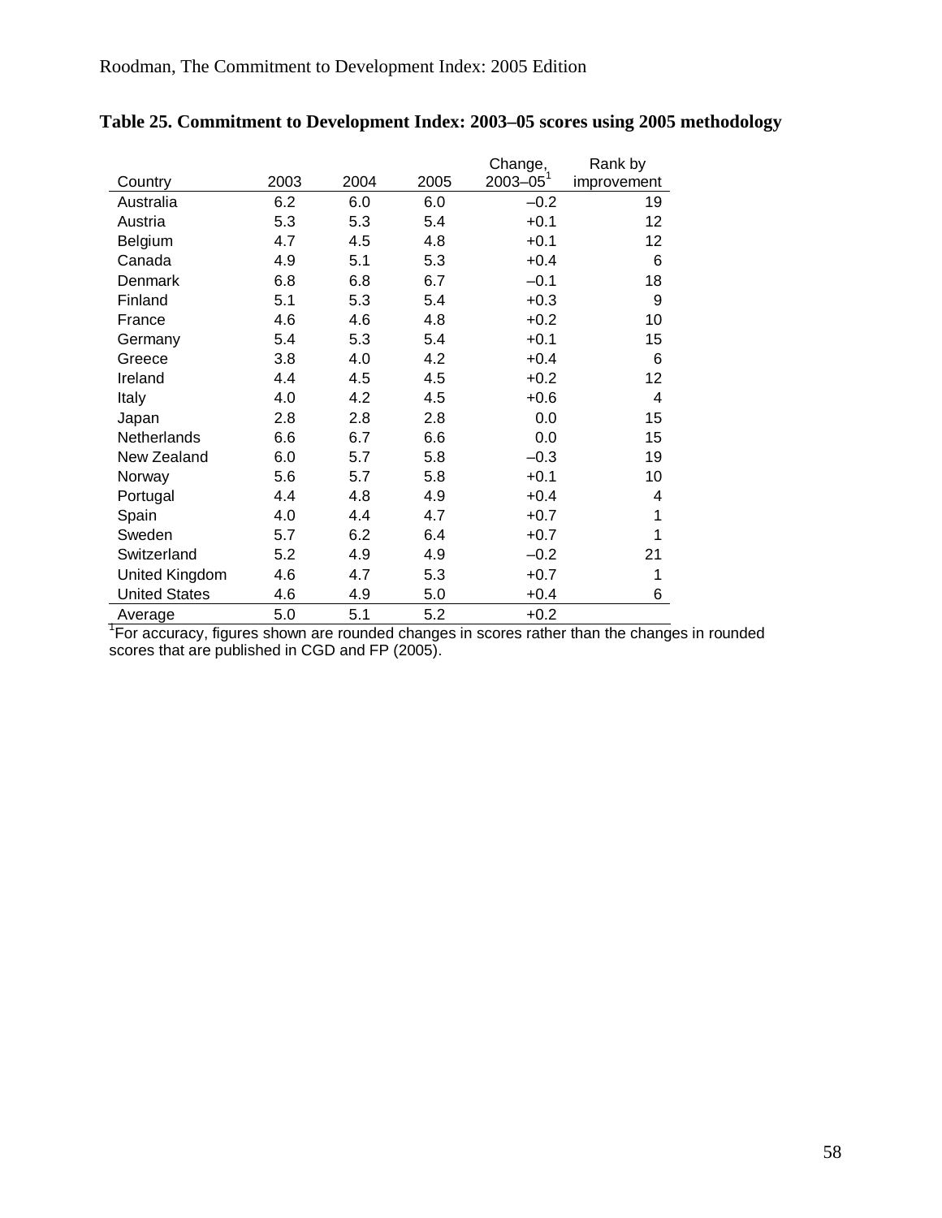**Table 25. Commitment to Development Index: 2003–05 scores using 2005 methodology**

| Country | 2003 | 2004 | 2005 | Change, 2003–05[1] | Rank by improvement |
|---|---|---|---|---|---|
| Australia | 6.2 | 6.0 | 6.0 | –0.2 | 19 |
| Austria | 5.3 | 5.3 | 5.4 | +0.1 | 12 |
| Belgium | 4.7 | 4.5 | 4.8 | +0.1 | 12 |
| Canada | 4.9 | 5.1 | 5.3 | +0.4 | 6 |
| Denmark | 6.8 | 6.8 | 6.7 | –0.1 | 18 |
| Finland | 5.1 | 5.3 | 5.4 | +0.3 | 9 |
| France | 4.6 | 4.6 | 4.8 | +0.2 | 10 |
| Germany | 5.4 | 5.3 | 5.4 | +0.1 | 15 |
| Greece | 3.8 | 4.0 | 4.2 | +0.4 | 6 |
| Ireland | 4.4 | 4.5 | 4.5 | +0.2 | 12 |
| Italy | 4.0 | 4.2 | 4.5 | +0.6 | 4 |
| Japan | 2.8 | 2.8 | 2.8 | 0.0 | 15 |
| Netherlands | 6.6 | 6.7 | 6.6 | 0.0 | 15 |
| New Zealand | 6.0 | 5.7 | 5.8 | –0.3 | 19 |
| Norway | 5.6 | 5.7 | 5.8 | +0.1 | 10 |
| Portugal | 4.4 | 4.8 | 4.9 | +0.4 | 4 |
| Spain | 4.0 | 4.4 | 4.7 | +0.7 | 1 |
| Sweden | 5.7 | 6.2 | 6.4 | +0.7 | 1 |
| Switzerland | 5.2 | 4.9 | 4.9 | –0.2 | 21 |
| United Kingdom | 4.6 | 4.7 | 5.3 | +0.7 | 1 |
| United States | 4.6 | 4.9 | 5.0 | +0.4 | 6 |
| Average | 5.0 | 5.1 | 5.2 | +0.2 | |

[1]For accuracy, figures shown are rounded changes in scores rather than the changes in rounded scores that are published in CGD and FP (2005).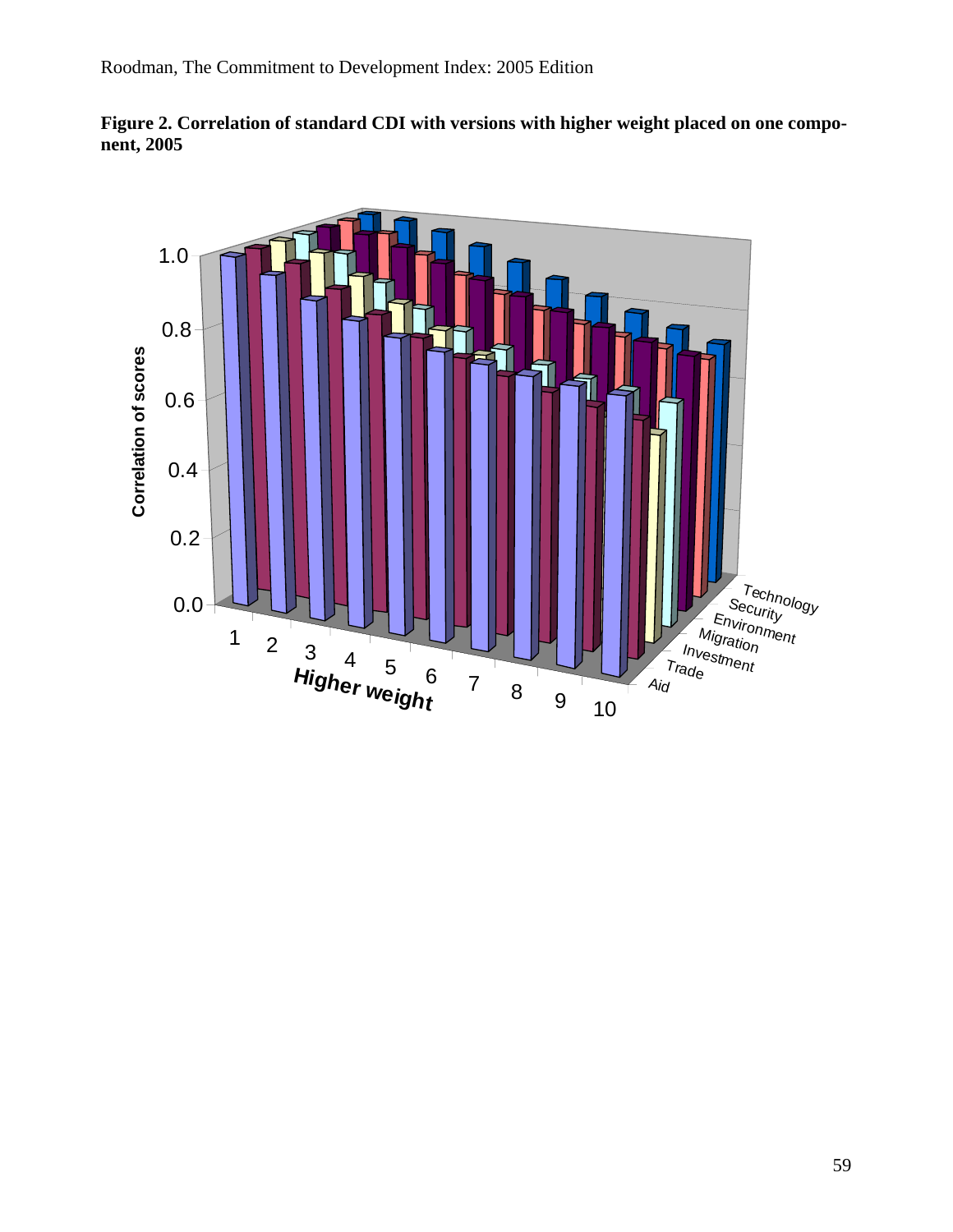**Figure 2. Correlation of standard CDI with versions with higher weight placed on one component, 2005**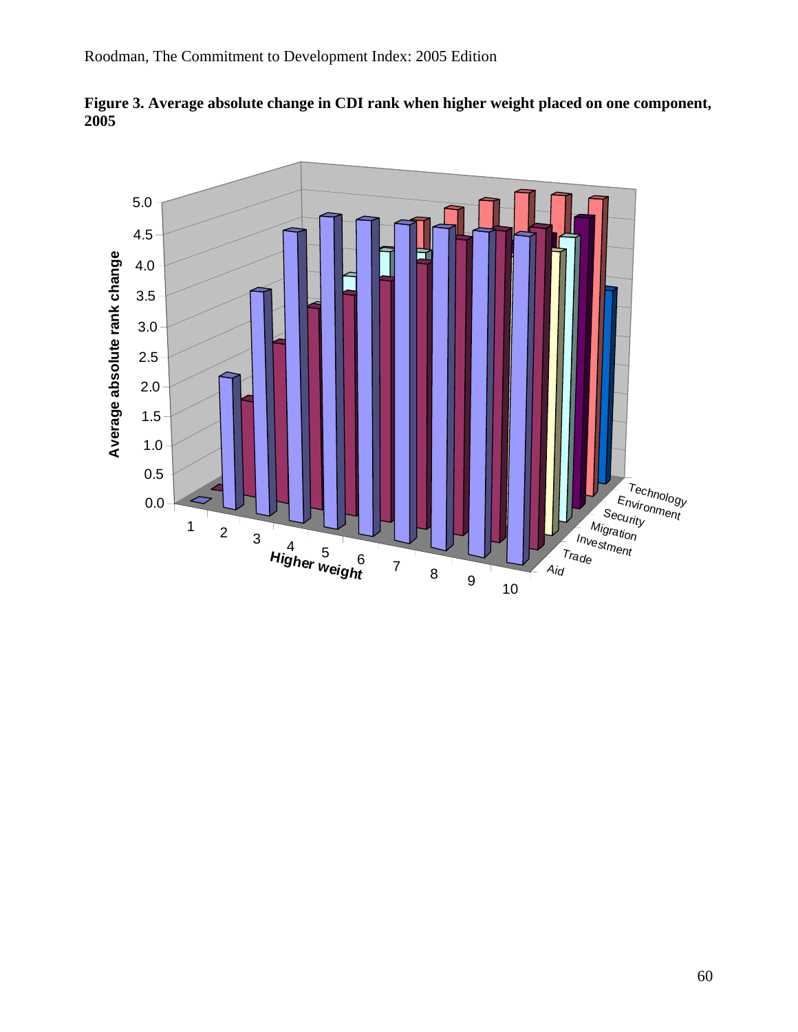**Figure 3. Average absolute change in CDI rank when higher weight placed on one component, 2005**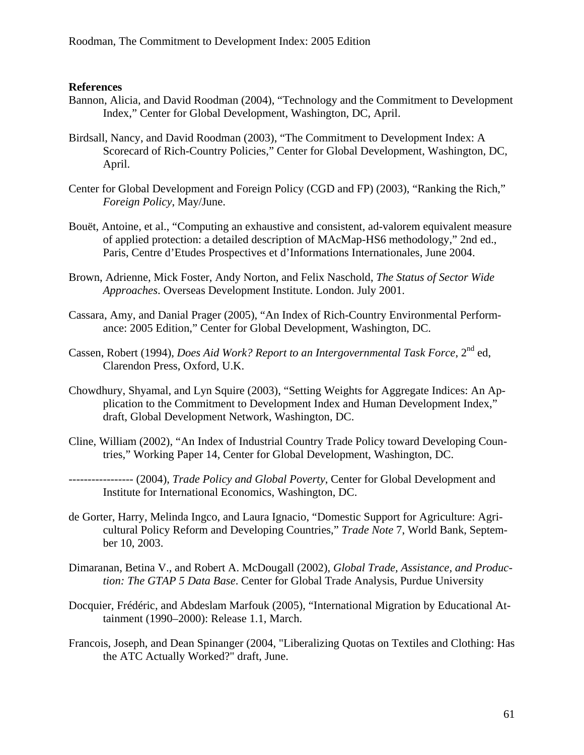**References**

Bannon, Alicia, and David Roodman (2004), "Technology and the Commitment to Development Index," Center for Global Development, Washington, DC, April.

Birdsall, Nancy, and David Roodman (2003), "The Commitment to Development Index: A Scorecard of Rich-Country Policies," Center for Global Development, Washington, DC, April.

Center for Global Development and Foreign Policy (CGD and FP) (2003), "Ranking the Rich," *Foreign Policy*, May/June.

Bouët, Antoine, et al., "Computing an exhaustive and consistent, ad-valorem equivalent measure of applied protection: a detailed description of MAcMap-HS6 methodology," 2nd ed., Paris, Centre d'Etudes Prospectives et d'Informations Internationales, June 2004.

Brown, Adrienne, Mick Foster, Andy Norton, and Felix Naschold, *The Status of Sector Wide Approaches*. Overseas Development Institute. London. July 2001.

Cassara, Amy, and Danial Prager (2005), "An Index of Rich-Country Environmental Performance: 2005 Edition," Center for Global Development, Washington, DC.

Cassen, Robert (1994), *Does Aid Work? Report to an Intergovernmental Task Force*, 2nd ed, Clarendon Press, Oxford, U.K.

Chowdhury, Shyamal, and Lyn Squire (2003), "Setting Weights for Aggregate Indices: An Application to the Commitment to Development Index and Human Development Index," draft, Global Development Network, Washington, DC.

Cline, William (2002), "An Index of Industrial Country Trade Policy toward Developing Countries," Working Paper 14, Center for Global Development, Washington, DC.

----------------- (2004), *Trade Policy and Global Poverty*, Center for Global Development and Institute for International Economics, Washington, DC.

de Gorter, Harry, Melinda Ingco, and Laura Ignacio, "Domestic Support for Agriculture: Agricultural Policy Reform and Developing Countries," *Trade Note* 7, World Bank, September 10, 2003.

Dimaranan, Betina V., and Robert A. McDougall (2002), *Global Trade, Assistance, and Production: The GTAP 5 Data Base*. Center for Global Trade Analysis, Purdue University

Docquier, Frédéric, and Abdeslam Marfouk (2005), "International Migration by Educational Attainment (1990–2000): Release 1.1, March.

Francois, Joseph, and Dean Spinanger (2004, "Liberalizing Quotas on Textiles and Clothing: Has the ATC Actually Worked?" draft, June.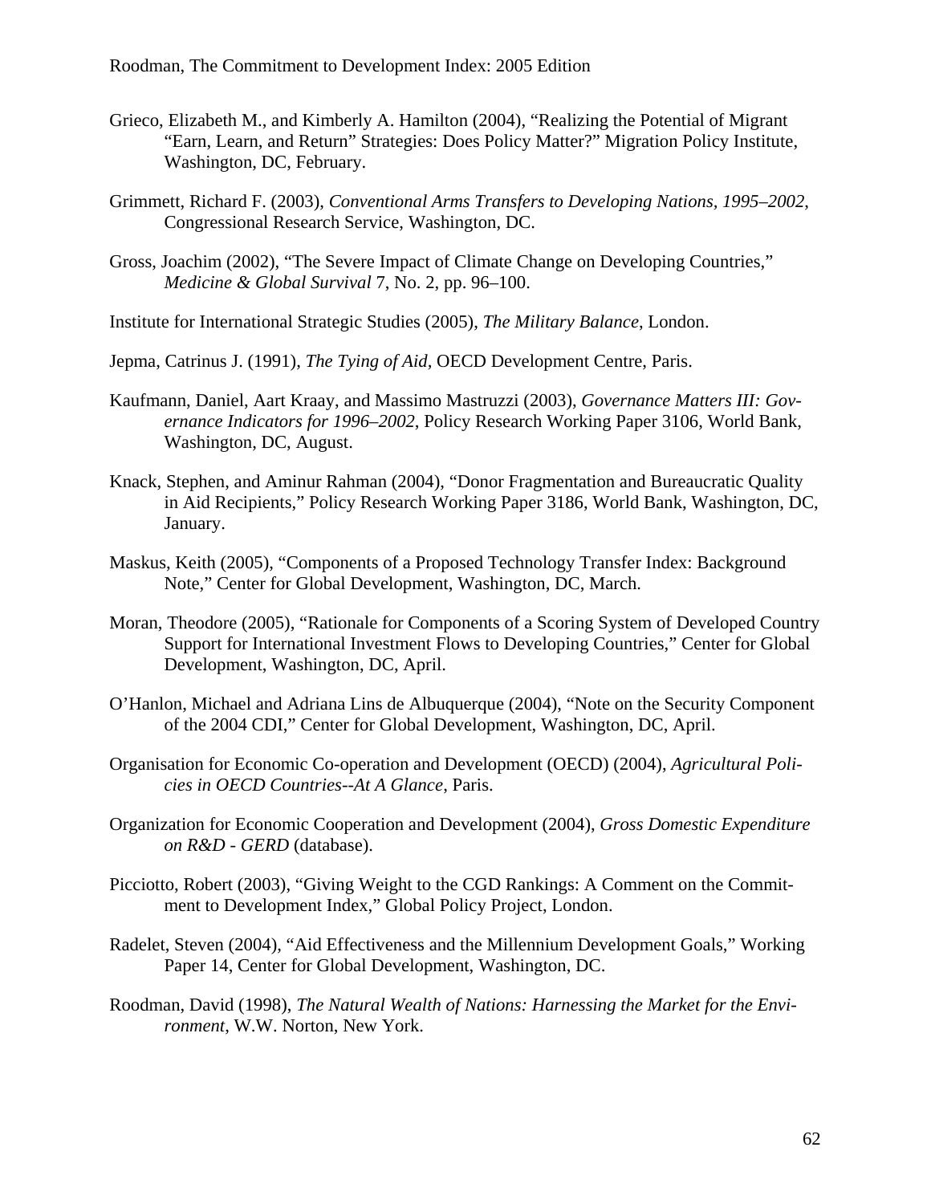Grieco, Elizabeth M., and Kimberly A. Hamilton (2004), "Realizing the Potential of Migrant "Earn, Learn, and Return" Strategies: Does Policy Matter?" Migration Policy Institute, Washington, DC, February.

Grimmett, Richard F. (2003), *Conventional Arms Transfers to Developing Nations, 1995–2002*, Congressional Research Service, Washington, DC.

Gross, Joachim (2002), "The Severe Impact of Climate Change on Developing Countries," *Medicine & Global Survival* 7, No. 2, pp. 96–100.

Institute for International Strategic Studies (2005), *The Military Balance*, London.

Jepma, Catrinus J. (1991), *The Tying of Aid*, OECD Development Centre, Paris.

Kaufmann, Daniel, Aart Kraay, and Massimo Mastruzzi (2003), *Governance Matters III: Governance Indicators for 1996–2002*, Policy Research Working Paper 3106, World Bank, Washington, DC, August.

Knack, Stephen, and Aminur Rahman (2004), "Donor Fragmentation and Bureaucratic Quality in Aid Recipients," Policy Research Working Paper 3186, World Bank, Washington, DC, January.

Maskus, Keith (2005), "Components of a Proposed Technology Transfer Index: Background Note," Center for Global Development, Washington, DC, March.

Moran, Theodore (2005), "Rationale for Components of a Scoring System of Developed Country Support for International Investment Flows to Developing Countries," Center for Global Development, Washington, DC, April.

O'Hanlon, Michael and Adriana Lins de Albuquerque (2004), "Note on the Security Component of the 2004 CDI," Center for Global Development, Washington, DC, April.

Organisation for Economic Co-operation and Development (OECD) (2004), *Agricultural Policies in OECD Countries--At A Glance*, Paris.

Organization for Economic Cooperation and Development (2004), *Gross Domestic Expenditure on R&D - GERD* (database).

Picciotto, Robert (2003), "Giving Weight to the CGD Rankings: A Comment on the Commitment to Development Index," Global Policy Project, London.

Radelet, Steven (2004), "Aid Effectiveness and the Millennium Development Goals," Working Paper 14, Center for Global Development, Washington, DC.

Roodman, David (1998), *The Natural Wealth of Nations: Harnessing the Market for the Environment*, W.W. Norton, New York.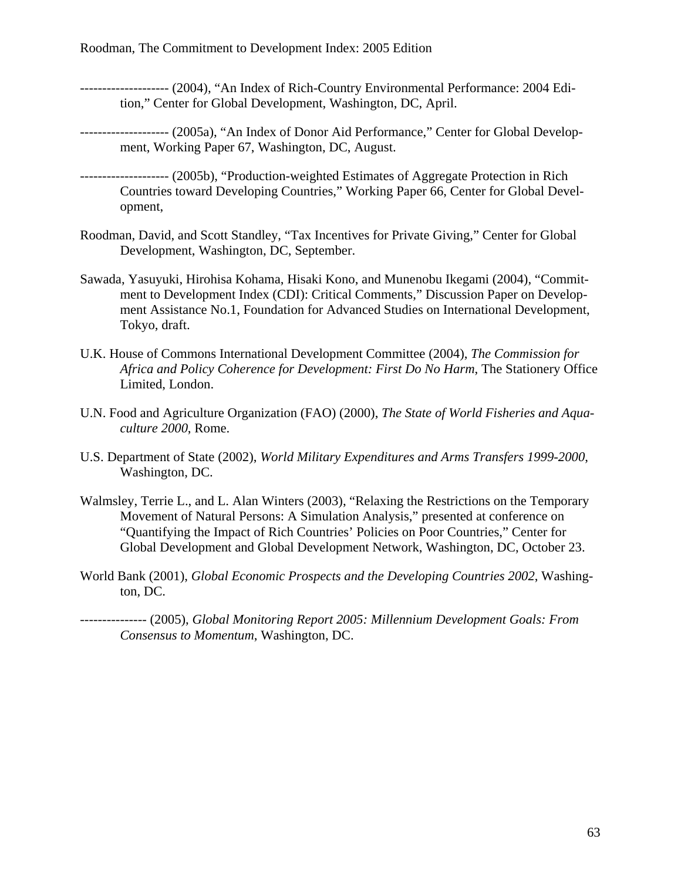-------------------- (2004), "An Index of Rich-Country Environmental Performance: 2004 Edition," Center for Global Development, Washington, DC, April.

-------------------- (2005a), "An Index of Donor Aid Performance," Center for Global Development, Working Paper 67, Washington, DC, August.

-------------------- (2005b), "Production-weighted Estimates of Aggregate Protection in Rich Countries toward Developing Countries," Working Paper 66, Center for Global Development,

Roodman, David, and Scott Standley, "Tax Incentives for Private Giving," Center for Global Development, Washington, DC, September.

Sawada, Yasuyuki, Hirohisa Kohama, Hisaki Kono, and Munenobu Ikegami (2004), "Commitment to Development Index (CDI): Critical Comments," Discussion Paper on Development Assistance No.1, Foundation for Advanced Studies on International Development, Tokyo, draft.

U.K. House of Commons International Development Committee (2004), *The Commission for Africa and Policy Coherence for Development: First Do No Harm*, The Stationery Office Limited, London.

U.N. Food and Agriculture Organization (FAO) (2000), *The State of World Fisheries and Aquaculture 2000*, Rome.

U.S. Department of State (2002), *World Military Expenditures and Arms Transfers 1999-2000*, Washington, DC.

Walmsley, Terrie L., and L. Alan Winters (2003), "Relaxing the Restrictions on the Temporary Movement of Natural Persons: A Simulation Analysis," presented at conference on "Quantifying the Impact of Rich Countries' Policies on Poor Countries," Center for Global Development and Global Development Network, Washington, DC, October 23.

World Bank (2001), *Global Economic Prospects and the Developing Countries 2002*, Washington, DC.

--------------- (2005), *Global Monitoring Report 2005: Millennium Development Goals: From Consensus to Momentum*, Washington, DC.